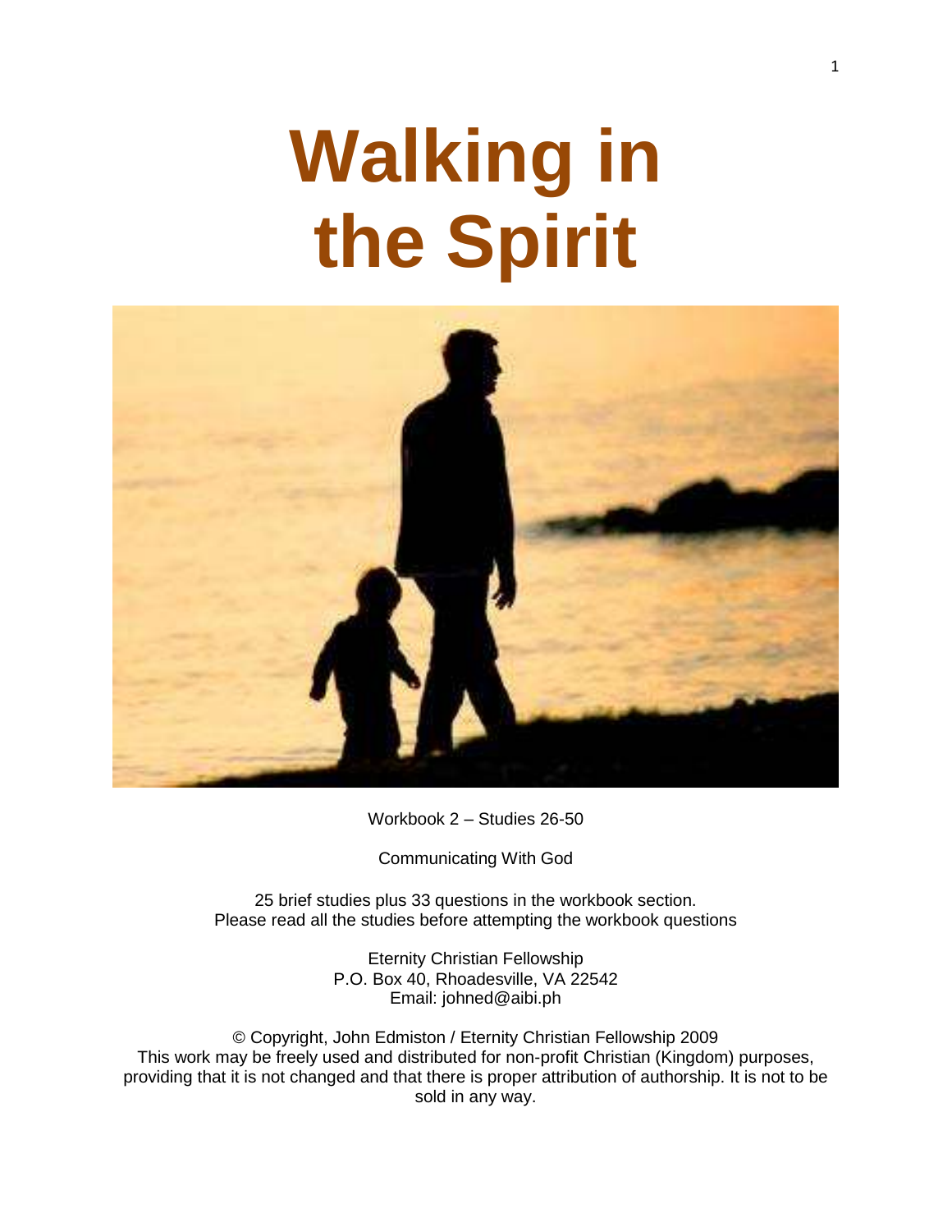# Walking in the Spirit

Workbook 2 – Studies 26-50

Communicating With God

25 brief studies plus 33 questions in the workbook section.
Please read all the studies before attempting the workbook questions

Eternity Christian Fellowship
P.O. Box 40, Rhoadesville, VA 22542
Email: johned@aibi.ph

© Copyright, John Edmiston / Eternity Christian Fellowship 2009
This work may be freely used and distributed for non-profit Christian (Kingdom) purposes, providing that it is not changed and that there is proper attribution of authorship. It is not to be sold in any way.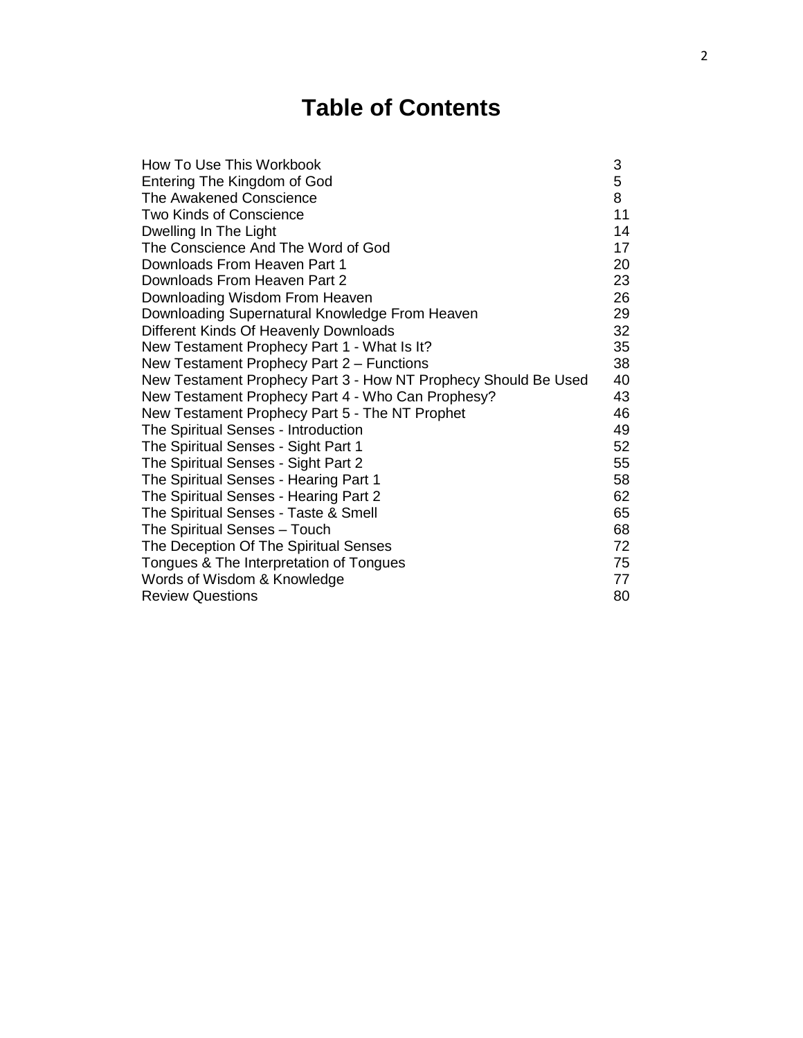# Table of Contents

| | |
|---|---|
| How To Use This Workbook | 3 |
| Entering The Kingdom of God | 5 |
| The Awakened Conscience | 8 |
| Two Kinds of Conscience | 11 |
| Dwelling In The Light | 14 |
| The Conscience And The Word of God | 17 |
| Downloads From Heaven Part 1 | 20 |
| Downloads From Heaven Part 2 | 23 |
| Downloading Wisdom From Heaven | 26 |
| Downloading Supernatural Knowledge From Heaven | 29 |
| Different Kinds Of Heavenly Downloads | 32 |
| New Testament Prophecy Part 1 - What Is It? | 35 |
| New Testament Prophecy Part 2 – Functions | 38 |
| New Testament Prophecy Part 3 - How NT Prophecy Should Be Used | 40 |
| New Testament Prophecy Part 4 - Who Can Prophesy? | 43 |
| New Testament Prophecy Part 5 - The NT Prophet | 46 |
| The Spiritual Senses - Introduction | 49 |
| The Spiritual Senses - Sight Part 1 | 52 |
| The Spiritual Senses - Sight Part 2 | 55 |
| The Spiritual Senses - Hearing Part 1 | 58 |
| The Spiritual Senses - Hearing Part 2 | 62 |
| The Spiritual Senses - Taste & Smell | 65 |
| The Spiritual Senses – Touch | 68 |
| The Deception Of The Spiritual Senses | 72 |
| Tongues & The Interpretation of Tongues | 75 |
| Words of Wisdom & Knowledge | 77 |
| Review Questions | 80 |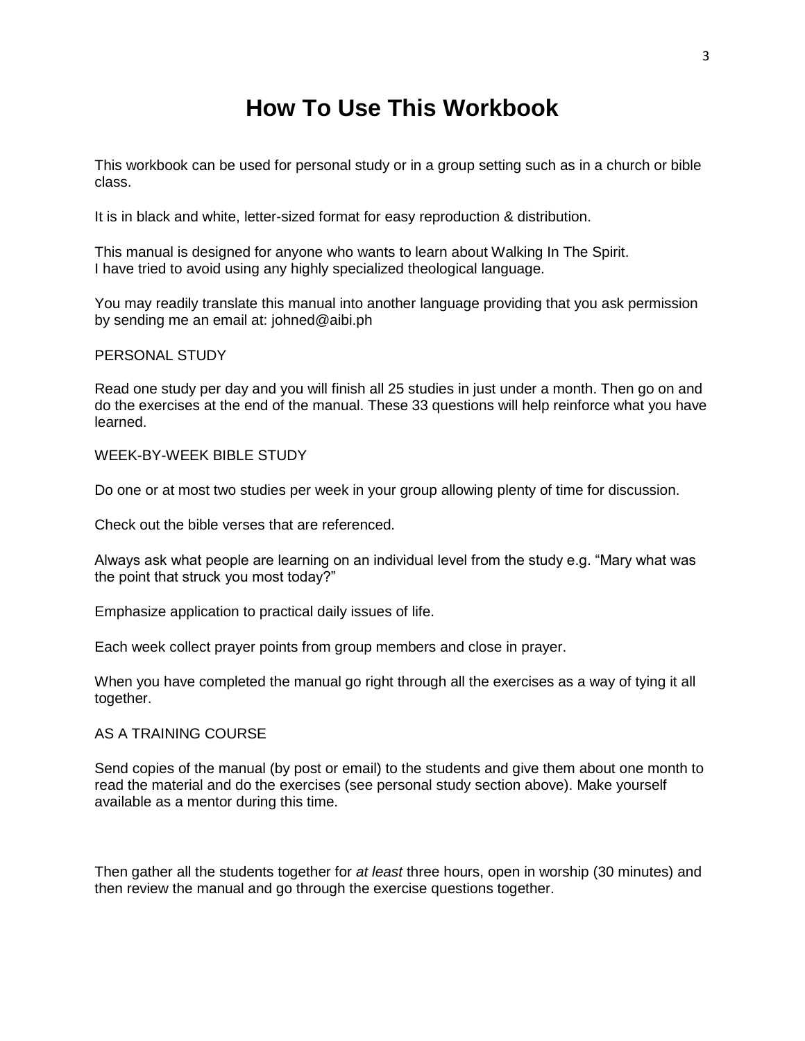# How To Use This Workbook

This workbook can be used for personal study or in a group setting such as in a church or bible class.

It is in black and white, letter-sized format for easy reproduction & distribution.

This manual is designed for anyone who wants to learn about Walking In The Spirit.
I have tried to avoid using any highly specialized theological language.

You may readily translate this manual into another language providing that you ask permission by sending me an email at: johned@aibi.ph

PERSONAL STUDY

Read one study per day and you will finish all 25 studies in just under a month. Then go on and do the exercises at the end of the manual. These 33 questions will help reinforce what you have learned.

WEEK-BY-WEEK BIBLE STUDY

Do one or at most two studies per week in your group allowing plenty of time for discussion.

Check out the bible verses that are referenced.

Always ask what people are learning on an individual level from the study e.g. "Mary what was the point that struck you most today?"

Emphasize application to practical daily issues of life.

Each week collect prayer points from group members and close in prayer.

When you have completed the manual go right through all the exercises as a way of tying it all together.

AS A TRAINING COURSE

Send copies of the manual (by post or email) to the students and give them about one month to read the material and do the exercises (see personal study section above). Make yourself available as a mentor during this time.

Then gather all the students together for *at least* three hours, open in worship (30 minutes) and then review the manual and go through the exercise questions together.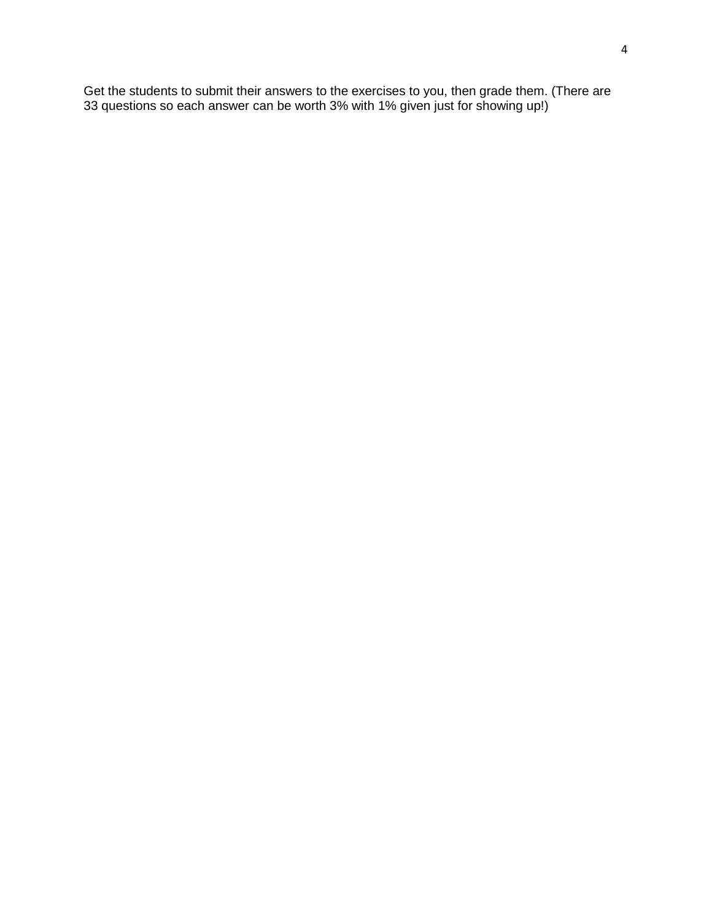Get the students to submit their answers to the exercises to you, then grade them. (There are 33 questions so each answer can be worth 3% with 1% given just for showing up!)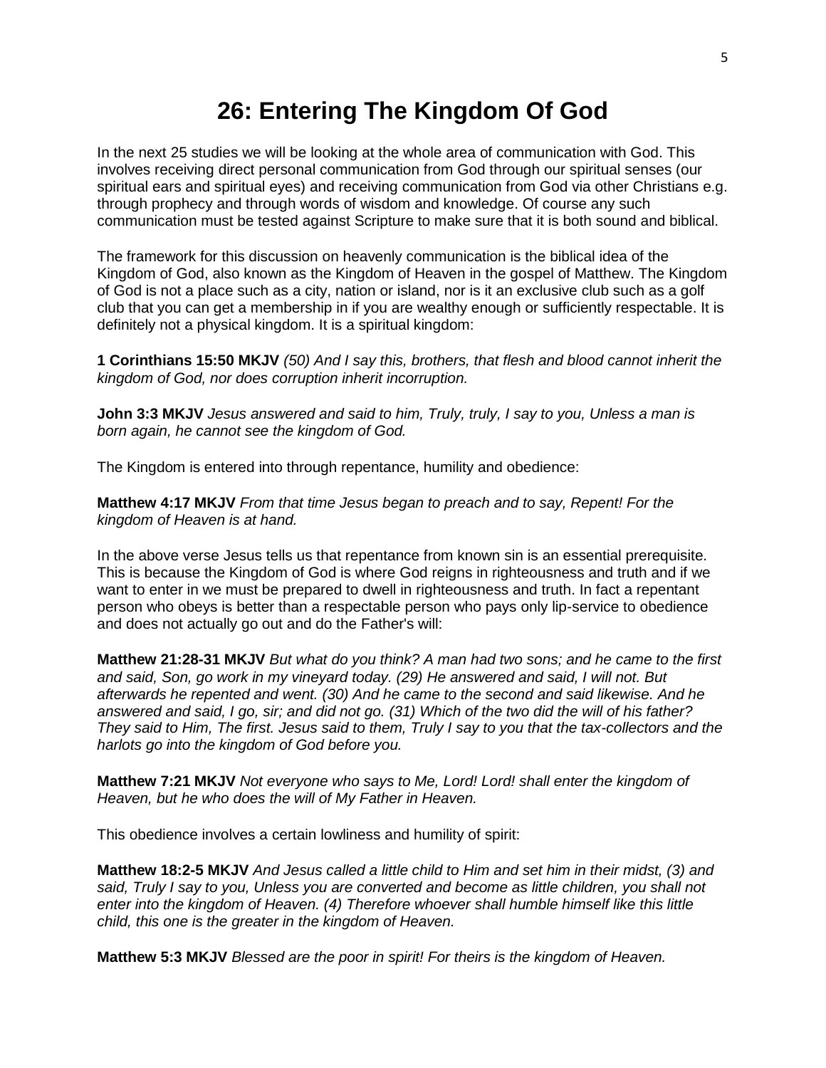# 26: Entering The Kingdom Of God

In the next 25 studies we will be looking at the whole area of communication with God. This involves receiving direct personal communication from God through our spiritual senses (our spiritual ears and spiritual eyes) and receiving communication from God via other Christians e.g. through prophecy and through words of wisdom and knowledge. Of course any such communication must be tested against Scripture to make sure that it is both sound and biblical.

The framework for this discussion on heavenly communication is the biblical idea of the Kingdom of God, also known as the Kingdom of Heaven in the gospel of Matthew. The Kingdom of God is not a place such as a city, nation or island, nor is it an exclusive club such as a golf club that you can get a membership in if you are wealthy enough or sufficiently respectable. It is definitely not a physical kingdom. It is a spiritual kingdom:

**1 Corinthians 15:50 MKJV** *(50) And I say this, brothers, that flesh and blood cannot inherit the kingdom of God, nor does corruption inherit incorruption.*

**John 3:3 MKJV** *Jesus answered and said to him, Truly, truly, I say to you, Unless a man is born again, he cannot see the kingdom of God.*

The Kingdom is entered into through repentance, humility and obedience:

**Matthew 4:17 MKJV** *From that time Jesus began to preach and to say, Repent! For the kingdom of Heaven is at hand.*

In the above verse Jesus tells us that repentance from known sin is an essential prerequisite. This is because the Kingdom of God is where God reigns in righteousness and truth and if we want to enter in we must be prepared to dwell in righteousness and truth. In fact a repentant person who obeys is better than a respectable person who pays only lip-service to obedience and does not actually go out and do the Father's will:

**Matthew 21:28-31 MKJV** *But what do you think? A man had two sons; and he came to the first and said, Son, go work in my vineyard today. (29) He answered and said, I will not. But afterwards he repented and went. (30) And he came to the second and said likewise. And he answered and said, I go, sir; and did not go. (31) Which of the two did the will of his father? They said to Him, The first. Jesus said to them, Truly I say to you that the tax-collectors and the harlots go into the kingdom of God before you.*

**Matthew 7:21 MKJV** *Not everyone who says to Me, Lord! Lord! shall enter the kingdom of Heaven, but he who does the will of My Father in Heaven.*

This obedience involves a certain lowliness and humility of spirit:

**Matthew 18:2-5 MKJV** *And Jesus called a little child to Him and set him in their midst, (3) and said, Truly I say to you, Unless you are converted and become as little children, you shall not enter into the kingdom of Heaven. (4) Therefore whoever shall humble himself like this little child, this one is the greater in the kingdom of Heaven.*

**Matthew 5:3 MKJV** *Blessed are the poor in spirit! For theirs is the kingdom of Heaven.*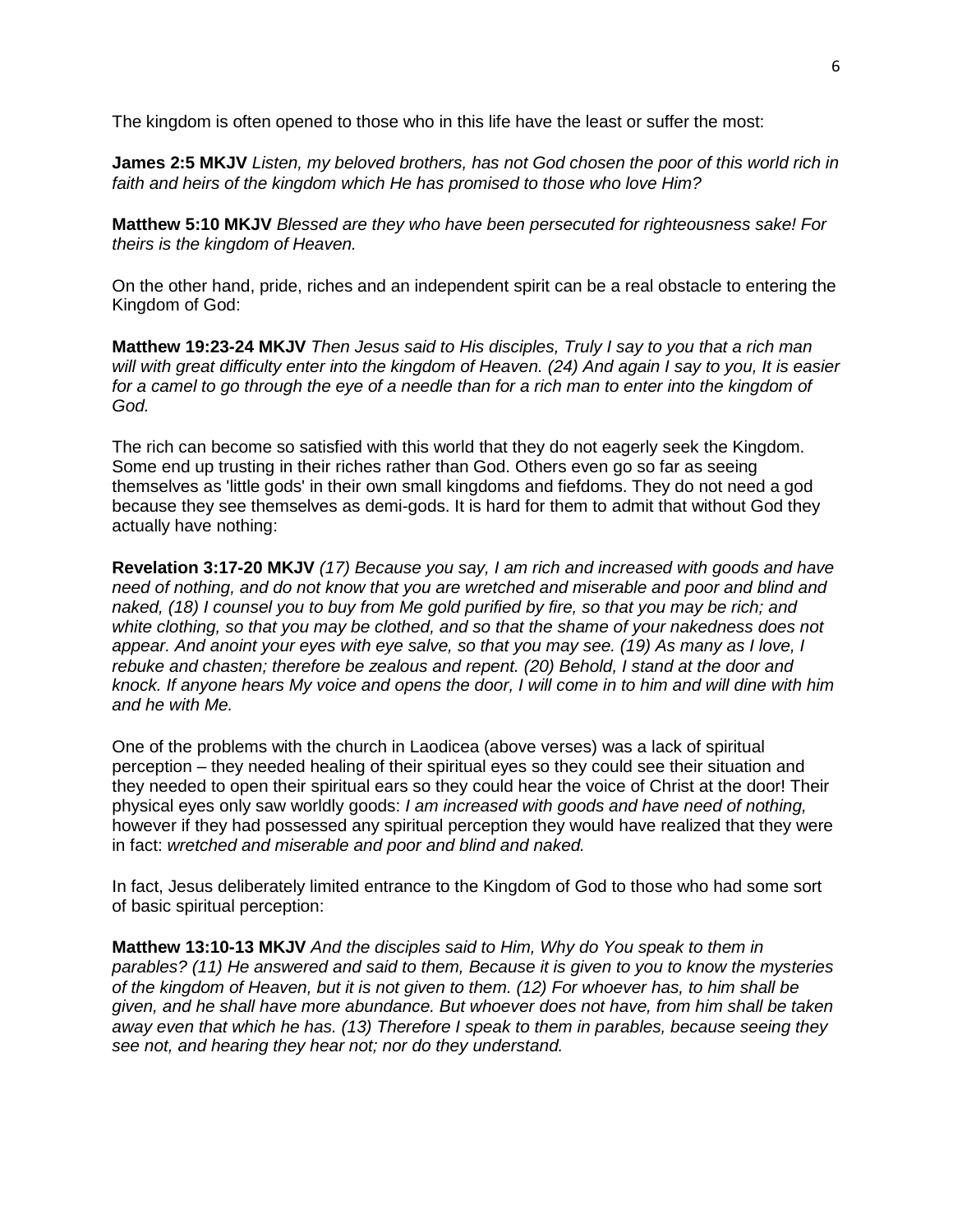The kingdom is often opened to those who in this life have the least or suffer the most:

**James 2:5 MKJV** *Listen, my beloved brothers, has not God chosen the poor of this world rich in faith and heirs of the kingdom which He has promised to those who love Him?*

**Matthew 5:10 MKJV** *Blessed are they who have been persecuted for righteousness sake! For theirs is the kingdom of Heaven.*

On the other hand, pride, riches and an independent spirit can be a real obstacle to entering the Kingdom of God:

**Matthew 19:23-24 MKJV** *Then Jesus said to His disciples, Truly I say to you that a rich man will with great difficulty enter into the kingdom of Heaven. (24) And again I say to you, It is easier for a camel to go through the eye of a needle than for a rich man to enter into the kingdom of God.*

The rich can become so satisfied with this world that they do not eagerly seek the Kingdom. Some end up trusting in their riches rather than God. Others even go so far as seeing themselves as 'little gods' in their own small kingdoms and fiefdoms. They do not need a god because they see themselves as demi-gods. It is hard for them to admit that without God they actually have nothing:

**Revelation 3:17-20 MKJV** *(17) Because you say, I am rich and increased with goods and have need of nothing, and do not know that you are wretched and miserable and poor and blind and naked, (18) I counsel you to buy from Me gold purified by fire, so that you may be rich; and white clothing, so that you may be clothed, and so that the shame of your nakedness does not appear. And anoint your eyes with eye salve, so that you may see. (19) As many as I love, I rebuke and chasten; therefore be zealous and repent. (20) Behold, I stand at the door and knock. If anyone hears My voice and opens the door, I will come in to him and will dine with him and he with Me.*

One of the problems with the church in Laodicea (above verses) was a lack of spiritual perception – they needed healing of their spiritual eyes so they could see their situation and they needed to open their spiritual ears so they could hear the voice of Christ at the door! Their physical eyes only saw worldly goods: *I am increased with goods and have need of nothing,* however if they had possessed any spiritual perception they would have realized that they were in fact: *wretched and miserable and poor and blind and naked.*

In fact, Jesus deliberately limited entrance to the Kingdom of God to those who had some sort of basic spiritual perception:

**Matthew 13:10-13 MKJV** *And the disciples said to Him, Why do You speak to them in parables? (11) He answered and said to them, Because it is given to you to know the mysteries of the kingdom of Heaven, but it is not given to them. (12) For whoever has, to him shall be given, and he shall have more abundance. But whoever does not have, from him shall be taken away even that which he has. (13) Therefore I speak to them in parables, because seeing they see not, and hearing they hear not; nor do they understand.*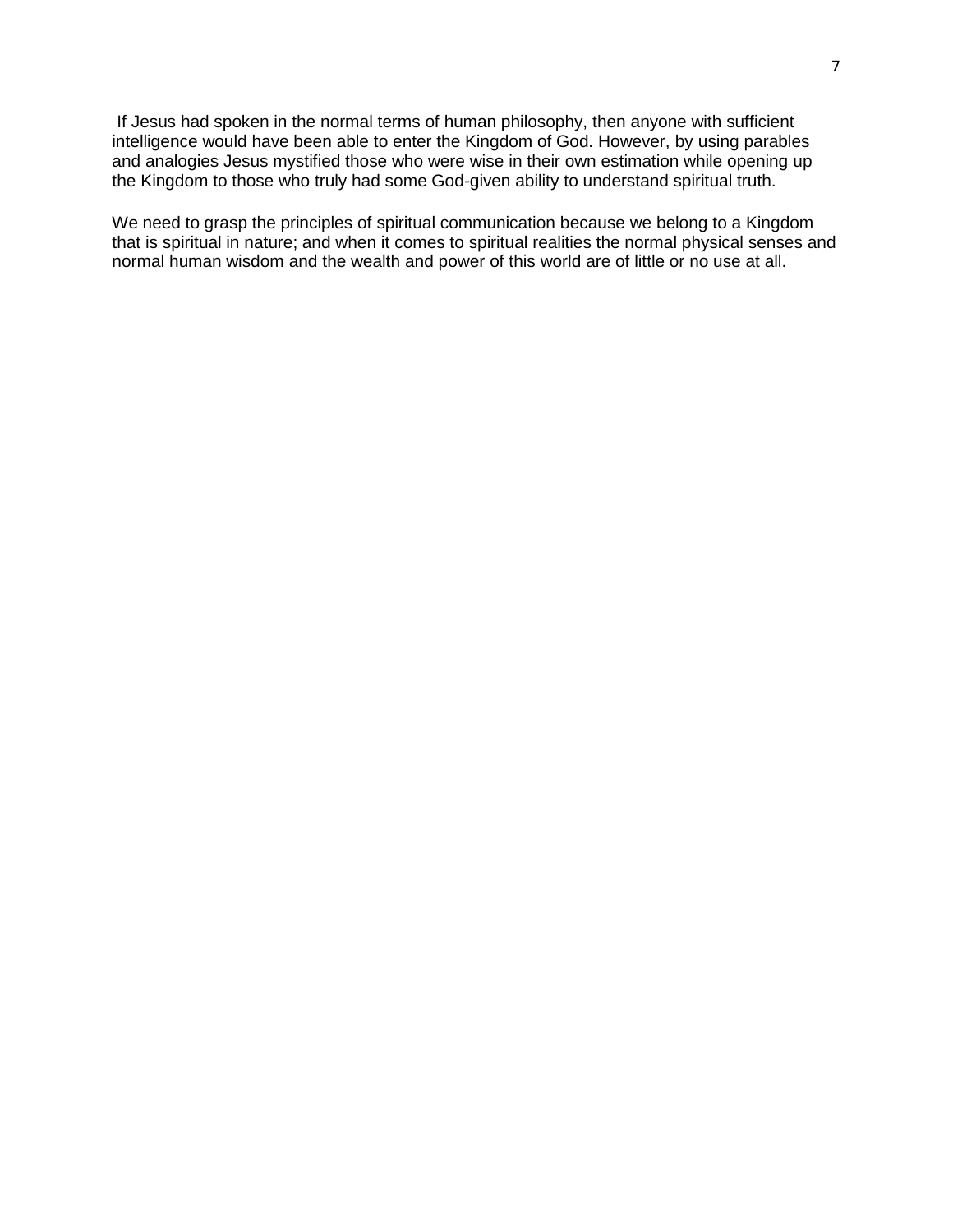If Jesus had spoken in the normal terms of human philosophy, then anyone with sufficient intelligence would have been able to enter the Kingdom of God. However, by using parables and analogies Jesus mystified those who were wise in their own estimation while opening up the Kingdom to those who truly had some God-given ability to understand spiritual truth.

We need to grasp the principles of spiritual communication because we belong to a Kingdom that is spiritual in nature; and when it comes to spiritual realities the normal physical senses and normal human wisdom and the wealth and power of this world are of little or no use at all.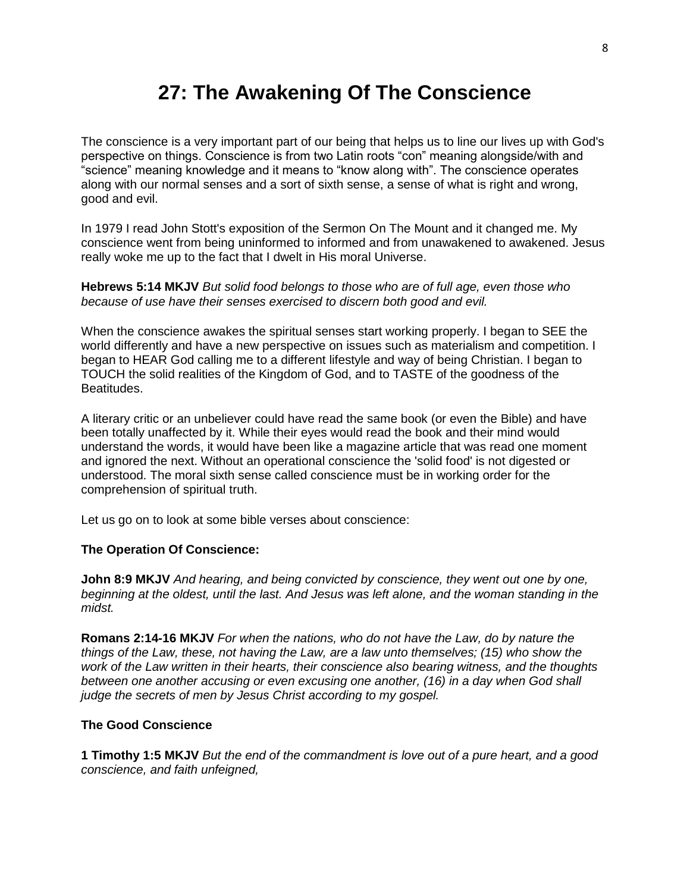# 27: The Awakening Of The Conscience

The conscience is a very important part of our being that helps us to line our lives up with God's perspective on things. Conscience is from two Latin roots "con" meaning alongside/with and "science" meaning knowledge and it means to "know along with". The conscience operates along with our normal senses and a sort of sixth sense, a sense of what is right and wrong, good and evil.

In 1979 I read John Stott's exposition of the Sermon On The Mount and it changed me. My conscience went from being uninformed to informed and from unawakened to awakened. Jesus really woke me up to the fact that I dwelt in His moral Universe.

**Hebrews 5:14 MKJV** *But solid food belongs to those who are of full age, even those who because of use have their senses exercised to discern both good and evil.*

When the conscience awakes the spiritual senses start working properly. I began to SEE the world differently and have a new perspective on issues such as materialism and competition. I began to HEAR God calling me to a different lifestyle and way of being Christian. I began to TOUCH the solid realities of the Kingdom of God, and to TASTE of the goodness of the Beatitudes.

A literary critic or an unbeliever could have read the same book (or even the Bible) and have been totally unaffected by it. While their eyes would read the book and their mind would understand the words, it would have been like a magazine article that was read one moment and ignored the next. Without an operational conscience the 'solid food' is not digested or understood. The moral sixth sense called conscience must be in working order for the comprehension of spiritual truth.

Let us go on to look at some bible verses about conscience:

**The Operation Of Conscience:**

**John 8:9 MKJV** *And hearing, and being convicted by conscience, they went out one by one, beginning at the oldest, until the last. And Jesus was left alone, and the woman standing in the midst.*

**Romans 2:14-16 MKJV** *For when the nations, who do not have the Law, do by nature the things of the Law, these, not having the Law, are a law unto themselves; (15) who show the work of the Law written in their hearts, their conscience also bearing witness, and the thoughts between one another accusing or even excusing one another, (16) in a day when God shall judge the secrets of men by Jesus Christ according to my gospel.*

**The Good Conscience**

**1 Timothy 1:5 MKJV** *But the end of the commandment is love out of a pure heart, and a good conscience, and faith unfeigned,*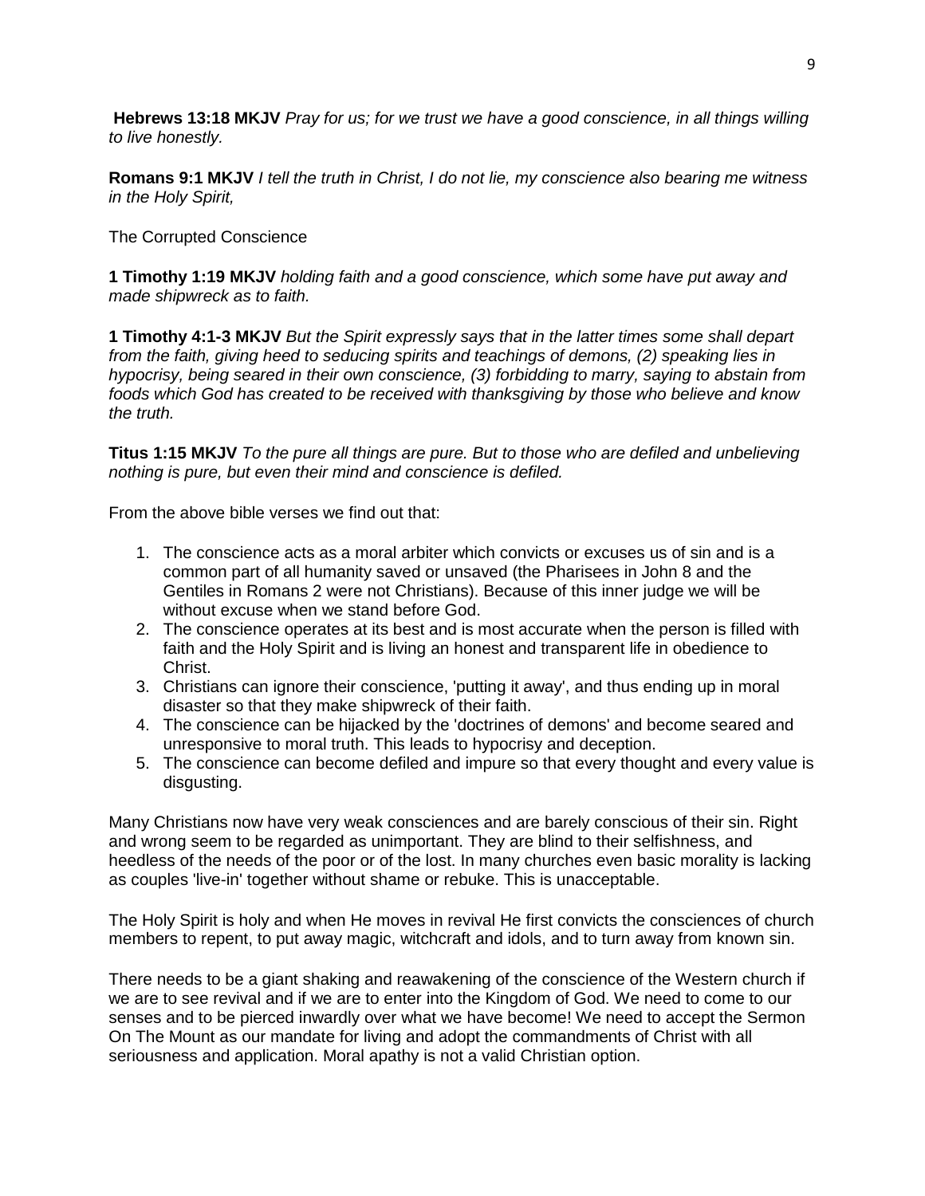**Hebrews 13:18 MKJV** *Pray for us; for we trust we have a good conscience, in all things willing to live honestly.*

**Romans 9:1 MKJV** *I tell the truth in Christ, I do not lie, my conscience also bearing me witness in the Holy Spirit,*

The Corrupted Conscience

**1 Timothy 1:19 MKJV** *holding faith and a good conscience, which some have put away and made shipwreck as to faith.*

**1 Timothy 4:1-3 MKJV** *But the Spirit expressly says that in the latter times some shall depart from the faith, giving heed to seducing spirits and teachings of demons, (2) speaking lies in hypocrisy, being seared in their own conscience, (3) forbidding to marry, saying to abstain from foods which God has created to be received with thanksgiving by those who believe and know the truth.*

**Titus 1:15 MKJV** *To the pure all things are pure. But to those who are defiled and unbelieving nothing is pure, but even their mind and conscience is defiled.*

From the above bible verses we find out that:

1. The conscience acts as a moral arbiter which convicts or excuses us of sin and is a common part of all humanity saved or unsaved (the Pharisees in John 8 and the Gentiles in Romans 2 were not Christians). Because of this inner judge we will be without excuse when we stand before God.
2. The conscience operates at its best and is most accurate when the person is filled with faith and the Holy Spirit and is living an honest and transparent life in obedience to Christ.
3. Christians can ignore their conscience, 'putting it away', and thus ending up in moral disaster so that they make shipwreck of their faith.
4. The conscience can be hijacked by the 'doctrines of demons' and become seared and unresponsive to moral truth. This leads to hypocrisy and deception.
5. The conscience can become defiled and impure so that every thought and every value is disgusting.

Many Christians now have very weak consciences and are barely conscious of their sin. Right and wrong seem to be regarded as unimportant. They are blind to their selfishness, and heedless of the needs of the poor or of the lost. In many churches even basic morality is lacking as couples 'live-in' together without shame or rebuke. This is unacceptable.

The Holy Spirit is holy and when He moves in revival He first convicts the consciences of church members to repent, to put away magic, witchcraft and idols, and to turn away from known sin.

There needs to be a giant shaking and reawakening of the conscience of the Western church if we are to see revival and if we are to enter into the Kingdom of God. We need to come to our senses and to be pierced inwardly over what we have become! We need to accept the Sermon On The Mount as our mandate for living and adopt the commandments of Christ with all seriousness and application. Moral apathy is not a valid Christian option.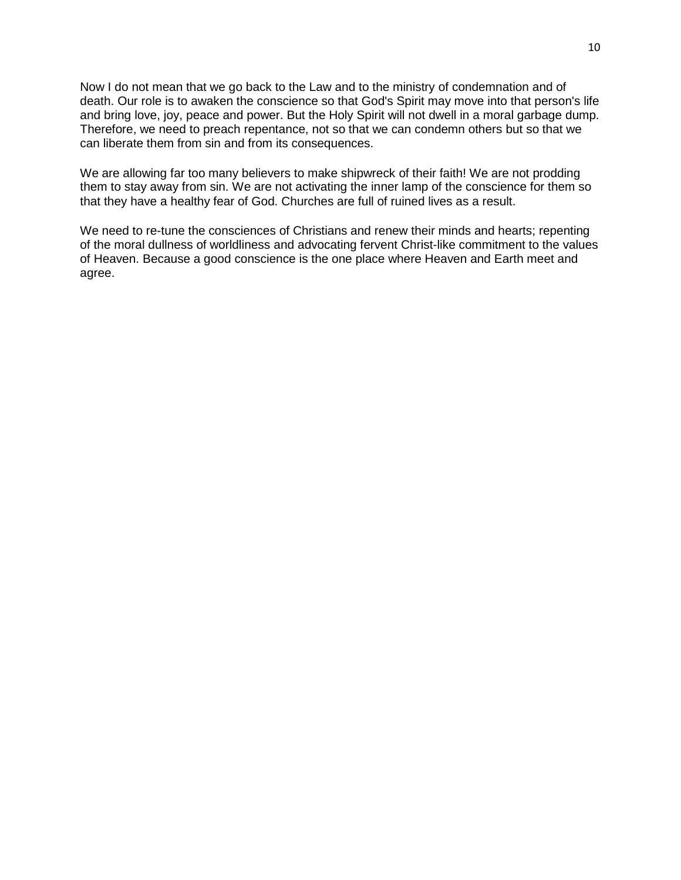Now I do not mean that we go back to the Law and to the ministry of condemnation and of death. Our role is to awaken the conscience so that God's Spirit may move into that person's life and bring love, joy, peace and power. But the Holy Spirit will not dwell in a moral garbage dump. Therefore, we need to preach repentance, not so that we can condemn others but so that we can liberate them from sin and from its consequences.

We are allowing far too many believers to make shipwreck of their faith! We are not prodding them to stay away from sin. We are not activating the inner lamp of the conscience for them so that they have a healthy fear of God. Churches are full of ruined lives as a result.

We need to re-tune the consciences of Christians and renew their minds and hearts; repenting of the moral dullness of worldliness and advocating fervent Christ-like commitment to the values of Heaven. Because a good conscience is the one place where Heaven and Earth meet and agree.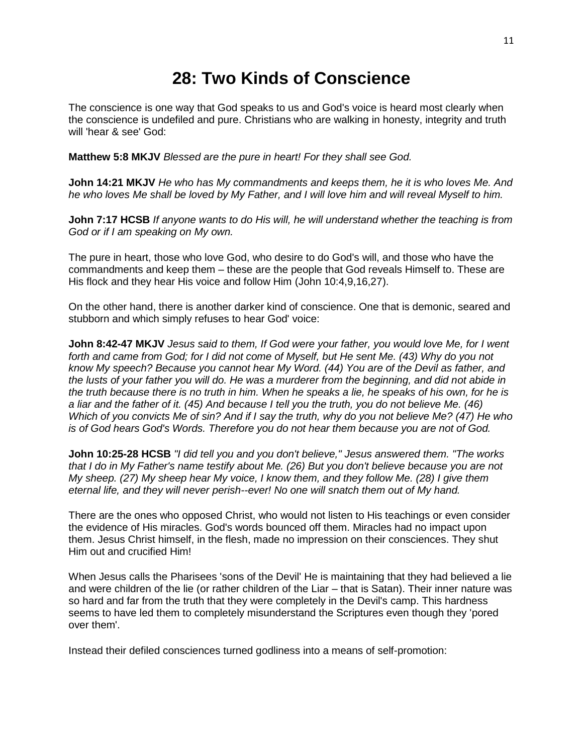# 28: Two Kinds of Conscience

The conscience is one way that God speaks to us and God's voice is heard most clearly when the conscience is undefiled and pure. Christians who are walking in honesty, integrity and truth will 'hear & see' God:

**Matthew 5:8 MKJV** *Blessed are the pure in heart! For they shall see God.*

**John 14:21 MKJV** *He who has My commandments and keeps them, he it is who loves Me. And he who loves Me shall be loved by My Father, and I will love him and will reveal Myself to him.*

**John 7:17 HCSB** *If anyone wants to do His will, he will understand whether the teaching is from God or if I am speaking on My own.*

The pure in heart, those who love God, who desire to do God's will, and those who have the commandments and keep them – these are the people that God reveals Himself to. These are His flock and they hear His voice and follow Him (John 10:4,9,16,27).

On the other hand, there is another darker kind of conscience. One that is demonic, seared and stubborn and which simply refuses to hear God' voice:

**John 8:42-47 MKJV** *Jesus said to them, If God were your father, you would love Me, for I went forth and came from God; for I did not come of Myself, but He sent Me. (43) Why do you not know My speech? Because you cannot hear My Word. (44) You are of the Devil as father, and the lusts of your father you will do. He was a murderer from the beginning, and did not abide in the truth because there is no truth in him. When he speaks a lie, he speaks of his own, for he is a liar and the father of it. (45) And because I tell you the truth, you do not believe Me. (46) Which of you convicts Me of sin? And if I say the truth, why do you not believe Me? (47) He who is of God hears God's Words. Therefore you do not hear them because you are not of God.*

**John 10:25-28 HCSB** *"I did tell you and you don't believe," Jesus answered them. "The works that I do in My Father's name testify about Me. (26) But you don't believe because you are not My sheep. (27) My sheep hear My voice, I know them, and they follow Me. (28) I give them eternal life, and they will never perish--ever! No one will snatch them out of My hand.*

There are the ones who opposed Christ, who would not listen to His teachings or even consider the evidence of His miracles. God's words bounced off them. Miracles had no impact upon them. Jesus Christ himself, in the flesh, made no impression on their consciences. They shut Him out and crucified Him!

When Jesus calls the Pharisees 'sons of the Devil' He is maintaining that they had believed a lie and were children of the lie (or rather children of the Liar – that is Satan). Their inner nature was so hard and far from the truth that they were completely in the Devil's camp. This hardness seems to have led them to completely misunderstand the Scriptures even though they 'pored over them'.

Instead their defiled consciences turned godliness into a means of self-promotion: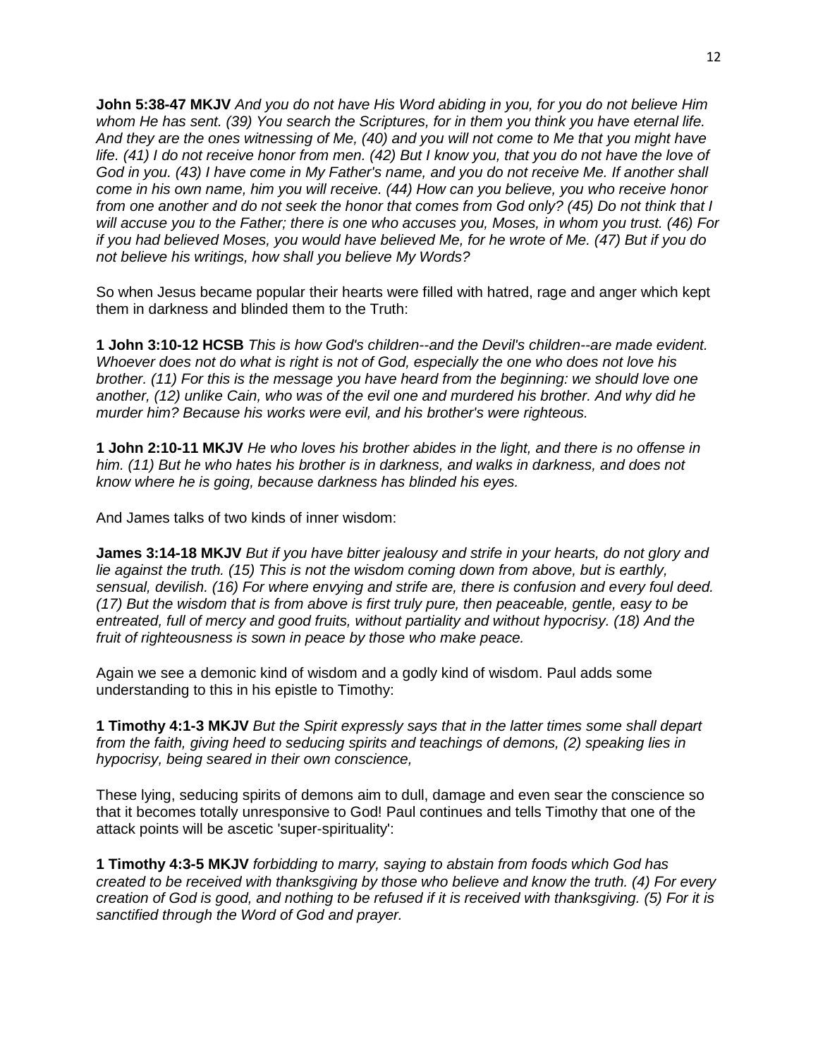**John 5:38-47 MKJV** *And you do not have His Word abiding in you, for you do not believe Him whom He has sent. (39) You search the Scriptures, for in them you think you have eternal life. And they are the ones witnessing of Me, (40) and you will not come to Me that you might have life. (41) I do not receive honor from men. (42) But I know you, that you do not have the love of God in you. (43) I have come in My Father's name, and you do not receive Me. If another shall come in his own name, him you will receive. (44) How can you believe, you who receive honor from one another and do not seek the honor that comes from God only? (45) Do not think that I will accuse you to the Father; there is one who accuses you, Moses, in whom you trust. (46) For if you had believed Moses, you would have believed Me, for he wrote of Me. (47) But if you do not believe his writings, how shall you believe My Words?*

So when Jesus became popular their hearts were filled with hatred, rage and anger which kept them in darkness and blinded them to the Truth:

**1 John 3:10-12 HCSB** *This is how God's children--and the Devil's children--are made evident. Whoever does not do what is right is not of God, especially the one who does not love his brother. (11) For this is the message you have heard from the beginning: we should love one another, (12) unlike Cain, who was of the evil one and murdered his brother. And why did he murder him? Because his works were evil, and his brother's were righteous.*

**1 John 2:10-11 MKJV** *He who loves his brother abides in the light, and there is no offense in him. (11) But he who hates his brother is in darkness, and walks in darkness, and does not know where he is going, because darkness has blinded his eyes.*

And James talks of two kinds of inner wisdom:

**James 3:14-18 MKJV** *But if you have bitter jealousy and strife in your hearts, do not glory and lie against the truth. (15) This is not the wisdom coming down from above, but is earthly, sensual, devilish. (16) For where envying and strife are, there is confusion and every foul deed. (17) But the wisdom that is from above is first truly pure, then peaceable, gentle, easy to be entreated, full of mercy and good fruits, without partiality and without hypocrisy. (18) And the fruit of righteousness is sown in peace by those who make peace.*

Again we see a demonic kind of wisdom and a godly kind of wisdom. Paul adds some understanding to this in his epistle to Timothy:

**1 Timothy 4:1-3 MKJV** *But the Spirit expressly says that in the latter times some shall depart from the faith, giving heed to seducing spirits and teachings of demons, (2) speaking lies in hypocrisy, being seared in their own conscience,*

These lying, seducing spirits of demons aim to dull, damage and even sear the conscience so that it becomes totally unresponsive to God! Paul continues and tells Timothy that one of the attack points will be ascetic 'super-spirituality':

**1 Timothy 4:3-5 MKJV** *forbidding to marry, saying to abstain from foods which God has created to be received with thanksgiving by those who believe and know the truth. (4) For every creation of God is good, and nothing to be refused if it is received with thanksgiving. (5) For it is sanctified through the Word of God and prayer.*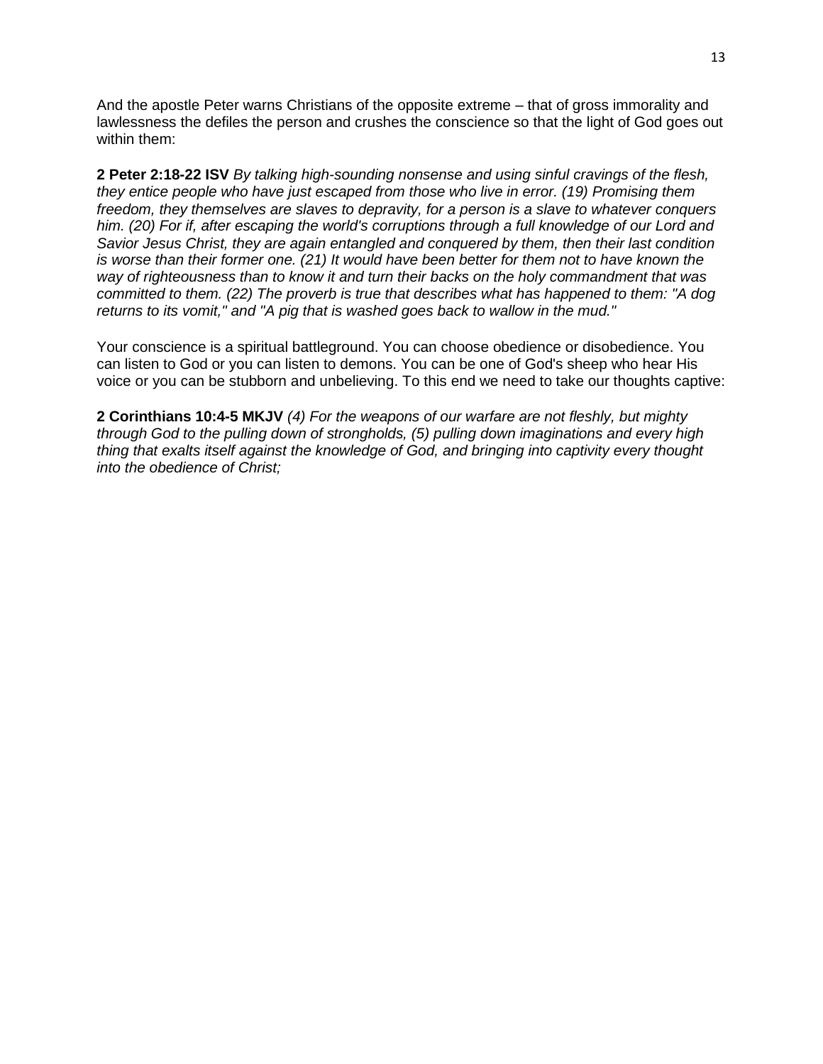And the apostle Peter warns Christians of the opposite extreme – that of gross immorality and lawlessness the defiles the person and crushes the conscience so that the light of God goes out within them:

**2 Peter 2:18-22 ISV** *By talking high-sounding nonsense and using sinful cravings of the flesh, they entice people who have just escaped from those who live in error. (19) Promising them freedom, they themselves are slaves to depravity, for a person is a slave to whatever conquers him. (20) For if, after escaping the world's corruptions through a full knowledge of our Lord and Savior Jesus Christ, they are again entangled and conquered by them, then their last condition is worse than their former one. (21) It would have been better for them not to have known the way of righteousness than to know it and turn their backs on the holy commandment that was committed to them. (22) The proverb is true that describes what has happened to them: "A dog returns to its vomit," and "A pig that is washed goes back to wallow in the mud."*

Your conscience is a spiritual battleground. You can choose obedience or disobedience. You can listen to God or you can listen to demons. You can be one of God's sheep who hear His voice or you can be stubborn and unbelieving. To this end we need to take our thoughts captive:

**2 Corinthians 10:4-5 MKJV** *(4) For the weapons of our warfare are not fleshly, but mighty through God to the pulling down of strongholds, (5) pulling down imaginations and every high thing that exalts itself against the knowledge of God, and bringing into captivity every thought into the obedience of Christ;*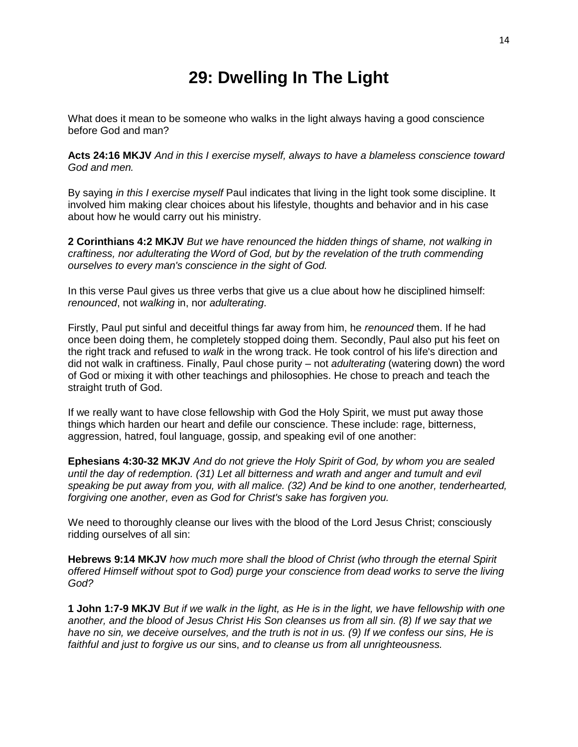# 29: Dwelling In The Light

What does it mean to be someone who walks in the light always having a good conscience before God and man?

**Acts 24:16 MKJV** *And in this I exercise myself, always to have a blameless conscience toward God and men.*

By saying *in this I exercise myself* Paul indicates that living in the light took some discipline. It involved him making clear choices about his lifestyle, thoughts and behavior and in his case about how he would carry out his ministry.

**2 Corinthians 4:2 MKJV** *But we have renounced the hidden things of shame, not walking in craftiness, nor adulterating the Word of God, but by the revelation of the truth commending ourselves to every man's conscience in the sight of God.*

In this verse Paul gives us three verbs that give us a clue about how he disciplined himself: *renounced*, not *walking* in, nor *adulterating*.

Firstly, Paul put sinful and deceitful things far away from him, he *renounced* them. If he had once been doing them, he completely stopped doing them. Secondly, Paul also put his feet on the right track and refused to *walk* in the wrong track. He took control of his life's direction and did not walk in craftiness. Finally, Paul chose purity – not *adulterating* (watering down) the word of God or mixing it with other teachings and philosophies. He chose to preach and teach the straight truth of God.

If we really want to have close fellowship with God the Holy Spirit, we must put away those things which harden our heart and defile our conscience. These include: rage, bitterness, aggression, hatred, foul language, gossip, and speaking evil of one another:

**Ephesians 4:30-32 MKJV** *And do not grieve the Holy Spirit of God, by whom you are sealed until the day of redemption. (31) Let all bitterness and wrath and anger and tumult and evil speaking be put away from you, with all malice. (32) And be kind to one another, tenderhearted, forgiving one another, even as God for Christ's sake has forgiven you.*

We need to thoroughly cleanse our lives with the blood of the Lord Jesus Christ; consciously ridding ourselves of all sin:

**Hebrews 9:14 MKJV** *how much more shall the blood of Christ (who through the eternal Spirit offered Himself without spot to God) purge your conscience from dead works to serve the living God?*

**1 John 1:7-9 MKJV** *But if we walk in the light, as He is in the light, we have fellowship with one another, and the blood of Jesus Christ His Son cleanses us from all sin. (8) If we say that we have no sin, we deceive ourselves, and the truth is not in us. (9) If we confess our sins, He is faithful and just to forgive us our* sins, *and to cleanse us from all unrighteousness.*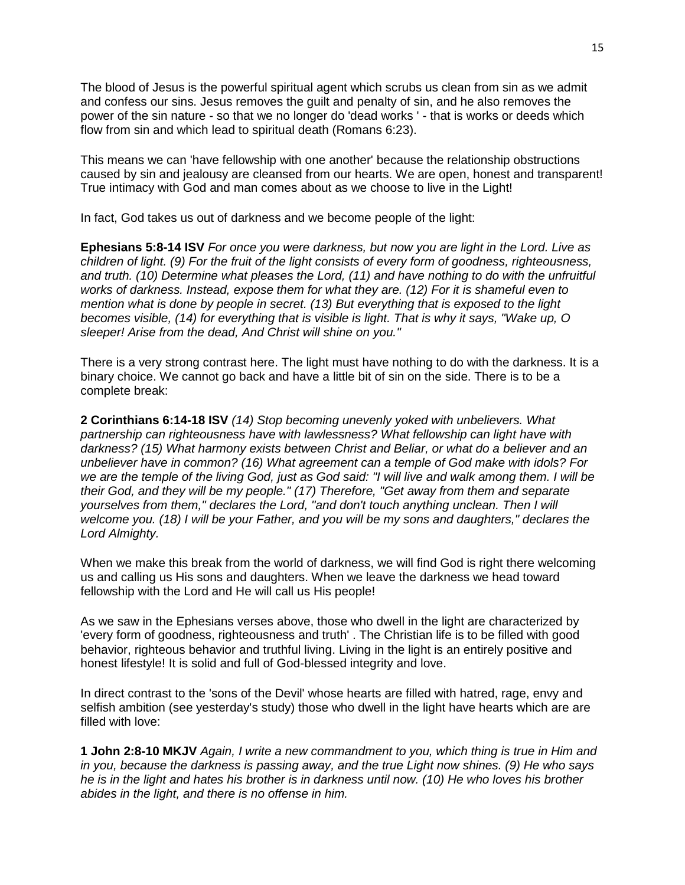The blood of Jesus is the powerful spiritual agent which scrubs us clean from sin as we admit and confess our sins. Jesus removes the guilt and penalty of sin, and he also removes the power of the sin nature - so that we no longer do 'dead works ' - that is works or deeds which flow from sin and which lead to spiritual death (Romans 6:23).

This means we can 'have fellowship with one another' because the relationship obstructions caused by sin and jealousy are cleansed from our hearts. We are open, honest and transparent! True intimacy with God and man comes about as we choose to live in the Light!

In fact, God takes us out of darkness and we become people of the light:

**Ephesians 5:8-14 ISV** *For once you were darkness, but now you are light in the Lord. Live as children of light. (9) For the fruit of the light consists of every form of goodness, righteousness, and truth. (10) Determine what pleases the Lord, (11) and have nothing to do with the unfruitful works of darkness. Instead, expose them for what they are. (12) For it is shameful even to mention what is done by people in secret. (13) But everything that is exposed to the light becomes visible, (14) for everything that is visible is light. That is why it says, "Wake up, O sleeper! Arise from the dead, And Christ will shine on you."*

There is a very strong contrast here. The light must have nothing to do with the darkness. It is a binary choice. We cannot go back and have a little bit of sin on the side. There is to be a complete break:

**2 Corinthians 6:14-18 ISV** *(14) Stop becoming unevenly yoked with unbelievers. What partnership can righteousness have with lawlessness? What fellowship can light have with darkness? (15) What harmony exists between Christ and Beliar, or what do a believer and an unbeliever have in common? (16) What agreement can a temple of God make with idols? For we are the temple of the living God, just as God said: "I will live and walk among them. I will be their God, and they will be my people." (17) Therefore, "Get away from them and separate yourselves from them," declares the Lord, "and don't touch anything unclean. Then I will welcome you. (18) I will be your Father, and you will be my sons and daughters," declares the Lord Almighty.*

When we make this break from the world of darkness, we will find God is right there welcoming us and calling us His sons and daughters. When we leave the darkness we head toward fellowship with the Lord and He will call us His people!

As we saw in the Ephesians verses above, those who dwell in the light are characterized by 'every form of goodness, righteousness and truth' . The Christian life is to be filled with good behavior, righteous behavior and truthful living. Living in the light is an entirely positive and honest lifestyle! It is solid and full of God-blessed integrity and love.

In direct contrast to the 'sons of the Devil' whose hearts are filled with hatred, rage, envy and selfish ambition (see yesterday's study) those who dwell in the light have hearts which are are filled with love:

**1 John 2:8-10 MKJV** *Again, I write a new commandment to you, which thing is true in Him and in you, because the darkness is passing away, and the true Light now shines. (9) He who says he is in the light and hates his brother is in darkness until now. (10) He who loves his brother abides in the light, and there is no offense in him.*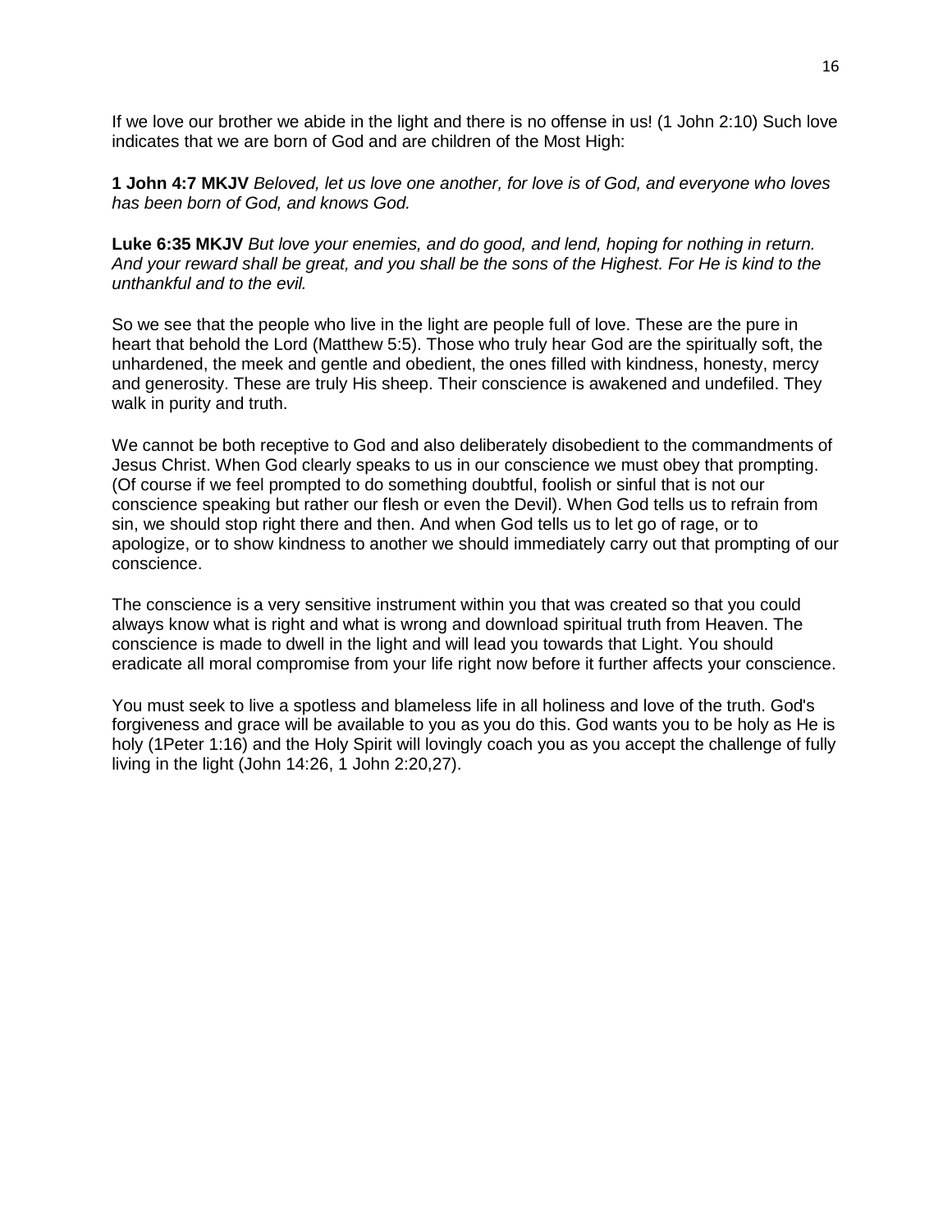If we love our brother we abide in the light and there is no offense in us! (1 John 2:10) Such love indicates that we are born of God and are children of the Most High:

**1 John 4:7 MKJV** *Beloved, let us love one another, for love is of God, and everyone who loves has been born of God, and knows God.*

**Luke 6:35 MKJV** *But love your enemies, and do good, and lend, hoping for nothing in return. And your reward shall be great, and you shall be the sons of the Highest. For He is kind to the unthankful and to the evil.*

So we see that the people who live in the light are people full of love. These are the pure in heart that behold the Lord (Matthew 5:5). Those who truly hear God are the spiritually soft, the unhardened, the meek and gentle and obedient, the ones filled with kindness, honesty, mercy and generosity. These are truly His sheep. Their conscience is awakened and undefiled. They walk in purity and truth.

We cannot be both receptive to God and also deliberately disobedient to the commandments of Jesus Christ. When God clearly speaks to us in our conscience we must obey that prompting. (Of course if we feel prompted to do something doubtful, foolish or sinful that is not our conscience speaking but rather our flesh or even the Devil). When God tells us to refrain from sin, we should stop right there and then. And when God tells us to let go of rage, or to apologize, or to show kindness to another we should immediately carry out that prompting of our conscience.

The conscience is a very sensitive instrument within you that was created so that you could always know what is right and what is wrong and download spiritual truth from Heaven. The conscience is made to dwell in the light and will lead you towards that Light. You should eradicate all moral compromise from your life right now before it further affects your conscience.

You must seek to live a spotless and blameless life in all holiness and love of the truth. God's forgiveness and grace will be available to you as you do this. God wants you to be holy as He is holy (1Peter 1:16) and the Holy Spirit will lovingly coach you as you accept the challenge of fully living in the light (John 14:26, 1 John 2:20,27).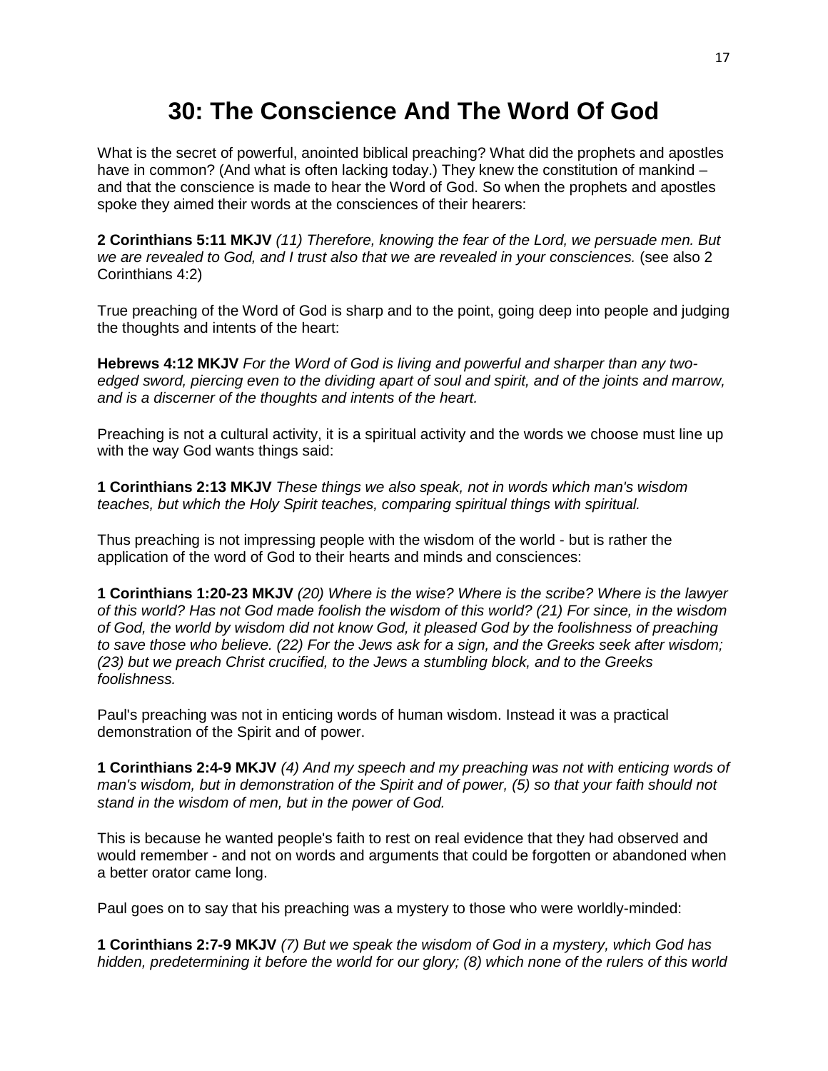# 30: The Conscience And The Word Of God

What is the secret of powerful, anointed biblical preaching? What did the prophets and apostles have in common? (And what is often lacking today.) They knew the constitution of mankind – and that the conscience is made to hear the Word of God. So when the prophets and apostles spoke they aimed their words at the consciences of their hearers:

**2 Corinthians 5:11 MKJV** *(11) Therefore, knowing the fear of the Lord, we persuade men. But we are revealed to God, and I trust also that we are revealed in your consciences.* (see also 2 Corinthians 4:2)

True preaching of the Word of God is sharp and to the point, going deep into people and judging the thoughts and intents of the heart:

**Hebrews 4:12 MKJV** *For the Word of God is living and powerful and sharper than any two-edged sword, piercing even to the dividing apart of soul and spirit, and of the joints and marrow, and is a discerner of the thoughts and intents of the heart.*

Preaching is not a cultural activity, it is a spiritual activity and the words we choose must line up with the way God wants things said:

**1 Corinthians 2:13 MKJV** *These things we also speak, not in words which man's wisdom teaches, but which the Holy Spirit teaches, comparing spiritual things with spiritual.*

Thus preaching is not impressing people with the wisdom of the world - but is rather the application of the word of God to their hearts and minds and consciences:

**1 Corinthians 1:20-23 MKJV** *(20) Where is the wise? Where is the scribe? Where is the lawyer of this world? Has not God made foolish the wisdom of this world? (21) For since, in the wisdom of God, the world by wisdom did not know God, it pleased God by the foolishness of preaching to save those who believe. (22) For the Jews ask for a sign, and the Greeks seek after wisdom; (23) but we preach Christ crucified, to the Jews a stumbling block, and to the Greeks foolishness.*

Paul's preaching was not in enticing words of human wisdom. Instead it was a practical demonstration of the Spirit and of power.

**1 Corinthians 2:4-9 MKJV** *(4) And my speech and my preaching was not with enticing words of man's wisdom, but in demonstration of the Spirit and of power, (5) so that your faith should not stand in the wisdom of men, but in the power of God.*

This is because he wanted people's faith to rest on real evidence that they had observed and would remember - and not on words and arguments that could be forgotten or abandoned when a better orator came long.

Paul goes on to say that his preaching was a mystery to those who were worldly-minded:

**1 Corinthians 2:7-9 MKJV** *(7) But we speak the wisdom of God in a mystery, which God has hidden, predetermining it before the world for our glory; (8) which none of the rulers of this world*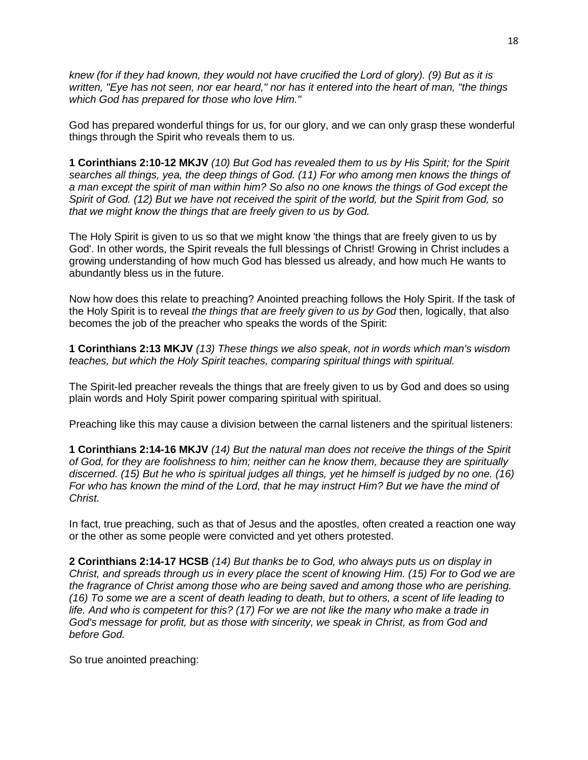*knew (for if they had known, they would not have crucified the Lord of glory). (9) But as it is written, "Eye has not seen, nor ear heard," nor has it entered into the heart of man, "the things which God has prepared for those who love Him."*

God has prepared wonderful things for us, for our glory, and we can only grasp these wonderful things through the Spirit who reveals them to us.

**1 Corinthians 2:10-12 MKJV** *(10) But God has revealed them to us by His Spirit; for the Spirit searches all things, yea, the deep things of God. (11) For who among men knows the things of a man except the spirit of man within him? So also no one knows the things of God except the Spirit of God. (12) But we have not received the spirit of the world, but the Spirit from God, so that we might know the things that are freely given to us by God.*

The Holy Spirit is given to us so that we might know 'the things that are freely given to us by God'. In other words, the Spirit reveals the full blessings of Christ! Growing in Christ includes a growing understanding of how much God has blessed us already, and how much He wants to abundantly bless us in the future.

Now how does this relate to preaching? Anointed preaching follows the Holy Spirit. If the task of the Holy Spirit is to reveal *the things that are freely given to us by God* then, logically, that also becomes the job of the preacher who speaks the words of the Spirit:

**1 Corinthians 2:13 MKJV** *(13) These things we also speak, not in words which man's wisdom teaches, but which the Holy Spirit teaches, comparing spiritual things with spiritual.*

The Spirit-led preacher reveals the things that are freely given to us by God and does so using plain words and Holy Spirit power comparing spiritual with spiritual.

Preaching like this may cause a division between the carnal listeners and the spiritual listeners:

**1 Corinthians 2:14-16 MKJV** *(14) But the natural man does not receive the things of the Spirit of God, for they are foolishness to him; neither can he know them, because they are spiritually discerned. (15) But he who is spiritual judges all things, yet he himself is judged by no one. (16) For who has known the mind of the Lord, that he may instruct Him? But we have the mind of Christ.*

In fact, true preaching, such as that of Jesus and the apostles, often created a reaction one way or the other as some people were convicted and yet others protested.

**2 Corinthians 2:14-17 HCSB** *(14) But thanks be to God, who always puts us on display in Christ, and spreads through us in every place the scent of knowing Him. (15) For to God we are the fragrance of Christ among those who are being saved and among those who are perishing. (16) To some we are a scent of death leading to death, but to others, a scent of life leading to life. And who is competent for this? (17) For we are not like the many who make a trade in God's message for profit, but as those with sincerity, we speak in Christ, as from God and before God.*

So true anointed preaching: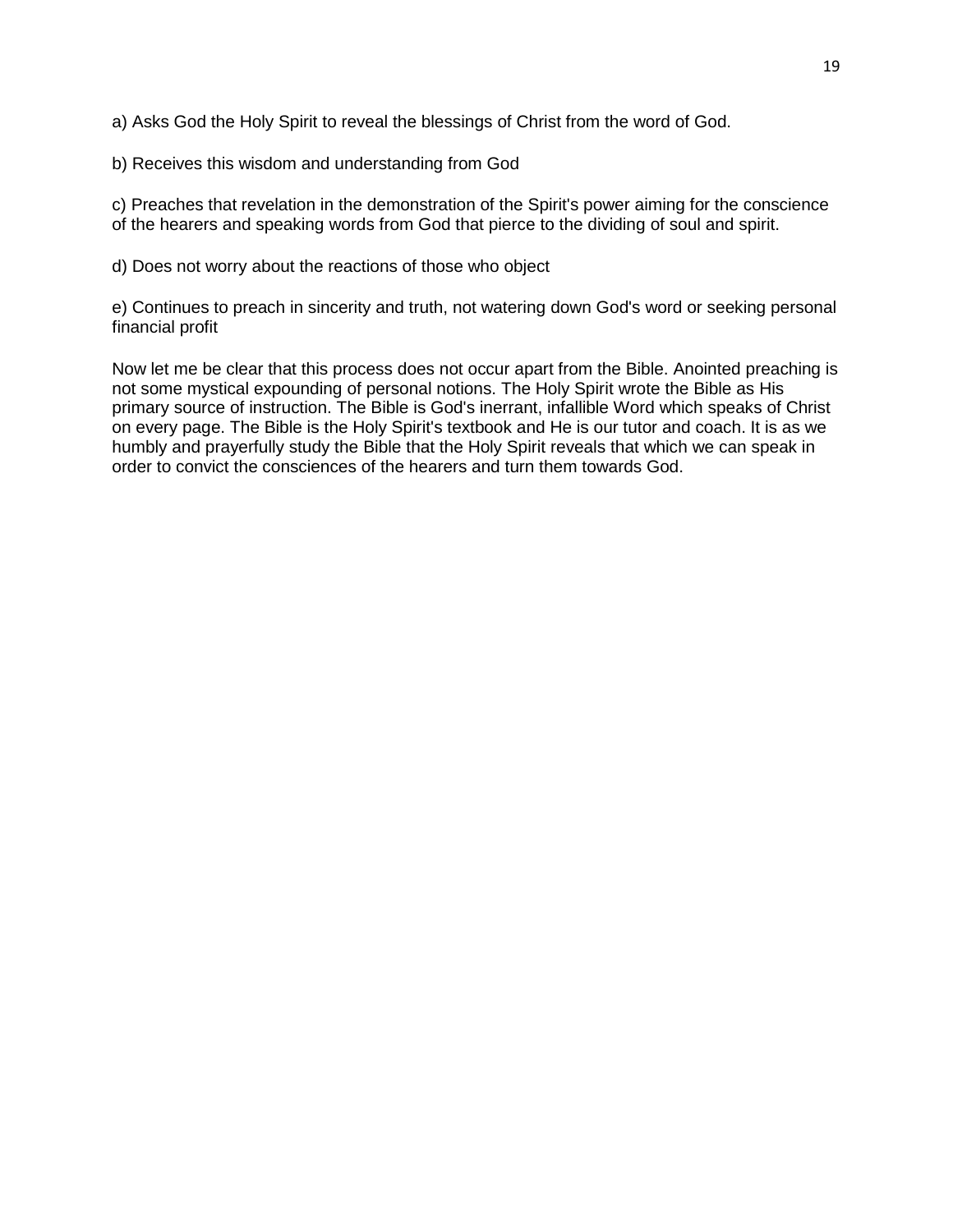a) Asks God the Holy Spirit to reveal the blessings of Christ from the word of God.

b) Receives this wisdom and understanding from God

c) Preaches that revelation in the demonstration of the Spirit's power aiming for the conscience of the hearers and speaking words from God that pierce to the dividing of soul and spirit.

d) Does not worry about the reactions of those who object

e) Continues to preach in sincerity and truth, not watering down God's word or seeking personal financial profit

Now let me be clear that this process does not occur apart from the Bible. Anointed preaching is not some mystical expounding of personal notions. The Holy Spirit wrote the Bible as His primary source of instruction. The Bible is God's inerrant, infallible Word which speaks of Christ on every page. The Bible is the Holy Spirit's textbook and He is our tutor and coach. It is as we humbly and prayerfully study the Bible that the Holy Spirit reveals that which we can speak in order to convict the consciences of the hearers and turn them towards God.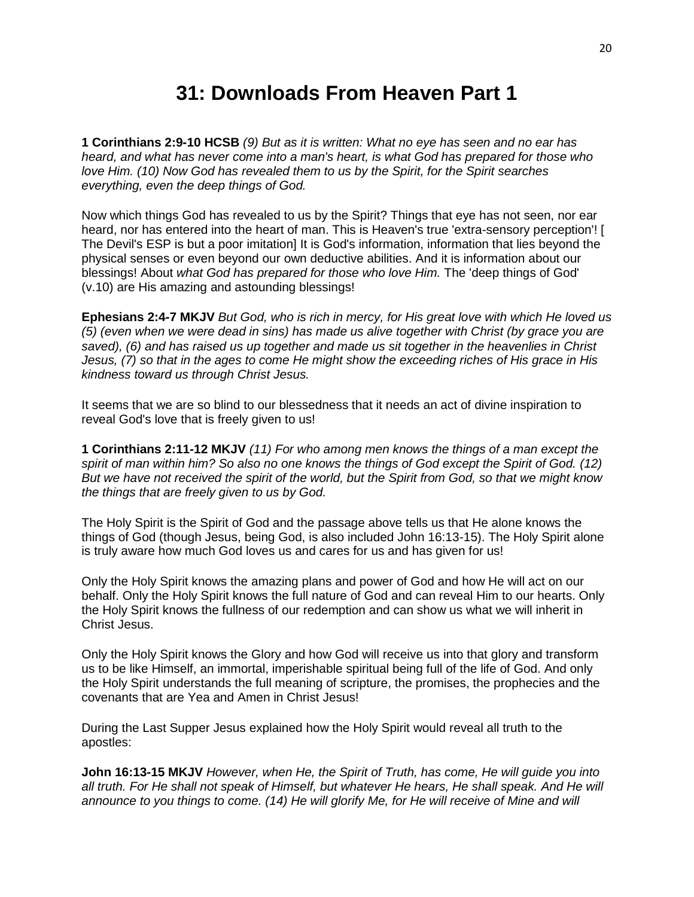# 31: Downloads From Heaven Part 1

**1 Corinthians 2:9-10 HCSB** *(9) But as it is written: What no eye has seen and no ear has heard, and what has never come into a man's heart, is what God has prepared for those who love Him. (10) Now God has revealed them to us by the Spirit, for the Spirit searches everything, even the deep things of God.*

Now which things God has revealed to us by the Spirit? Things that eye has not seen, nor ear heard, nor has entered into the heart of man. This is Heaven's true 'extra-sensory perception'! [ The Devil's ESP is but a poor imitation] It is God's information, information that lies beyond the physical senses or even beyond our own deductive abilities. And it is information about our blessings! About *what God has prepared for those who love Him.* The 'deep things of God' (v.10) are His amazing and astounding blessings!

**Ephesians 2:4-7 MKJV** *But God, who is rich in mercy, for His great love with which He loved us (5) (even when we were dead in sins) has made us alive together with Christ (by grace you are saved), (6) and has raised us up together and made us sit together in the heavenlies in Christ Jesus, (7) so that in the ages to come He might show the exceeding riches of His grace in His kindness toward us through Christ Jesus.*

It seems that we are so blind to our blessedness that it needs an act of divine inspiration to reveal God's love that is freely given to us!

**1 Corinthians 2:11-12 MKJV** *(11) For who among men knows the things of a man except the spirit of man within him? So also no one knows the things of God except the Spirit of God. (12) But we have not received the spirit of the world, but the Spirit from God, so that we might know the things that are freely given to us by God.*

The Holy Spirit is the Spirit of God and the passage above tells us that He alone knows the things of God (though Jesus, being God, is also included John 16:13-15). The Holy Spirit alone is truly aware how much God loves us and cares for us and has given for us!

Only the Holy Spirit knows the amazing plans and power of God and how He will act on our behalf. Only the Holy Spirit knows the full nature of God and can reveal Him to our hearts. Only the Holy Spirit knows the fullness of our redemption and can show us what we will inherit in Christ Jesus.

Only the Holy Spirit knows the Glory and how God will receive us into that glory and transform us to be like Himself, an immortal, imperishable spiritual being full of the life of God. And only the Holy Spirit understands the full meaning of scripture, the promises, the prophecies and the covenants that are Yea and Amen in Christ Jesus!

During the Last Supper Jesus explained how the Holy Spirit would reveal all truth to the apostles:

**John 16:13-15 MKJV** *However, when He, the Spirit of Truth, has come, He will guide you into all truth. For He shall not speak of Himself, but whatever He hears, He shall speak. And He will announce to you things to come. (14) He will glorify Me, for He will receive of Mine and will*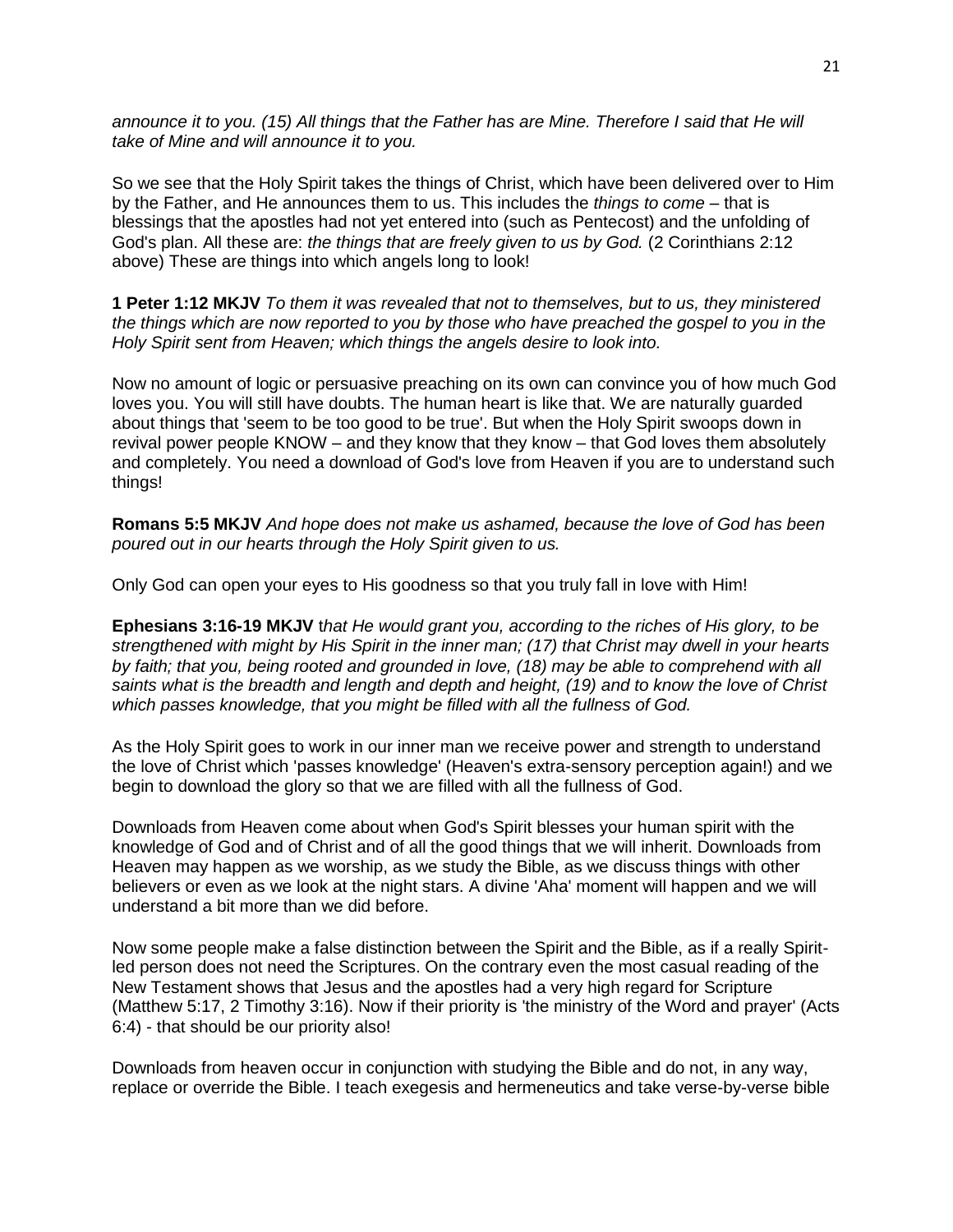*announce it to you. (15) All things that the Father has are Mine. Therefore I said that He will take of Mine and will announce it to you.*

So we see that the Holy Spirit takes the things of Christ, which have been delivered over to Him by the Father, and He announces them to us. This includes the *things to come* – that is blessings that the apostles had not yet entered into (such as Pentecost) and the unfolding of God's plan. All these are: *the things that are freely given to us by God.* (2 Corinthians 2:12 above) These are things into which angels long to look!

**1 Peter 1:12 MKJV** *To them it was revealed that not to themselves, but to us, they ministered the things which are now reported to you by those who have preached the gospel to you in the Holy Spirit sent from Heaven; which things the angels desire to look into.*

Now no amount of logic or persuasive preaching on its own can convince you of how much God loves you. You will still have doubts. The human heart is like that. We are naturally guarded about things that 'seem to be too good to be true'. But when the Holy Spirit swoops down in revival power people KNOW – and they know that they know – that God loves them absolutely and completely. You need a download of God's love from Heaven if you are to understand such things!

**Romans 5:5 MKJV** *And hope does not make us ashamed, because the love of God has been poured out in our hearts through the Holy Spirit given to us.*

Only God can open your eyes to His goodness so that you truly fall in love with Him!

**Ephesians 3:16-19 MKJV** *that He would grant you, according to the riches of His glory, to be strengthened with might by His Spirit in the inner man; (17) that Christ may dwell in your hearts by faith; that you, being rooted and grounded in love, (18) may be able to comprehend with all saints what is the breadth and length and depth and height, (19) and to know the love of Christ which passes knowledge, that you might be filled with all the fullness of God.*

As the Holy Spirit goes to work in our inner man we receive power and strength to understand the love of Christ which 'passes knowledge' (Heaven's extra-sensory perception again!) and we begin to download the glory so that we are filled with all the fullness of God.

Downloads from Heaven come about when God's Spirit blesses your human spirit with the knowledge of God and of Christ and of all the good things that we will inherit. Downloads from Heaven may happen as we worship, as we study the Bible, as we discuss things with other believers or even as we look at the night stars. A divine 'Aha' moment will happen and we will understand a bit more than we did before.

Now some people make a false distinction between the Spirit and the Bible, as if a really Spirit-led person does not need the Scriptures. On the contrary even the most casual reading of the New Testament shows that Jesus and the apostles had a very high regard for Scripture (Matthew 5:17, 2 Timothy 3:16). Now if their priority is 'the ministry of the Word and prayer' (Acts 6:4) - that should be our priority also!

Downloads from heaven occur in conjunction with studying the Bible and do not, in any way, replace or override the Bible. I teach exegesis and hermeneutics and take verse-by-verse bible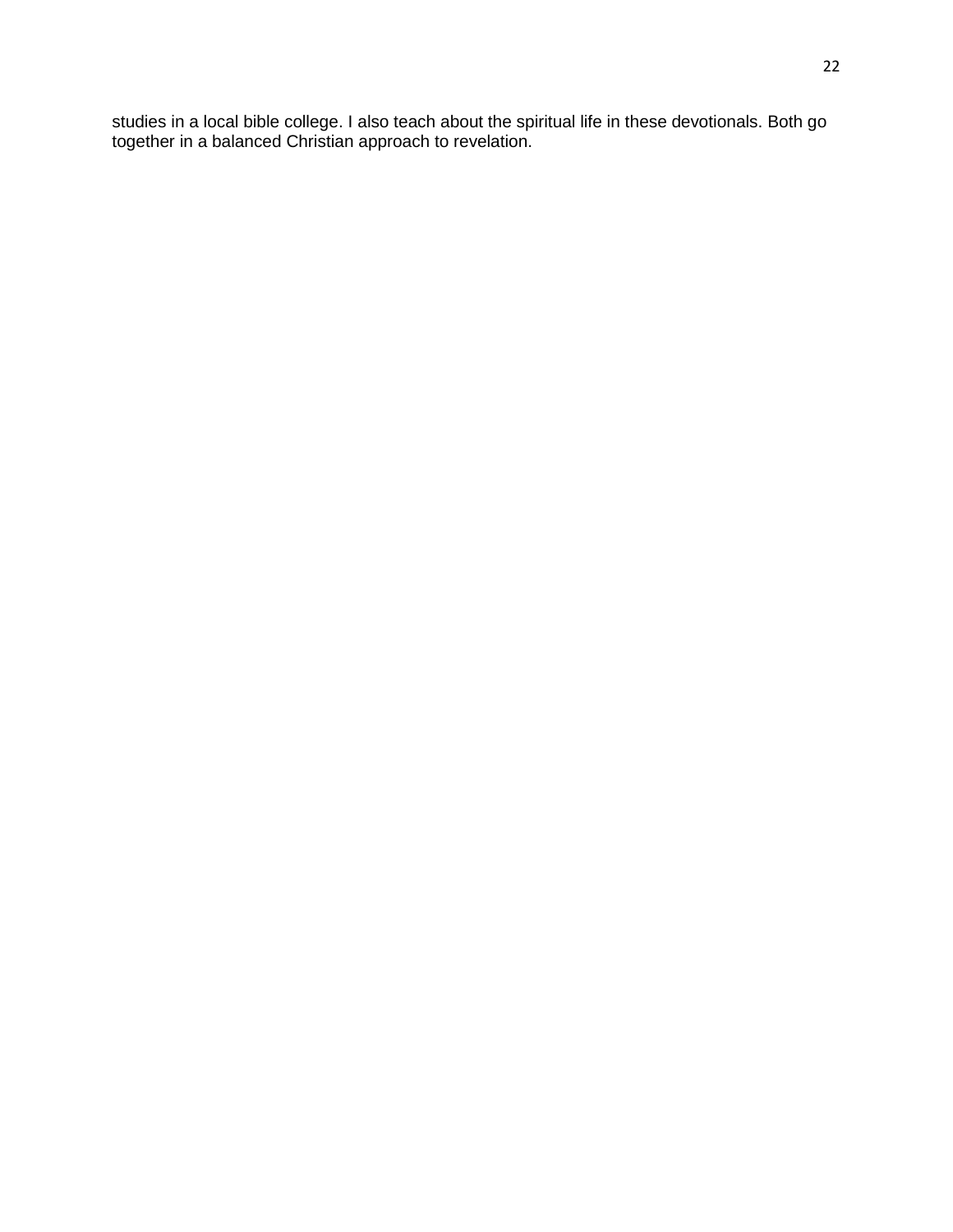studies in a local bible college. I also teach about the spiritual life in these devotionals. Both go together in a balanced Christian approach to revelation.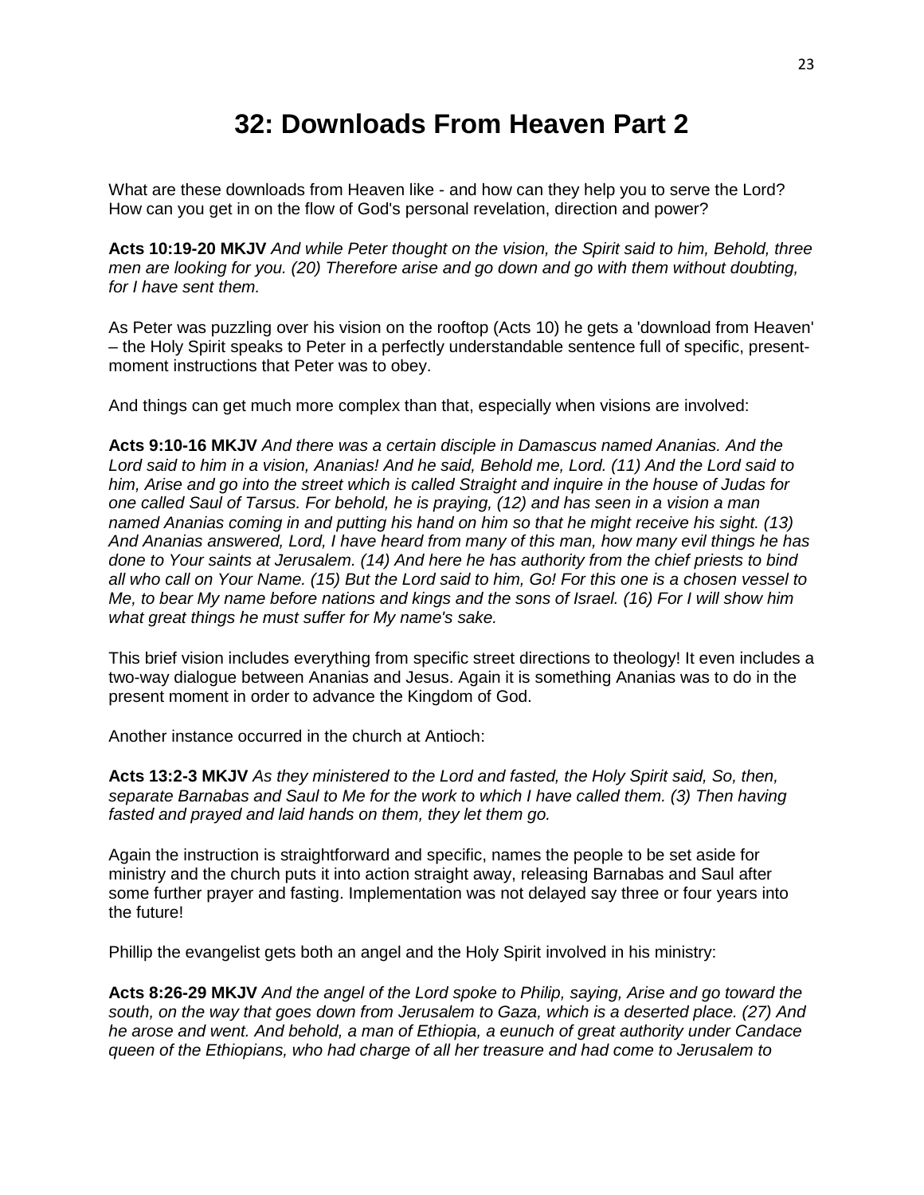# 32: Downloads From Heaven Part 2

What are these downloads from Heaven like - and how can they help you to serve the Lord? How can you get in on the flow of God's personal revelation, direction and power?

**Acts 10:19-20 MKJV** *And while Peter thought on the vision, the Spirit said to him, Behold, three men are looking for you. (20) Therefore arise and go down and go with them without doubting, for I have sent them.*

As Peter was puzzling over his vision on the rooftop (Acts 10) he gets a 'download from Heaven' – the Holy Spirit speaks to Peter in a perfectly understandable sentence full of specific, present-moment instructions that Peter was to obey.

And things can get much more complex than that, especially when visions are involved:

**Acts 9:10-16 MKJV** *And there was a certain disciple in Damascus named Ananias. And the Lord said to him in a vision, Ananias! And he said, Behold me, Lord. (11) And the Lord said to him, Arise and go into the street which is called Straight and inquire in the house of Judas for one called Saul of Tarsus. For behold, he is praying, (12) and has seen in a vision a man named Ananias coming in and putting his hand on him so that he might receive his sight. (13) And Ananias answered, Lord, I have heard from many of this man, how many evil things he has done to Your saints at Jerusalem. (14) And here he has authority from the chief priests to bind all who call on Your Name. (15) But the Lord said to him, Go! For this one is a chosen vessel to Me, to bear My name before nations and kings and the sons of Israel. (16) For I will show him what great things he must suffer for My name's sake.*

This brief vision includes everything from specific street directions to theology! It even includes a two-way dialogue between Ananias and Jesus. Again it is something Ananias was to do in the present moment in order to advance the Kingdom of God.

Another instance occurred in the church at Antioch:

**Acts 13:2-3 MKJV** *As they ministered to the Lord and fasted, the Holy Spirit said, So, then, separate Barnabas and Saul to Me for the work to which I have called them. (3) Then having fasted and prayed and laid hands on them, they let them go.*

Again the instruction is straightforward and specific, names the people to be set aside for ministry and the church puts it into action straight away, releasing Barnabas and Saul after some further prayer and fasting. Implementation was not delayed say three or four years into the future!

Phillip the evangelist gets both an angel and the Holy Spirit involved in his ministry:

**Acts 8:26-29 MKJV** *And the angel of the Lord spoke to Philip, saying, Arise and go toward the south, on the way that goes down from Jerusalem to Gaza, which is a deserted place. (27) And he arose and went. And behold, a man of Ethiopia, a eunuch of great authority under Candace queen of the Ethiopians, who had charge of all her treasure and had come to Jerusalem to*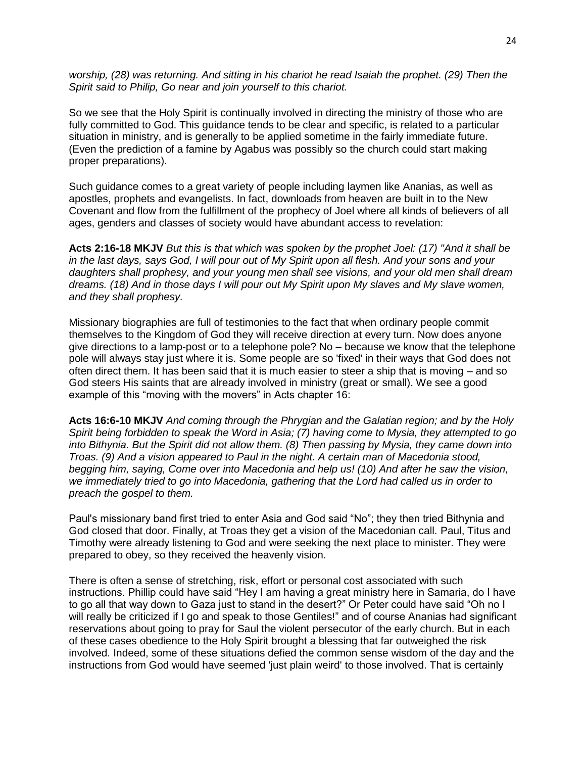*worship, (28) was returning. And sitting in his chariot he read Isaiah the prophet. (29) Then the Spirit said to Philip, Go near and join yourself to this chariot.*

So we see that the Holy Spirit is continually involved in directing the ministry of those who are fully committed to God. This guidance tends to be clear and specific, is related to a particular situation in ministry, and is generally to be applied sometime in the fairly immediate future. (Even the prediction of a famine by Agabus was possibly so the church could start making proper preparations).

Such guidance comes to a great variety of people including laymen like Ananias, as well as apostles, prophets and evangelists. In fact, downloads from heaven are built in to the New Covenant and flow from the fulfillment of the prophecy of Joel where all kinds of believers of all ages, genders and classes of society would have abundant access to revelation:

**Acts 2:16-18 MKJV** *But this is that which was spoken by the prophet Joel: (17) "And it shall be in the last days, says God, I will pour out of My Spirit upon all flesh. And your sons and your daughters shall prophesy, and your young men shall see visions, and your old men shall dream dreams. (18) And in those days I will pour out My Spirit upon My slaves and My slave women, and they shall prophesy.*

Missionary biographies are full of testimonies to the fact that when ordinary people commit themselves to the Kingdom of God they will receive direction at every turn. Now does anyone give directions to a lamp-post or to a telephone pole? No – because we know that the telephone pole will always stay just where it is. Some people are so 'fixed' in their ways that God does not often direct them. It has been said that it is much easier to steer a ship that is moving – and so God steers His saints that are already involved in ministry (great or small). We see a good example of this "moving with the movers" in Acts chapter 16:

**Acts 16:6-10 MKJV** *And coming through the Phrygian and the Galatian region; and by the Holy Spirit being forbidden to speak the Word in Asia; (7) having come to Mysia, they attempted to go into Bithynia. But the Spirit did not allow them. (8) Then passing by Mysia, they came down into Troas. (9) And a vision appeared to Paul in the night. A certain man of Macedonia stood, begging him, saying, Come over into Macedonia and help us! (10) And after he saw the vision, we immediately tried to go into Macedonia, gathering that the Lord had called us in order to preach the gospel to them.*

Paul's missionary band first tried to enter Asia and God said "No"; they then tried Bithynia and God closed that door. Finally, at Troas they get a vision of the Macedonian call. Paul, Titus and Timothy were already listening to God and were seeking the next place to minister. They were prepared to obey, so they received the heavenly vision.

There is often a sense of stretching, risk, effort or personal cost associated with such instructions. Phillip could have said "Hey I am having a great ministry here in Samaria, do I have to go all that way down to Gaza just to stand in the desert?" Or Peter could have said "Oh no I will really be criticized if I go and speak to those Gentiles!" and of course Ananias had significant reservations about going to pray for Saul the violent persecutor of the early church. But in each of these cases obedience to the Holy Spirit brought a blessing that far outweighed the risk involved. Indeed, some of these situations defied the common sense wisdom of the day and the instructions from God would have seemed 'just plain weird' to those involved. That is certainly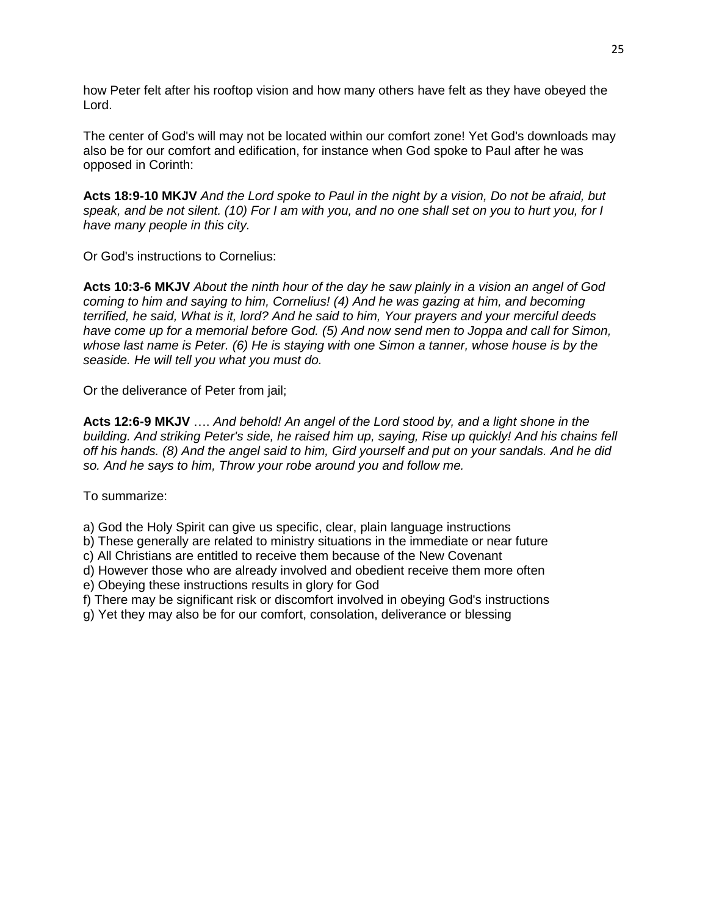how Peter felt after his rooftop vision and how many others have felt as they have obeyed the Lord.

The center of God's will may not be located within our comfort zone! Yet God's downloads may also be for our comfort and edification, for instance when God spoke to Paul after he was opposed in Corinth:

**Acts 18:9-10 MKJV** *And the Lord spoke to Paul in the night by a vision, Do not be afraid, but speak, and be not silent. (10) For I am with you, and no one shall set on you to hurt you, for I have many people in this city.*

Or God's instructions to Cornelius:

**Acts 10:3-6 MKJV** *About the ninth hour of the day he saw plainly in a vision an angel of God coming to him and saying to him, Cornelius! (4) And he was gazing at him, and becoming terrified, he said, What is it, lord? And he said to him, Your prayers and your merciful deeds have come up for a memorial before God. (5) And now send men to Joppa and call for Simon, whose last name is Peter. (6) He is staying with one Simon a tanner, whose house is by the seaside. He will tell you what you must do.*

Or the deliverance of Peter from jail;

**Acts 12:6-9 MKJV** …. *And behold! An angel of the Lord stood by, and a light shone in the building. And striking Peter's side, he raised him up, saying, Rise up quickly! And his chains fell off his hands. (8) And the angel said to him, Gird yourself and put on your sandals. And he did so. And he says to him, Throw your robe around you and follow me.*

To summarize:

a) God the Holy Spirit can give us specific, clear, plain language instructions
b) These generally are related to ministry situations in the immediate or near future
c) All Christians are entitled to receive them because of the New Covenant
d) However those who are already involved and obedient receive them more often
e) Obeying these instructions results in glory for God
f) There may be significant risk or discomfort involved in obeying God's instructions
g) Yet they may also be for our comfort, consolation, deliverance or blessing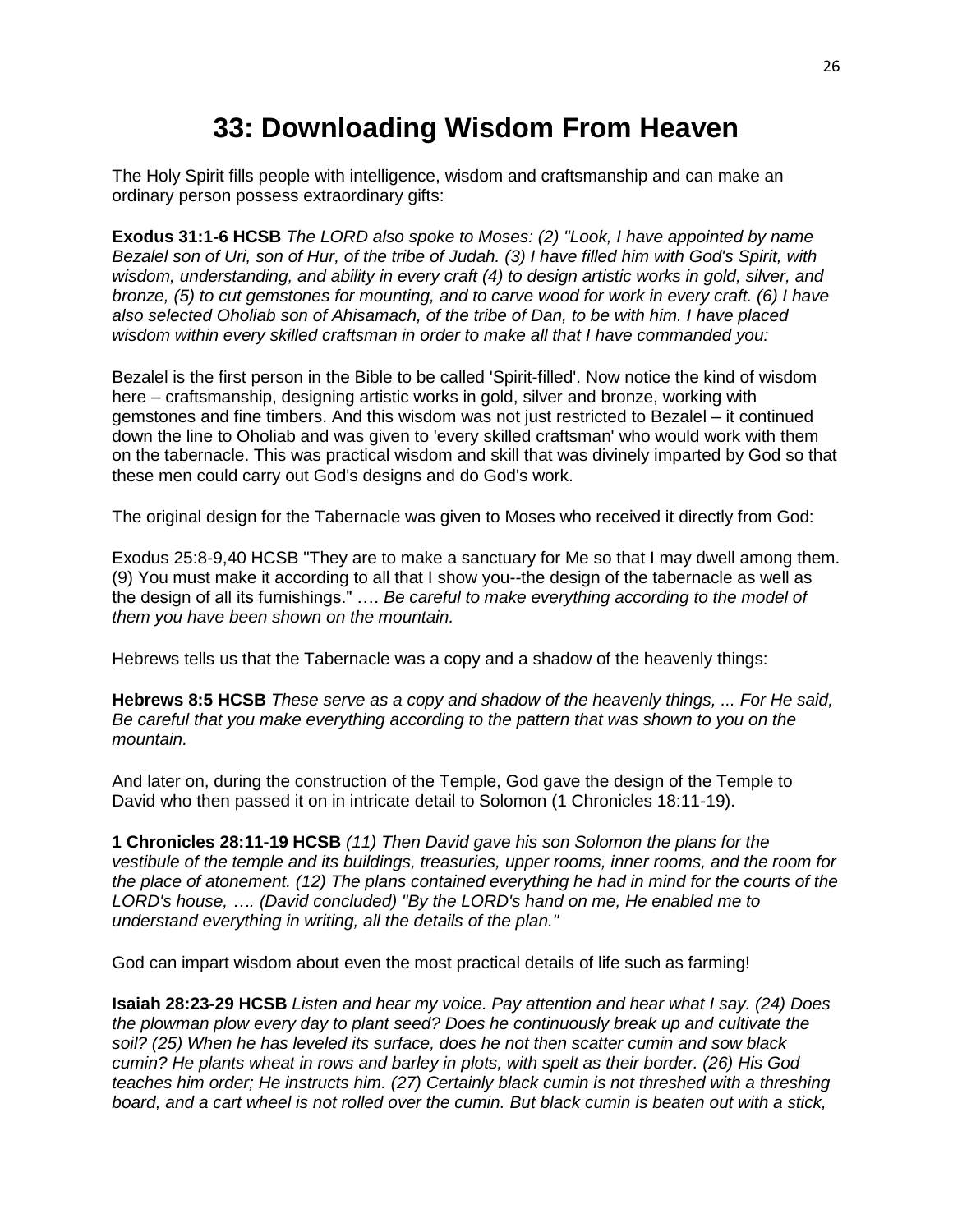# 33: Downloading Wisdom From Heaven

The Holy Spirit fills people with intelligence, wisdom and craftsmanship and can make an ordinary person possess extraordinary gifts:

**Exodus 31:1-6 HCSB** *The LORD also spoke to Moses: (2) "Look, I have appointed by name Bezalel son of Uri, son of Hur, of the tribe of Judah. (3) I have filled him with God's Spirit, with wisdom, understanding, and ability in every craft (4) to design artistic works in gold, silver, and bronze, (5) to cut gemstones for mounting, and to carve wood for work in every craft. (6) I have also selected Oholiab son of Ahisamach, of the tribe of Dan, to be with him. I have placed wisdom within every skilled craftsman in order to make all that I have commanded you:*

Bezalel is the first person in the Bible to be called 'Spirit-filled'. Now notice the kind of wisdom here – craftsmanship, designing artistic works in gold, silver and bronze, working with gemstones and fine timbers. And this wisdom was not just restricted to Bezalel – it continued down the line to Oholiab and was given to 'every skilled craftsman' who would work with them on the tabernacle. This was practical wisdom and skill that was divinely imparted by God so that these men could carry out God's designs and do God's work.

The original design for the Tabernacle was given to Moses who received it directly from God:

Exodus 25:8-9,40 HCSB "They are to make a sanctuary for Me so that I may dwell among them. (9) You must make it according to all that I show you--the design of the tabernacle as well as the design of all its furnishings." …. *Be careful to make everything according to the model of them you have been shown on the mountain.*

Hebrews tells us that the Tabernacle was a copy and a shadow of the heavenly things:

**Hebrews 8:5 HCSB** *These serve as a copy and shadow of the heavenly things, ... For He said, Be careful that you make everything according to the pattern that was shown to you on the mountain.*

And later on, during the construction of the Temple, God gave the design of the Temple to David who then passed it on in intricate detail to Solomon (1 Chronicles 18:11-19).

**1 Chronicles 28:11-19 HCSB** *(11) Then David gave his son Solomon the plans for the vestibule of the temple and its buildings, treasuries, upper rooms, inner rooms, and the room for the place of atonement. (12) The plans contained everything he had in mind for the courts of the LORD's house, …. (David concluded) "By the LORD's hand on me, He enabled me to understand everything in writing, all the details of the plan."*

God can impart wisdom about even the most practical details of life such as farming!

**Isaiah 28:23-29 HCSB** *Listen and hear my voice. Pay attention and hear what I say. (24) Does the plowman plow every day to plant seed? Does he continuously break up and cultivate the soil? (25) When he has leveled its surface, does he not then scatter cumin and sow black cumin? He plants wheat in rows and barley in plots, with spelt as their border. (26) His God teaches him order; He instructs him. (27) Certainly black cumin is not threshed with a threshing board, and a cart wheel is not rolled over the cumin. But black cumin is beaten out with a stick,*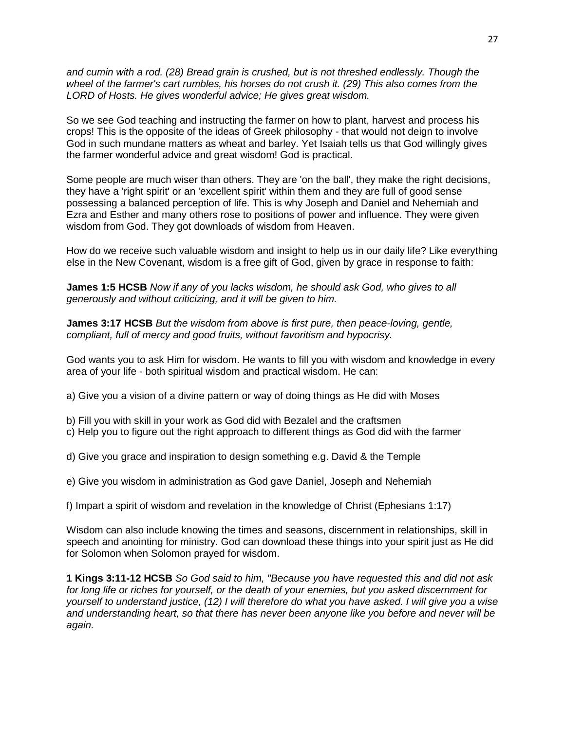*and cumin with a rod. (28) Bread grain is crushed, but is not threshed endlessly. Though the wheel of the farmer's cart rumbles, his horses do not crush it. (29) This also comes from the LORD of Hosts. He gives wonderful advice; He gives great wisdom.*

So we see God teaching and instructing the farmer on how to plant, harvest and process his crops! This is the opposite of the ideas of Greek philosophy - that would not deign to involve God in such mundane matters as wheat and barley. Yet Isaiah tells us that God willingly gives the farmer wonderful advice and great wisdom! God is practical.

Some people are much wiser than others. They are 'on the ball', they make the right decisions, they have a 'right spirit' or an 'excellent spirit' within them and they are full of good sense possessing a balanced perception of life. This is why Joseph and Daniel and Nehemiah and Ezra and Esther and many others rose to positions of power and influence. They were given wisdom from God. They got downloads of wisdom from Heaven.

How do we receive such valuable wisdom and insight to help us in our daily life? Like everything else in the New Covenant, wisdom is a free gift of God, given by grace in response to faith:

**James 1:5 HCSB** *Now if any of you lacks wisdom, he should ask God, who gives to all generously and without criticizing, and it will be given to him.*

**James 3:17 HCSB** *But the wisdom from above is first pure, then peace-loving, gentle, compliant, full of mercy and good fruits, without favoritism and hypocrisy.*

God wants you to ask Him for wisdom. He wants to fill you with wisdom and knowledge in every area of your life - both spiritual wisdom and practical wisdom. He can:

a) Give you a vision of a divine pattern or way of doing things as He did with Moses

b) Fill you with skill in your work as God did with Bezalel and the craftsmen
c) Help you to figure out the right approach to different things as God did with the farmer

d) Give you grace and inspiration to design something e.g. David & the Temple

e) Give you wisdom in administration as God gave Daniel, Joseph and Nehemiah

f) Impart a spirit of wisdom and revelation in the knowledge of Christ (Ephesians 1:17)

Wisdom can also include knowing the times and seasons, discernment in relationships, skill in speech and anointing for ministry. God can download these things into your spirit just as He did for Solomon when Solomon prayed for wisdom.

**1 Kings 3:11-12 HCSB** *So God said to him, "Because you have requested this and did not ask for long life or riches for yourself, or the death of your enemies, but you asked discernment for yourself to understand justice, (12) I will therefore do what you have asked. I will give you a wise and understanding heart, so that there has never been anyone like you before and never will be again.*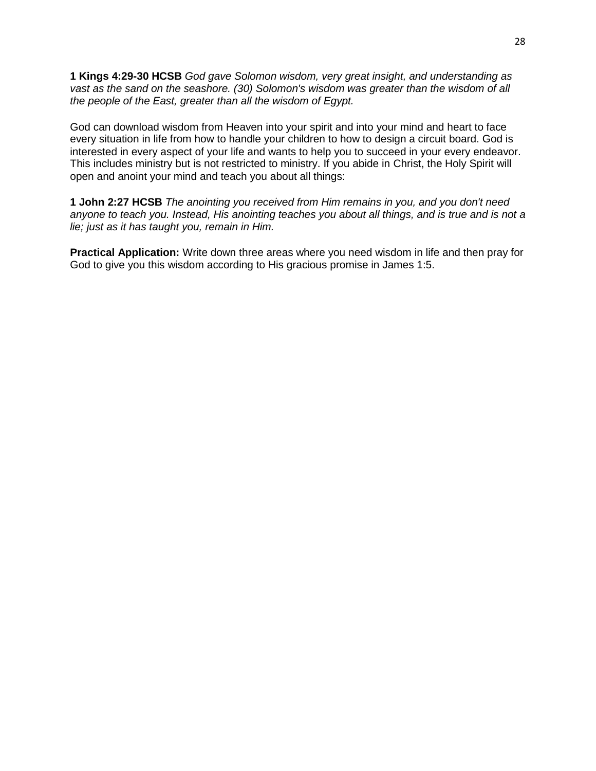**1 Kings 4:29-30 HCSB** *God gave Solomon wisdom, very great insight, and understanding as vast as the sand on the seashore. (30) Solomon's wisdom was greater than the wisdom of all the people of the East, greater than all the wisdom of Egypt.*

God can download wisdom from Heaven into your spirit and into your mind and heart to face every situation in life from how to handle your children to how to design a circuit board. God is interested in every aspect of your life and wants to help you to succeed in your every endeavor. This includes ministry but is not restricted to ministry. If you abide in Christ, the Holy Spirit will open and anoint your mind and teach you about all things:

**1 John 2:27 HCSB** *The anointing you received from Him remains in you, and you don't need anyone to teach you. Instead, His anointing teaches you about all things, and is true and is not a lie; just as it has taught you, remain in Him.*

**Practical Application:** Write down three areas where you need wisdom in life and then pray for God to give you this wisdom according to His gracious promise in James 1:5.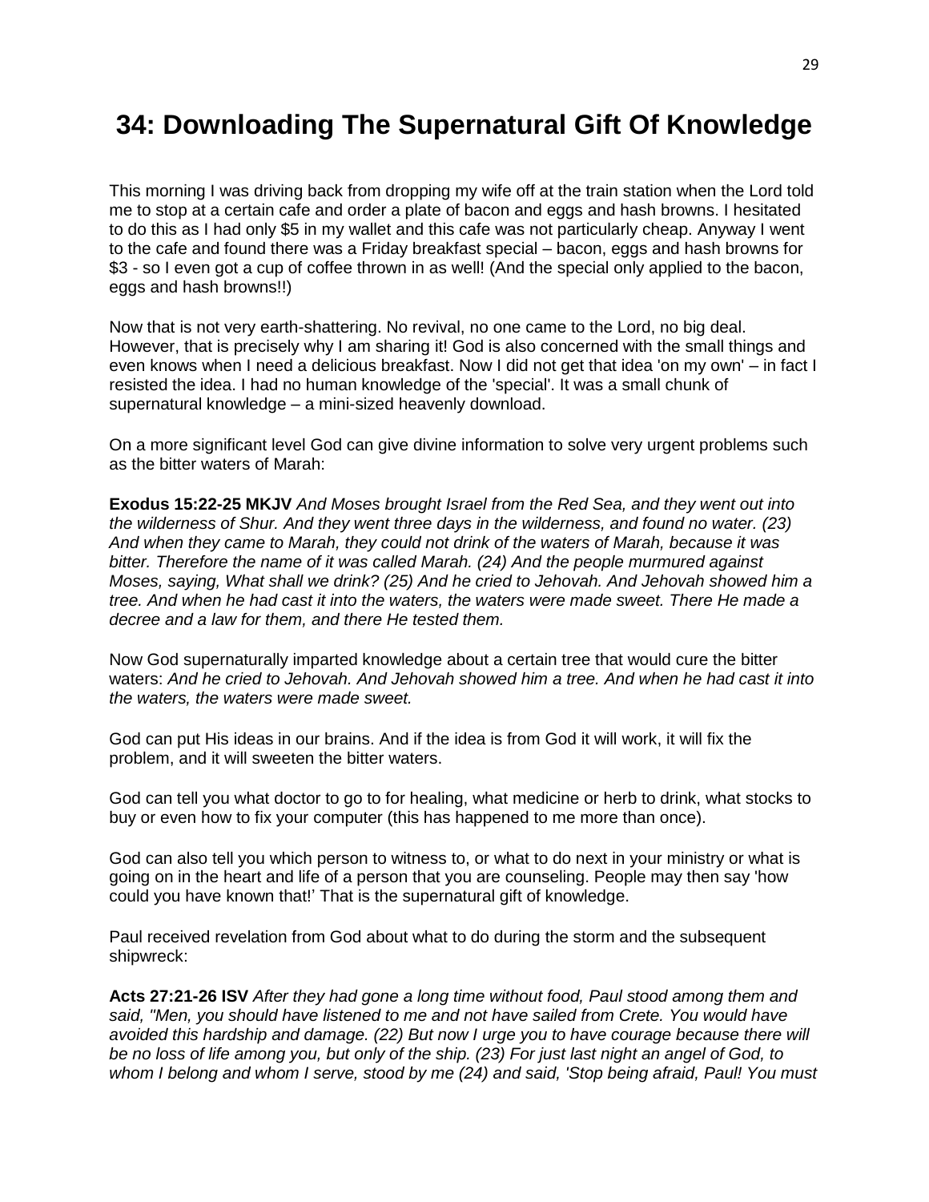# 34: Downloading The Supernatural Gift Of Knowledge

This morning I was driving back from dropping my wife off at the train station when the Lord told me to stop at a certain cafe and order a plate of bacon and eggs and hash browns. I hesitated to do this as I had only $5 in my wallet and this cafe was not particularly cheap. Anyway I went to the cafe and found there was a Friday breakfast special – bacon, eggs and hash browns for $3 - so I even got a cup of coffee thrown in as well! (And the special only applied to the bacon, eggs and hash browns!!)

Now that is not very earth-shattering. No revival, no one came to the Lord, no big deal. However, that is precisely why I am sharing it! God is also concerned with the small things and even knows when I need a delicious breakfast. Now I did not get that idea 'on my own' – in fact I resisted the idea. I had no human knowledge of the 'special'. It was a small chunk of supernatural knowledge – a mini-sized heavenly download.

On a more significant level God can give divine information to solve very urgent problems such as the bitter waters of Marah:

**Exodus 15:22-25 MKJV** *And Moses brought Israel from the Red Sea, and they went out into the wilderness of Shur. And they went three days in the wilderness, and found no water. (23) And when they came to Marah, they could not drink of the waters of Marah, because it was bitter. Therefore the name of it was called Marah. (24) And the people murmured against Moses, saying, What shall we drink? (25) And he cried to Jehovah. And Jehovah showed him a tree. And when he had cast it into the waters, the waters were made sweet. There He made a decree and a law for them, and there He tested them.*

Now God supernaturally imparted knowledge about a certain tree that would cure the bitter waters: *And he cried to Jehovah. And Jehovah showed him a tree. And when he had cast it into the waters, the waters were made sweet.*

God can put His ideas in our brains. And if the idea is from God it will work, it will fix the problem, and it will sweeten the bitter waters.

God can tell you what doctor to go to for healing, what medicine or herb to drink, what stocks to buy or even how to fix your computer (this has happened to me more than once).

God can also tell you which person to witness to, or what to do next in your ministry or what is going on in the heart and life of a person that you are counseling. People may then say 'how could you have known that!' That is the supernatural gift of knowledge.

Paul received revelation from God about what to do during the storm and the subsequent shipwreck:

**Acts 27:21-26 ISV** *After they had gone a long time without food, Paul stood among them and said, "Men, you should have listened to me and not have sailed from Crete. You would have avoided this hardship and damage. (22) But now I urge you to have courage because there will be no loss of life among you, but only of the ship. (23) For just last night an angel of God, to whom I belong and whom I serve, stood by me (24) and said, 'Stop being afraid, Paul! You must*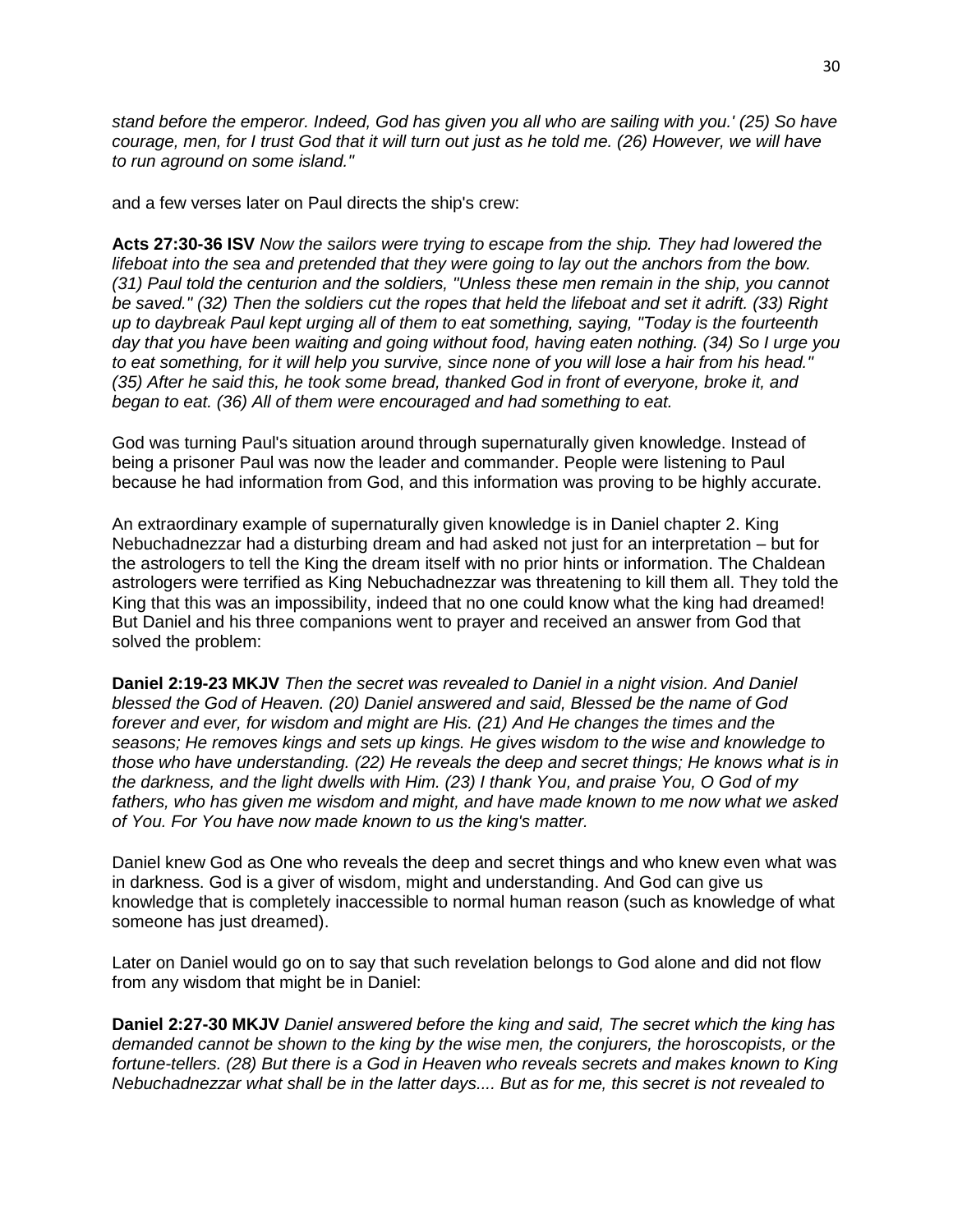*stand before the emperor. Indeed, God has given you all who are sailing with you.' (25) So have courage, men, for I trust God that it will turn out just as he told me. (26) However, we will have to run aground on some island."*

and a few verses later on Paul directs the ship's crew:

**Acts 27:30-36 ISV** *Now the sailors were trying to escape from the ship. They had lowered the lifeboat into the sea and pretended that they were going to lay out the anchors from the bow. (31) Paul told the centurion and the soldiers, "Unless these men remain in the ship, you cannot be saved." (32) Then the soldiers cut the ropes that held the lifeboat and set it adrift. (33) Right up to daybreak Paul kept urging all of them to eat something, saying, "Today is the fourteenth day that you have been waiting and going without food, having eaten nothing. (34) So I urge you to eat something, for it will help you survive, since none of you will lose a hair from his head." (35) After he said this, he took some bread, thanked God in front of everyone, broke it, and began to eat. (36) All of them were encouraged and had something to eat.*

God was turning Paul's situation around through supernaturally given knowledge. Instead of being a prisoner Paul was now the leader and commander. People were listening to Paul because he had information from God, and this information was proving to be highly accurate.

An extraordinary example of supernaturally given knowledge is in Daniel chapter 2. King Nebuchadnezzar had a disturbing dream and had asked not just for an interpretation – but for the astrologers to tell the King the dream itself with no prior hints or information. The Chaldean astrologers were terrified as King Nebuchadnezzar was threatening to kill them all. They told the King that this was an impossibility, indeed that no one could know what the king had dreamed! But Daniel and his three companions went to prayer and received an answer from God that solved the problem:

**Daniel 2:19-23 MKJV** *Then the secret was revealed to Daniel in a night vision. And Daniel blessed the God of Heaven. (20) Daniel answered and said, Blessed be the name of God forever and ever, for wisdom and might are His. (21) And He changes the times and the seasons; He removes kings and sets up kings. He gives wisdom to the wise and knowledge to those who have understanding. (22) He reveals the deep and secret things; He knows what is in the darkness, and the light dwells with Him. (23) I thank You, and praise You, O God of my fathers, who has given me wisdom and might, and have made known to me now what we asked of You. For You have now made known to us the king's matter.*

Daniel knew God as One who reveals the deep and secret things and who knew even what was in darkness. God is a giver of wisdom, might and understanding. And God can give us knowledge that is completely inaccessible to normal human reason (such as knowledge of what someone has just dreamed).

Later on Daniel would go on to say that such revelation belongs to God alone and did not flow from any wisdom that might be in Daniel:

**Daniel 2:27-30 MKJV** *Daniel answered before the king and said, The secret which the king has demanded cannot be shown to the king by the wise men, the conjurers, the horoscopists, or the fortune-tellers. (28) But there is a God in Heaven who reveals secrets and makes known to King Nebuchadnezzar what shall be in the latter days.... But as for me, this secret is not revealed to*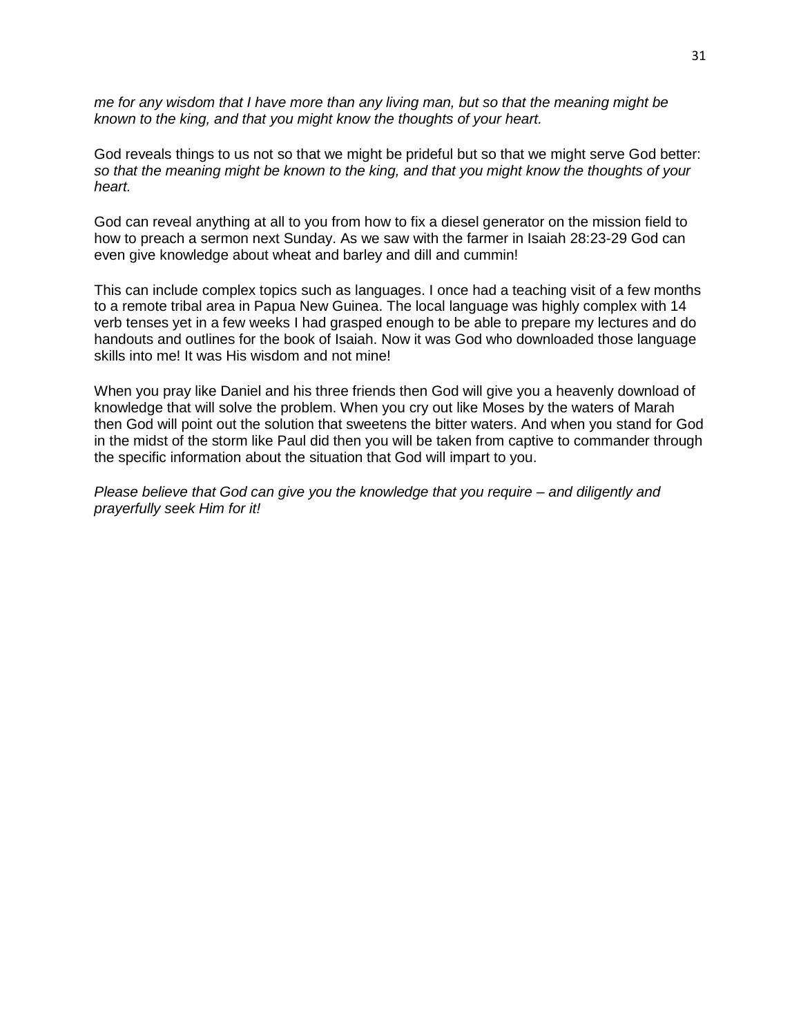*me for any wisdom that I have more than any living man, but so that the meaning might be known to the king, and that you might know the thoughts of your heart.*

God reveals things to us not so that we might be prideful but so that we might serve God better: *so that the meaning might be known to the king, and that you might know the thoughts of your heart.*

God can reveal anything at all to you from how to fix a diesel generator on the mission field to how to preach a sermon next Sunday. As we saw with the farmer in Isaiah 28:23-29 God can even give knowledge about wheat and barley and dill and cummin!

This can include complex topics such as languages. I once had a teaching visit of a few months to a remote tribal area in Papua New Guinea. The local language was highly complex with 14 verb tenses yet in a few weeks I had grasped enough to be able to prepare my lectures and do handouts and outlines for the book of Isaiah. Now it was God who downloaded those language skills into me! It was His wisdom and not mine!

When you pray like Daniel and his three friends then God will give you a heavenly download of knowledge that will solve the problem. When you cry out like Moses by the waters of Marah then God will point out the solution that sweetens the bitter waters. And when you stand for God in the midst of the storm like Paul did then you will be taken from captive to commander through the specific information about the situation that God will impart to you.

*Please believe that God can give you the knowledge that you require – and diligently and prayerfully seek Him for it!*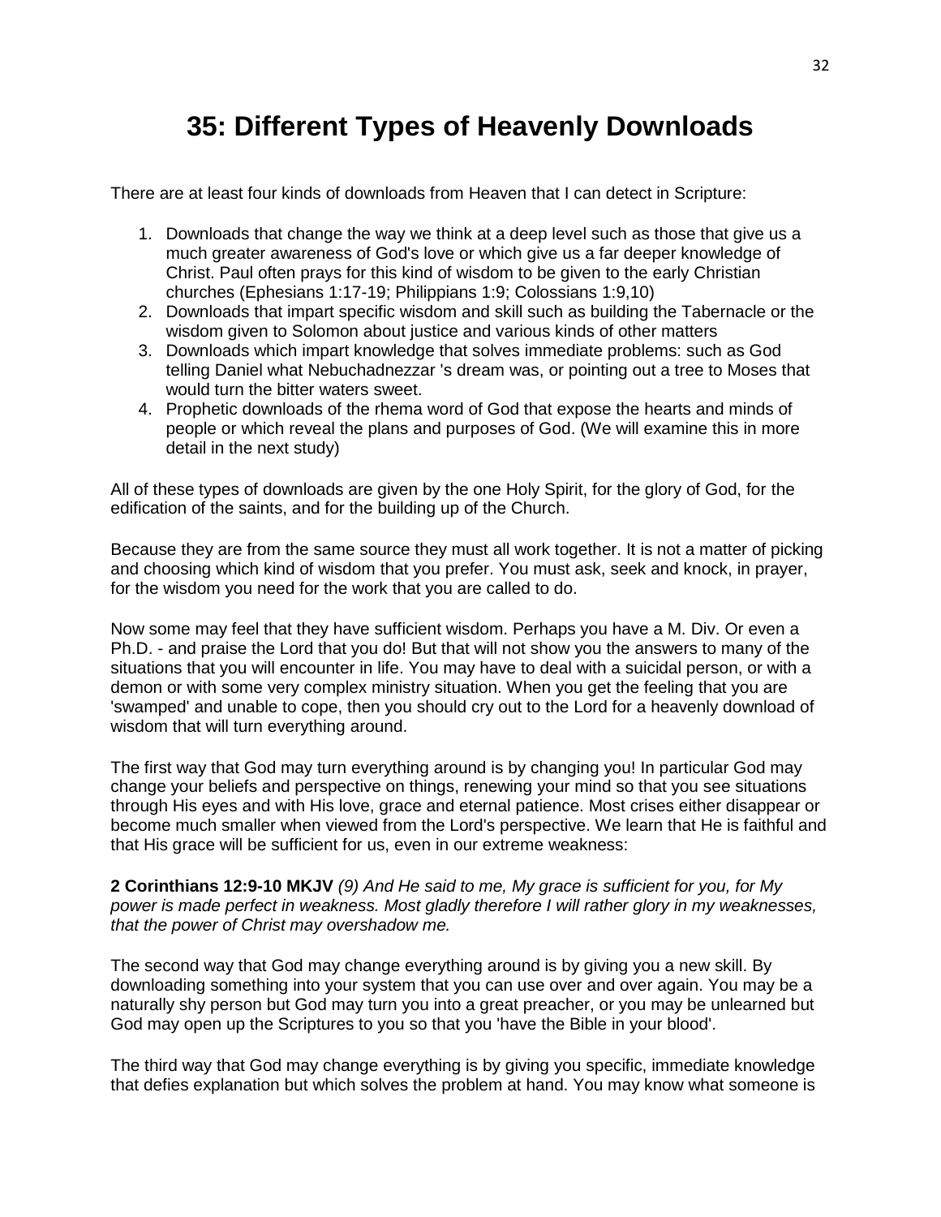# 35: Different Types of Heavenly Downloads

There are at least four kinds of downloads from Heaven that I can detect in Scripture:

1. Downloads that change the way we think at a deep level such as those that give us a much greater awareness of God's love or which give us a far deeper knowledge of Christ. Paul often prays for this kind of wisdom to be given to the early Christian churches (Ephesians 1:17-19; Philippians 1:9; Colossians 1:9,10)
2. Downloads that impart specific wisdom and skill such as building the Tabernacle or the wisdom given to Solomon about justice and various kinds of other matters
3. Downloads which impart knowledge that solves immediate problems: such as God telling Daniel what Nebuchadnezzar 's dream was, or pointing out a tree to Moses that would turn the bitter waters sweet.
4. Prophetic downloads of the rhema word of God that expose the hearts and minds of people or which reveal the plans and purposes of God. (We will examine this in more detail in the next study)

All of these types of downloads are given by the one Holy Spirit, for the glory of God, for the edification of the saints, and for the building up of the Church.

Because they are from the same source they must all work together. It is not a matter of picking and choosing which kind of wisdom that you prefer. You must ask, seek and knock, in prayer, for the wisdom you need for the work that you are called to do.

Now some may feel that they have sufficient wisdom. Perhaps you have a M. Div. Or even a Ph.D. - and praise the Lord that you do! But that will not show you the answers to many of the situations that you will encounter in life. You may have to deal with a suicidal person, or with a demon or with some very complex ministry situation. When you get the feeling that you are 'swamped' and unable to cope, then you should cry out to the Lord for a heavenly download of wisdom that will turn everything around.

The first way that God may turn everything around is by changing you! In particular God may change your beliefs and perspective on things, renewing your mind so that you see situations through His eyes and with His love, grace and eternal patience. Most crises either disappear or become much smaller when viewed from the Lord's perspective. We learn that He is faithful and that His grace will be sufficient for us, even in our extreme weakness:

**2 Corinthians 12:9-10 MKJV** *(9) And He said to me, My grace is sufficient for you, for My power is made perfect in weakness. Most gladly therefore I will rather glory in my weaknesses, that the power of Christ may overshadow me.*

The second way that God may change everything around is by giving you a new skill. By downloading something into your system that you can use over and over again. You may be a naturally shy person but God may turn you into a great preacher, or you may be unlearned but God may open up the Scriptures to you so that you 'have the Bible in your blood'.

The third way that God may change everything is by giving you specific, immediate knowledge that defies explanation but which solves the problem at hand. You may know what someone is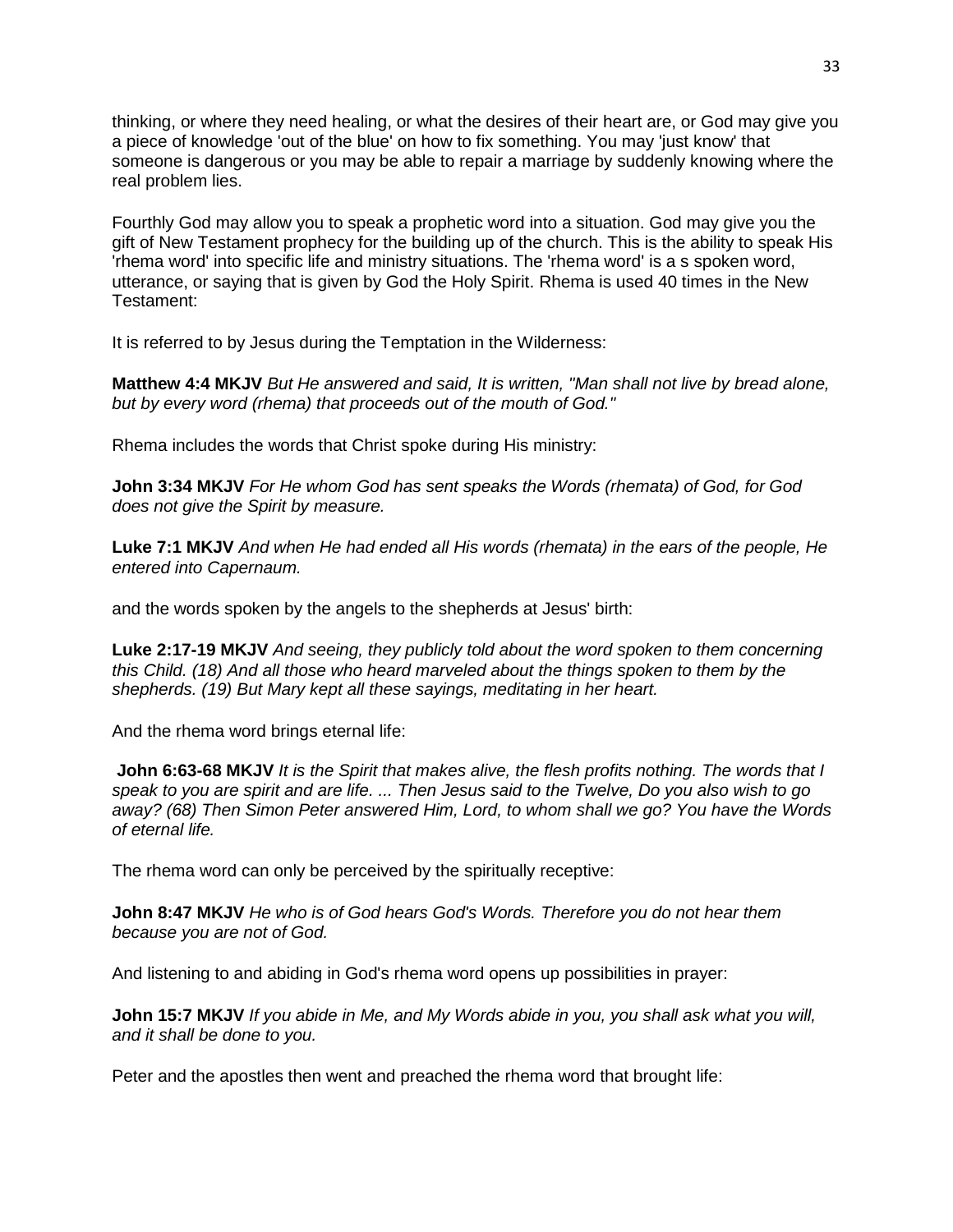thinking, or where they need healing, or what the desires of their heart are, or God may give you a piece of knowledge 'out of the blue' on how to fix something. You may 'just know' that someone is dangerous or you may be able to repair a marriage by suddenly knowing where the real problem lies.

Fourthly God may allow you to speak a prophetic word into a situation. God may give you the gift of New Testament prophecy for the building up of the church. This is the ability to speak His 'rhema word' into specific life and ministry situations. The 'rhema word' is a s spoken word, utterance, or saying that is given by God the Holy Spirit. Rhema is used 40 times in the New Testament:

It is referred to by Jesus during the Temptation in the Wilderness:

**Matthew 4:4 MKJV** *But He answered and said, It is written, "Man shall not live by bread alone, but by every word (rhema) that proceeds out of the mouth of God."*

Rhema includes the words that Christ spoke during His ministry:

**John 3:34 MKJV** *For He whom God has sent speaks the Words (rhemata) of God, for God does not give the Spirit by measure.*

**Luke 7:1 MKJV** *And when He had ended all His words (rhemata) in the ears of the people, He entered into Capernaum.*

and the words spoken by the angels to the shepherds at Jesus' birth:

**Luke 2:17-19 MKJV** *And seeing, they publicly told about the word spoken to them concerning this Child. (18) And all those who heard marveled about the things spoken to them by the shepherds. (19) But Mary kept all these sayings, meditating in her heart.*

And the rhema word brings eternal life:

**John 6:63-68 MKJV** *It is the Spirit that makes alive, the flesh profits nothing. The words that I speak to you are spirit and are life. ... Then Jesus said to the Twelve, Do you also wish to go away? (68) Then Simon Peter answered Him, Lord, to whom shall we go? You have the Words of eternal life.*

The rhema word can only be perceived by the spiritually receptive:

**John 8:47 MKJV** *He who is of God hears God's Words. Therefore you do not hear them because you are not of God.*

And listening to and abiding in God's rhema word opens up possibilities in prayer:

**John 15:7 MKJV** *If you abide in Me, and My Words abide in you, you shall ask what you will, and it shall be done to you.*

Peter and the apostles then went and preached the rhema word that brought life: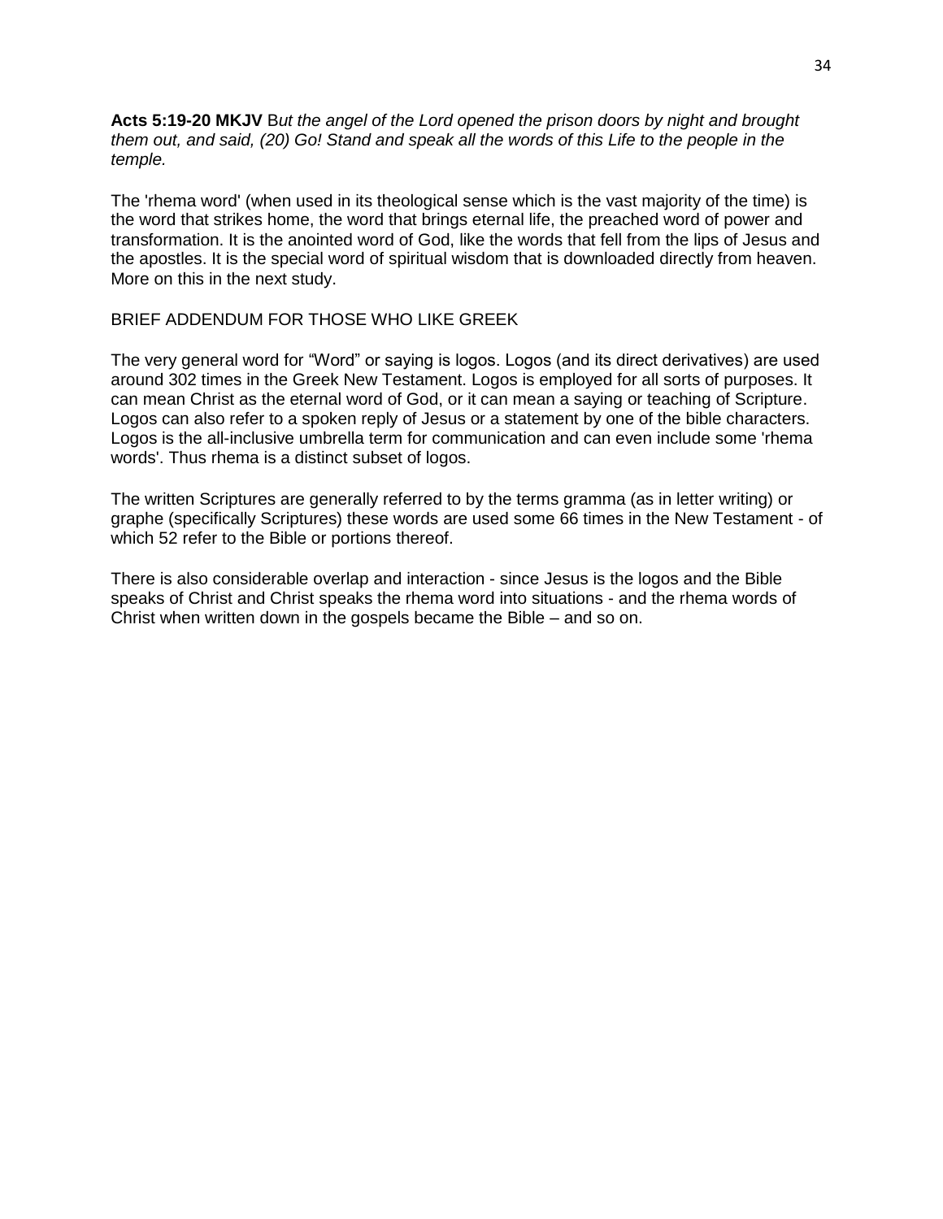**Acts 5:19-20 MKJV** B*ut the angel of the Lord opened the prison doors by night and brought them out, and said, (20) Go! Stand and speak all the words of this Life to the people in the temple.*

The 'rhema word' (when used in its theological sense which is the vast majority of the time) is the word that strikes home, the word that brings eternal life, the preached word of power and transformation. It is the anointed word of God, like the words that fell from the lips of Jesus and the apostles. It is the special word of spiritual wisdom that is downloaded directly from heaven. More on this in the next study.

BRIEF ADDENDUM FOR THOSE WHO LIKE GREEK

The very general word for "Word" or saying is logos. Logos (and its direct derivatives) are used around 302 times in the Greek New Testament. Logos is employed for all sorts of purposes. It can mean Christ as the eternal word of God, or it can mean a saying or teaching of Scripture. Logos can also refer to a spoken reply of Jesus or a statement by one of the bible characters. Logos is the all-inclusive umbrella term for communication and can even include some 'rhema words'. Thus rhema is a distinct subset of logos.

The written Scriptures are generally referred to by the terms gramma (as in letter writing) or graphe (specifically Scriptures) these words are used some 66 times in the New Testament - of which 52 refer to the Bible or portions thereof.

There is also considerable overlap and interaction - since Jesus is the logos and the Bible speaks of Christ and Christ speaks the rhema word into situations - and the rhema words of Christ when written down in the gospels became the Bible – and so on.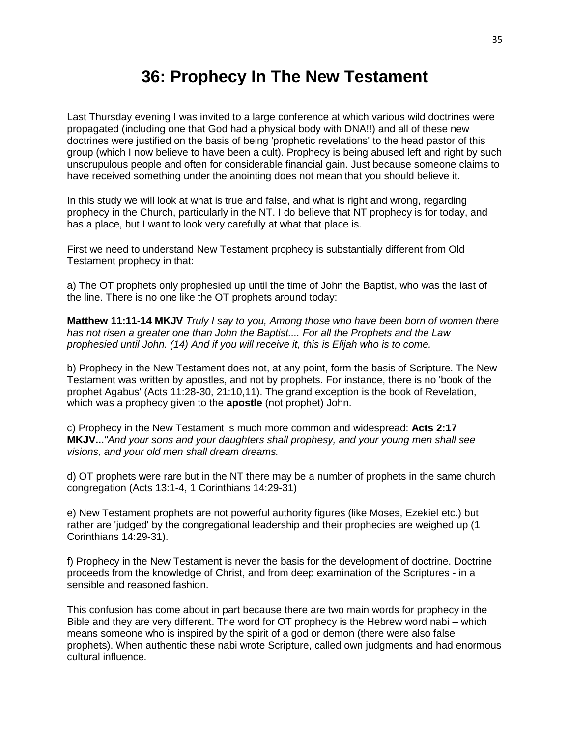# 36: Prophecy In The New Testament

Last Thursday evening I was invited to a large conference at which various wild doctrines were propagated (including one that God had a physical body with DNA!!) and all of these new doctrines were justified on the basis of being 'prophetic revelations' to the head pastor of this group (which I now believe to have been a cult). Prophecy is being abused left and right by such unscrupulous people and often for considerable financial gain. Just because someone claims to have received something under the anointing does not mean that you should believe it.

In this study we will look at what is true and false, and what is right and wrong, regarding prophecy in the Church, particularly in the NT. I do believe that NT prophecy is for today, and has a place, but I want to look very carefully at what that place is.

First we need to understand New Testament prophecy is substantially different from Old Testament prophecy in that:

a) The OT prophets only prophesied up until the time of John the Baptist, who was the last of the line. There is no one like the OT prophets around today:

**Matthew 11:11-14 MKJV** *Truly I say to you, Among those who have been born of women there has not risen a greater one than John the Baptist.... For all the Prophets and the Law prophesied until John. (14) And if you will receive it, this is Elijah who is to come.*

b) Prophecy in the New Testament does not, at any point, form the basis of Scripture. The New Testament was written by apostles, and not by prophets. For instance, there is no 'book of the prophet Agabus' (Acts 11:28-30, 21:10,11). The grand exception is the book of Revelation, which was a prophecy given to the **apostle** (not prophet) John.

c) Prophecy in the New Testament is much more common and widespread: **Acts 2:17 MKJV...***"And your sons and your daughters shall prophesy, and your young men shall see visions, and your old men shall dream dreams.*

d) OT prophets were rare but in the NT there may be a number of prophets in the same church congregation (Acts 13:1-4, 1 Corinthians 14:29-31)

e) New Testament prophets are not powerful authority figures (like Moses, Ezekiel etc.) but rather are 'judged' by the congregational leadership and their prophecies are weighed up (1 Corinthians 14:29-31).

f) Prophecy in the New Testament is never the basis for the development of doctrine. Doctrine proceeds from the knowledge of Christ, and from deep examination of the Scriptures - in a sensible and reasoned fashion.

This confusion has come about in part because there are two main words for prophecy in the Bible and they are very different. The word for OT prophecy is the Hebrew word nabi – which means someone who is inspired by the spirit of a god or demon (there were also false prophets). When authentic these nabi wrote Scripture, called own judgments and had enormous cultural influence.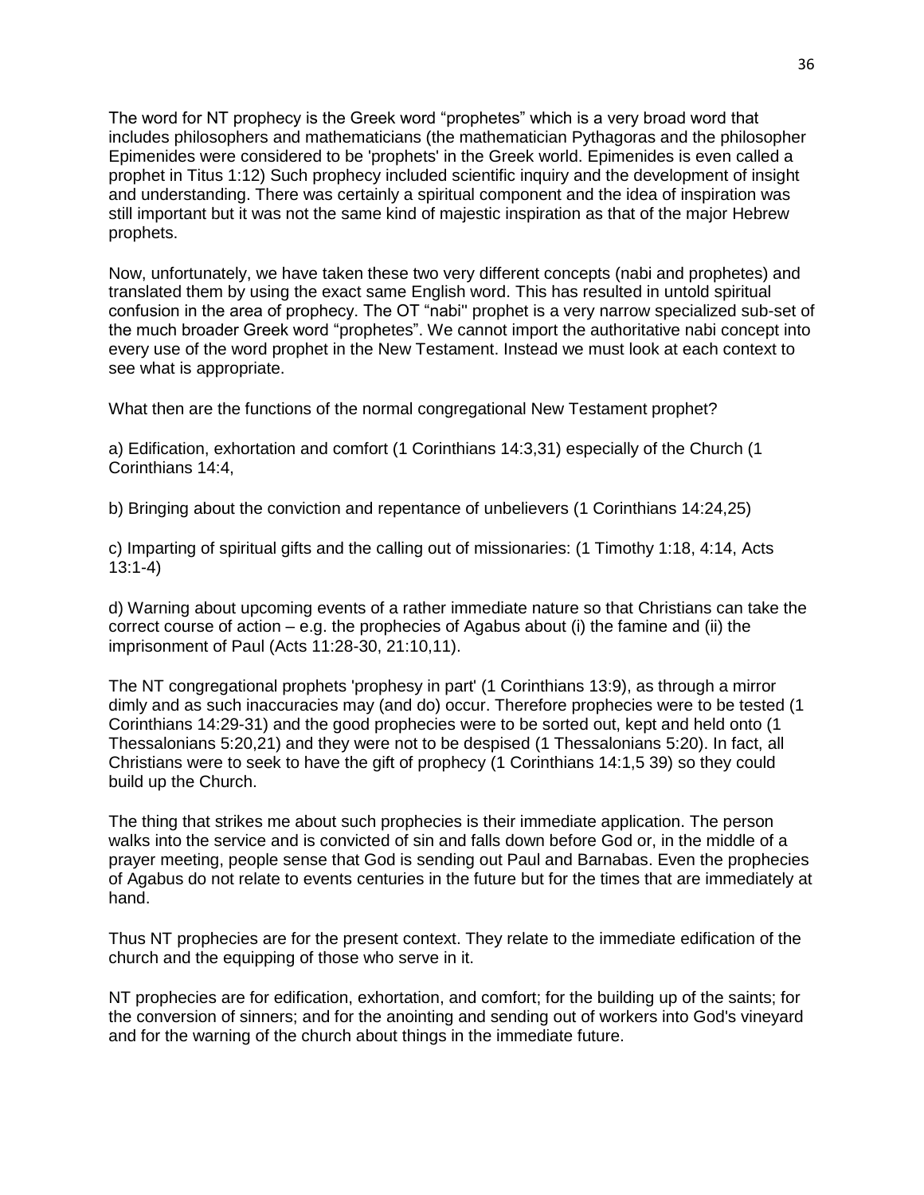The word for NT prophecy is the Greek word “prophetes” which is a very broad word that includes philosophers and mathematicians (the mathematician Pythagoras and the philosopher Epimenides were considered to be 'prophets' in the Greek world. Epimenides is even called a prophet in Titus 1:12) Such prophecy included scientific inquiry and the development of insight and understanding. There was certainly a spiritual component and the idea of inspiration was still important but it was not the same kind of majestic inspiration as that of the major Hebrew prophets.

Now, unfortunately, we have taken these two very different concepts (nabi and prophetes) and translated them by using the exact same English word. This has resulted in untold spiritual confusion in the area of prophecy. The OT “nabi" prophet is a very narrow specialized sub-set of the much broader Greek word “prophetes”. We cannot import the authoritative nabi concept into every use of the word prophet in the New Testament. Instead we must look at each context to see what is appropriate.

What then are the functions of the normal congregational New Testament prophet?

a) Edification, exhortation and comfort (1 Corinthians 14:3,31) especially of the Church (1 Corinthians 14:4,

b) Bringing about the conviction and repentance of unbelievers (1 Corinthians 14:24,25)

c) Imparting of spiritual gifts and the calling out of missionaries: (1 Timothy 1:18, 4:14, Acts 13:1-4)

d) Warning about upcoming events of a rather immediate nature so that Christians can take the correct course of action – e.g. the prophecies of Agabus about (i) the famine and (ii) the imprisonment of Paul (Acts 11:28-30, 21:10,11).

The NT congregational prophets 'prophesy in part' (1 Corinthians 13:9), as through a mirror dimly and as such inaccuracies may (and do) occur. Therefore prophecies were to be tested (1 Corinthians 14:29-31) and the good prophecies were to be sorted out, kept and held onto (1 Thessalonians 5:20,21) and they were not to be despised (1 Thessalonians 5:20). In fact, all Christians were to seek to have the gift of prophecy (1 Corinthians 14:1,5 39) so they could build up the Church.

The thing that strikes me about such prophecies is their immediate application. The person walks into the service and is convicted of sin and falls down before God or, in the middle of a prayer meeting, people sense that God is sending out Paul and Barnabas. Even the prophecies of Agabus do not relate to events centuries in the future but for the times that are immediately at hand.

Thus NT prophecies are for the present context. They relate to the immediate edification of the church and the equipping of those who serve in it.

NT prophecies are for edification, exhortation, and comfort; for the building up of the saints; for the conversion of sinners; and for the anointing and sending out of workers into God's vineyard and for the warning of the church about things in the immediate future.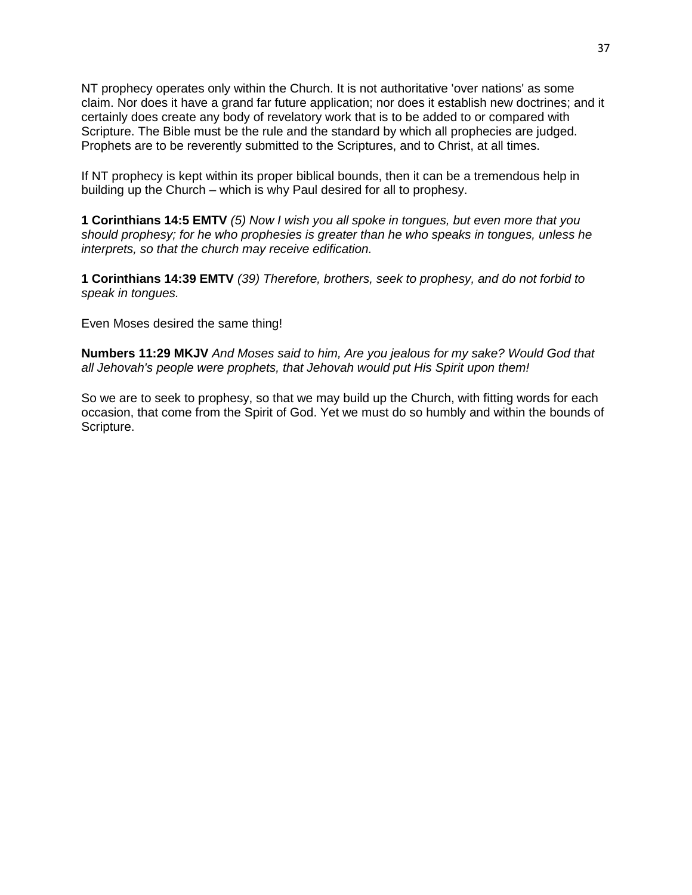NT prophecy operates only within the Church. It is not authoritative 'over nations' as some claim. Nor does it have a grand far future application; nor does it establish new doctrines; and it certainly does create any body of revelatory work that is to be added to or compared with Scripture. The Bible must be the rule and the standard by which all prophecies are judged. Prophets are to be reverently submitted to the Scriptures, and to Christ, at all times.

If NT prophecy is kept within its proper biblical bounds, then it can be a tremendous help in building up the Church – which is why Paul desired for all to prophesy.

**1 Corinthians 14:5 EMTV** *(5) Now I wish you all spoke in tongues, but even more that you should prophesy; for he who prophesies is greater than he who speaks in tongues, unless he interprets, so that the church may receive edification.*

**1 Corinthians 14:39 EMTV** *(39) Therefore, brothers, seek to prophesy, and do not forbid to speak in tongues.*

Even Moses desired the same thing!

**Numbers 11:29 MKJV** *And Moses said to him, Are you jealous for my sake? Would God that all Jehovah's people were prophets, that Jehovah would put His Spirit upon them!*

So we are to seek to prophesy, so that we may build up the Church, with fitting words for each occasion, that come from the Spirit of God. Yet we must do so humbly and within the bounds of Scripture.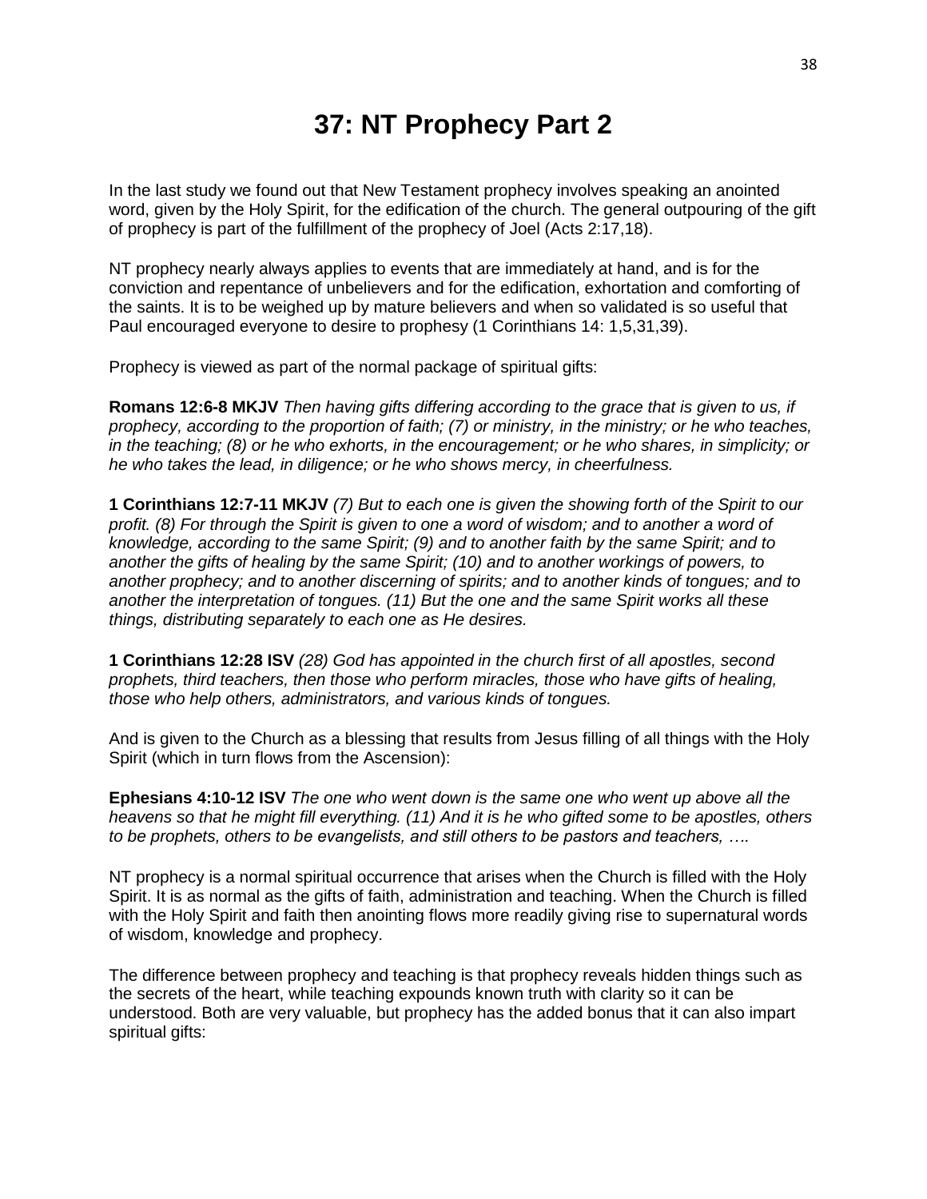# 37: NT Prophecy Part 2

In the last study we found out that New Testament prophecy involves speaking an anointed word, given by the Holy Spirit, for the edification of the church. The general outpouring of the gift of prophecy is part of the fulfillment of the prophecy of Joel (Acts 2:17,18).

NT prophecy nearly always applies to events that are immediately at hand, and is for the conviction and repentance of unbelievers and for the edification, exhortation and comforting of the saints. It is to be weighed up by mature believers and when so validated is so useful that Paul encouraged everyone to desire to prophesy (1 Corinthians 14: 1,5,31,39).

Prophecy is viewed as part of the normal package of spiritual gifts:

**Romans 12:6-8 MKJV** *Then having gifts differing according to the grace that is given to us, if prophecy, according to the proportion of faith; (7) or ministry, in the ministry; or he who teaches, in the teaching; (8) or he who exhorts, in the encouragement; or he who shares, in simplicity; or he who takes the lead, in diligence; or he who shows mercy, in cheerfulness.*

**1 Corinthians 12:7-11 MKJV** *(7) But to each one is given the showing forth of the Spirit to our profit. (8) For through the Spirit is given to one a word of wisdom; and to another a word of knowledge, according to the same Spirit; (9) and to another faith by the same Spirit; and to another the gifts of healing by the same Spirit; (10) and to another workings of powers, to another prophecy; and to another discerning of spirits; and to another kinds of tongues; and to another the interpretation of tongues. (11) But the one and the same Spirit works all these things, distributing separately to each one as He desires.*

**1 Corinthians 12:28 ISV** *(28) God has appointed in the church first of all apostles, second prophets, third teachers, then those who perform miracles, those who have gifts of healing, those who help others, administrators, and various kinds of tongues.*

And is given to the Church as a blessing that results from Jesus filling of all things with the Holy Spirit (which in turn flows from the Ascension):

**Ephesians 4:10-12 ISV** *The one who went down is the same one who went up above all the heavens so that he might fill everything. (11) And it is he who gifted some to be apostles, others to be prophets, others to be evangelists, and still others to be pastors and teachers, ….*

NT prophecy is a normal spiritual occurrence that arises when the Church is filled with the Holy Spirit. It is as normal as the gifts of faith, administration and teaching. When the Church is filled with the Holy Spirit and faith then anointing flows more readily giving rise to supernatural words of wisdom, knowledge and prophecy.

The difference between prophecy and teaching is that prophecy reveals hidden things such as the secrets of the heart, while teaching expounds known truth with clarity so it can be understood. Both are very valuable, but prophecy has the added bonus that it can also impart spiritual gifts: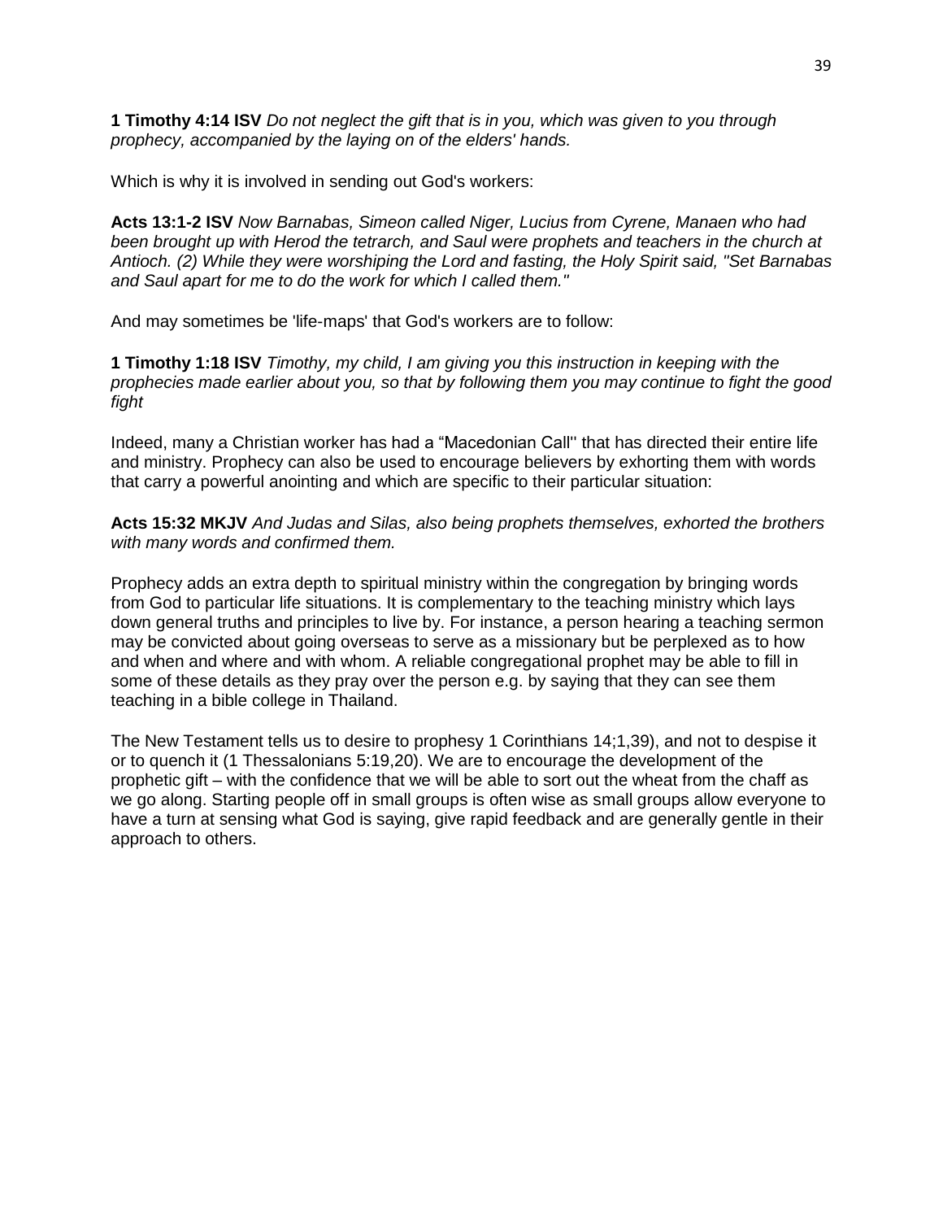**1 Timothy 4:14 ISV** *Do not neglect the gift that is in you, which was given to you through prophecy, accompanied by the laying on of the elders' hands.*

Which is why it is involved in sending out God's workers:

**Acts 13:1-2 ISV** *Now Barnabas, Simeon called Niger, Lucius from Cyrene, Manaen who had been brought up with Herod the tetrarch, and Saul were prophets and teachers in the church at Antioch. (2) While they were worshiping the Lord and fasting, the Holy Spirit said, "Set Barnabas and Saul apart for me to do the work for which I called them."*

And may sometimes be 'life-maps' that God's workers are to follow:

**1 Timothy 1:18 ISV** *Timothy, my child, I am giving you this instruction in keeping with the prophecies made earlier about you, so that by following them you may continue to fight the good fight*

Indeed, many a Christian worker has had a “Macedonian Call'' that has directed their entire life and ministry. Prophecy can also be used to encourage believers by exhorting them with words that carry a powerful anointing and which are specific to their particular situation:

**Acts 15:32 MKJV** *And Judas and Silas, also being prophets themselves, exhorted the brothers with many words and confirmed them.*

Prophecy adds an extra depth to spiritual ministry within the congregation by bringing words from God to particular life situations. It is complementary to the teaching ministry which lays down general truths and principles to live by. For instance, a person hearing a teaching sermon may be convicted about going overseas to serve as a missionary but be perplexed as to how and when and where and with whom. A reliable congregational prophet may be able to fill in some of these details as they pray over the person e.g. by saying that they can see them teaching in a bible college in Thailand.

The New Testament tells us to desire to prophesy 1 Corinthians 14;1,39), and not to despise it or to quench it (1 Thessalonians 5:19,20). We are to encourage the development of the prophetic gift – with the confidence that we will be able to sort out the wheat from the chaff as we go along. Starting people off in small groups is often wise as small groups allow everyone to have a turn at sensing what God is saying, give rapid feedback and are generally gentle in their approach to others.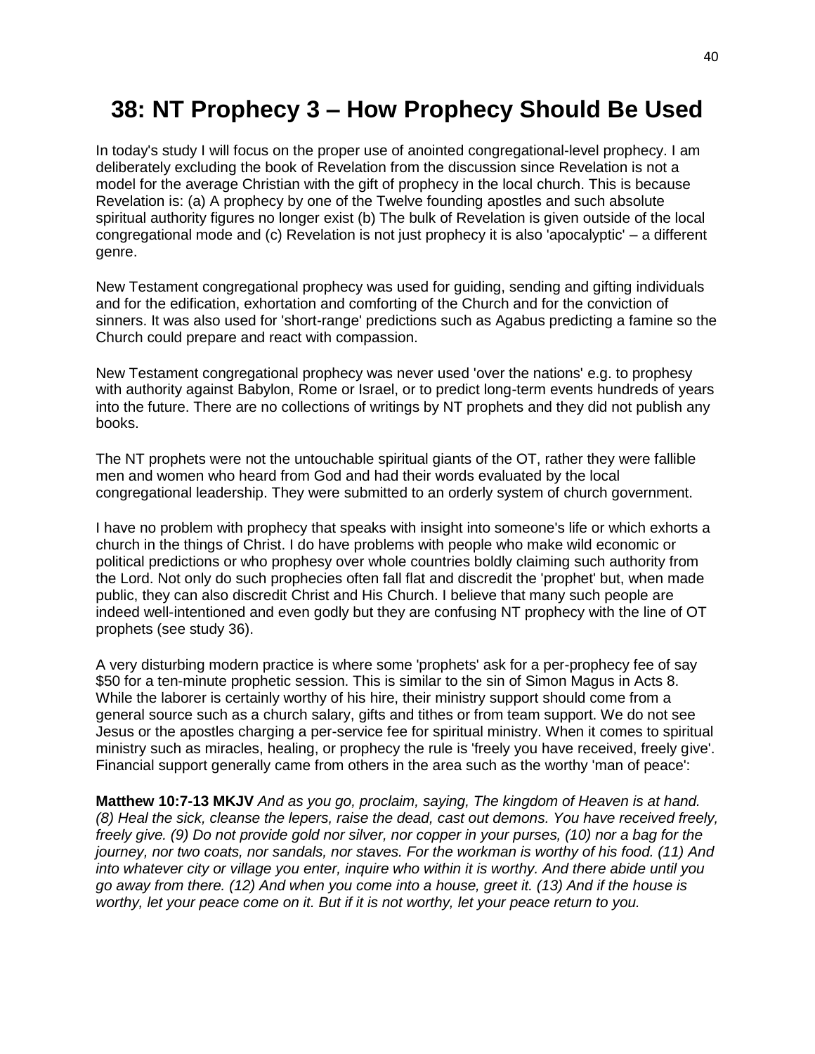# 38: NT Prophecy 3 – How Prophecy Should Be Used

In today's study I will focus on the proper use of anointed congregational-level prophecy. I am deliberately excluding the book of Revelation from the discussion since Revelation is not a model for the average Christian with the gift of prophecy in the local church. This is because Revelation is: (a) A prophecy by one of the Twelve founding apostles and such absolute spiritual authority figures no longer exist (b) The bulk of Revelation is given outside of the local congregational mode and (c) Revelation is not just prophecy it is also 'apocalyptic' – a different genre.

New Testament congregational prophecy was used for guiding, sending and gifting individuals and for the edification, exhortation and comforting of the Church and for the conviction of sinners. It was also used for 'short-range' predictions such as Agabus predicting a famine so the Church could prepare and react with compassion.

New Testament congregational prophecy was never used 'over the nations' e.g. to prophesy with authority against Babylon, Rome or Israel, or to predict long-term events hundreds of years into the future. There are no collections of writings by NT prophets and they did not publish any books.

The NT prophets were not the untouchable spiritual giants of the OT, rather they were fallible men and women who heard from God and had their words evaluated by the local congregational leadership. They were submitted to an orderly system of church government.

I have no problem with prophecy that speaks with insight into someone's life or which exhorts a church in the things of Christ. I do have problems with people who make wild economic or political predictions or who prophesy over whole countries boldly claiming such authority from the Lord. Not only do such prophecies often fall flat and discredit the 'prophet' but, when made public, they can also discredit Christ and His Church. I believe that many such people are indeed well-intentioned and even godly but they are confusing NT prophecy with the line of OT prophets (see study 36).

A very disturbing modern practice is where some 'prophets' ask for a per-prophecy fee of say $50 for a ten-minute prophetic session. This is similar to the sin of Simon Magus in Acts 8. While the laborer is certainly worthy of his hire, their ministry support should come from a general source such as a church salary, gifts and tithes or from team support. We do not see Jesus or the apostles charging a per-service fee for spiritual ministry. When it comes to spiritual ministry such as miracles, healing, or prophecy the rule is 'freely you have received, freely give'. Financial support generally came from others in the area such as the worthy 'man of peace':

**Matthew 10:7-13 MKJV** *And as you go, proclaim, saying, The kingdom of Heaven is at hand. (8) Heal the sick, cleanse the lepers, raise the dead, cast out demons. You have received freely, freely give. (9) Do not provide gold nor silver, nor copper in your purses, (10) nor a bag for the journey, nor two coats, nor sandals, nor staves. For the workman is worthy of his food. (11) And into whatever city or village you enter, inquire who within it is worthy. And there abide until you go away from there. (12) And when you come into a house, greet it. (13) And if the house is worthy, let your peace come on it. But if it is not worthy, let your peace return to you.*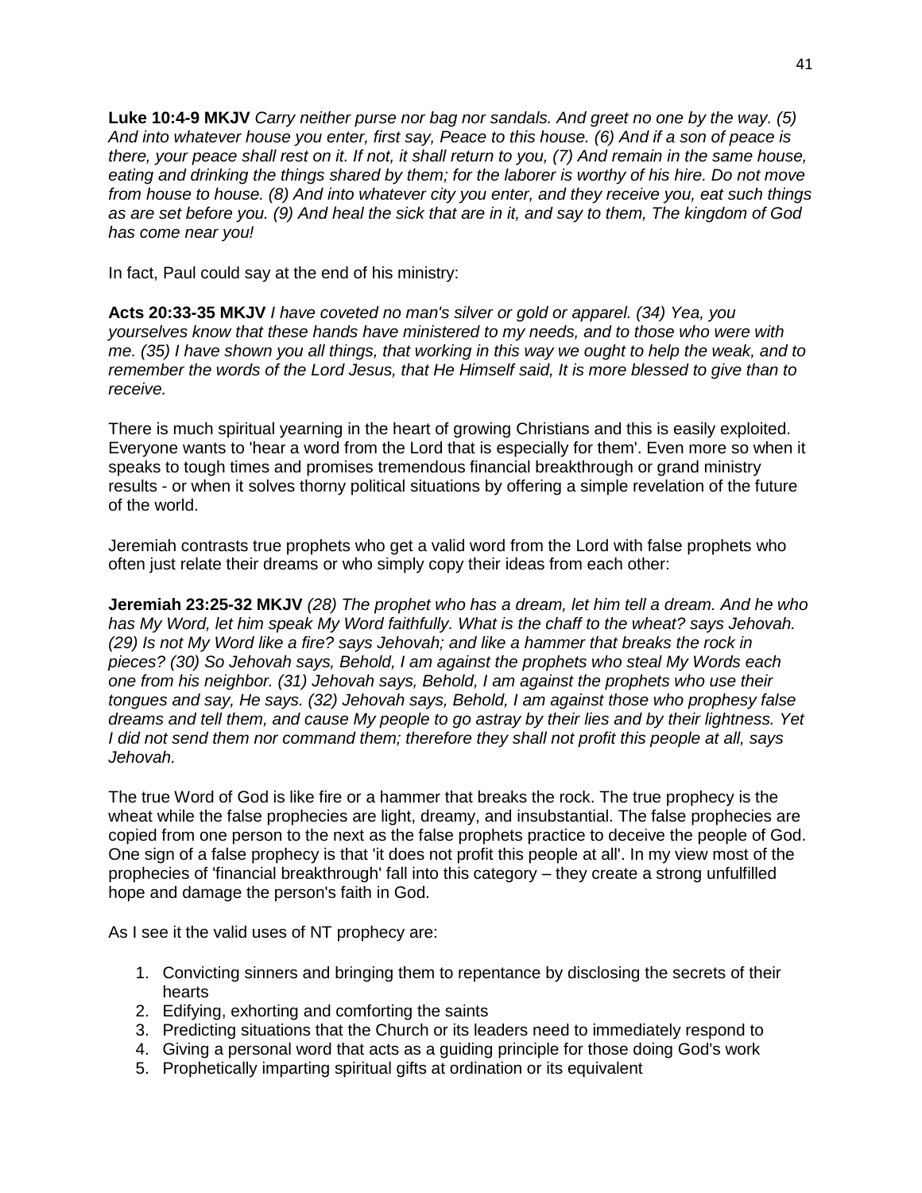**Luke 10:4-9 MKJV** *Carry neither purse nor bag nor sandals. And greet no one by the way. (5) And into whatever house you enter, first say, Peace to this house. (6) And if a son of peace is there, your peace shall rest on it. If not, it shall return to you, (7) And remain in the same house, eating and drinking the things shared by them; for the laborer is worthy of his hire. Do not move from house to house. (8) And into whatever city you enter, and they receive you, eat such things as are set before you. (9) And heal the sick that are in it, and say to them, The kingdom of God has come near you!*

In fact, Paul could say at the end of his ministry:

**Acts 20:33-35 MKJV** *I have coveted no man's silver or gold or apparel. (34) Yea, you yourselves know that these hands have ministered to my needs, and to those who were with me. (35) I have shown you all things, that working in this way we ought to help the weak, and to remember the words of the Lord Jesus, that He Himself said, It is more blessed to give than to receive.*

There is much spiritual yearning in the heart of growing Christians and this is easily exploited. Everyone wants to 'hear a word from the Lord that is especially for them'. Even more so when it speaks to tough times and promises tremendous financial breakthrough or grand ministry results - or when it solves thorny political situations by offering a simple revelation of the future of the world.

Jeremiah contrasts true prophets who get a valid word from the Lord with false prophets who often just relate their dreams or who simply copy their ideas from each other:

**Jeremiah 23:25-32 MKJV** *(28) The prophet who has a dream, let him tell a dream. And he who has My Word, let him speak My Word faithfully. What is the chaff to the wheat? says Jehovah. (29) Is not My Word like a fire? says Jehovah; and like a hammer that breaks the rock in pieces? (30) So Jehovah says, Behold, I am against the prophets who steal My Words each one from his neighbor. (31) Jehovah says, Behold, I am against the prophets who use their tongues and say, He says. (32) Jehovah says, Behold, I am against those who prophesy false dreams and tell them, and cause My people to go astray by their lies and by their lightness. Yet I did not send them nor command them; therefore they shall not profit this people at all, says Jehovah.*

The true Word of God is like fire or a hammer that breaks the rock. The true prophecy is the wheat while the false prophecies are light, dreamy, and insubstantial. The false prophecies are copied from one person to the next as the false prophets practice to deceive the people of God. One sign of a false prophecy is that 'it does not profit this people at all'. In my view most of the prophecies of 'financial breakthrough' fall into this category – they create a strong unfulfilled hope and damage the person's faith in God.

As I see it the valid uses of NT prophecy are:

1. Convicting sinners and bringing them to repentance by disclosing the secrets of their hearts
2. Edifying, exhorting and comforting the saints
3. Predicting situations that the Church or its leaders need to immediately respond to
4. Giving a personal word that acts as a guiding principle for those doing God's work
5. Prophetically imparting spiritual gifts at ordination or its equivalent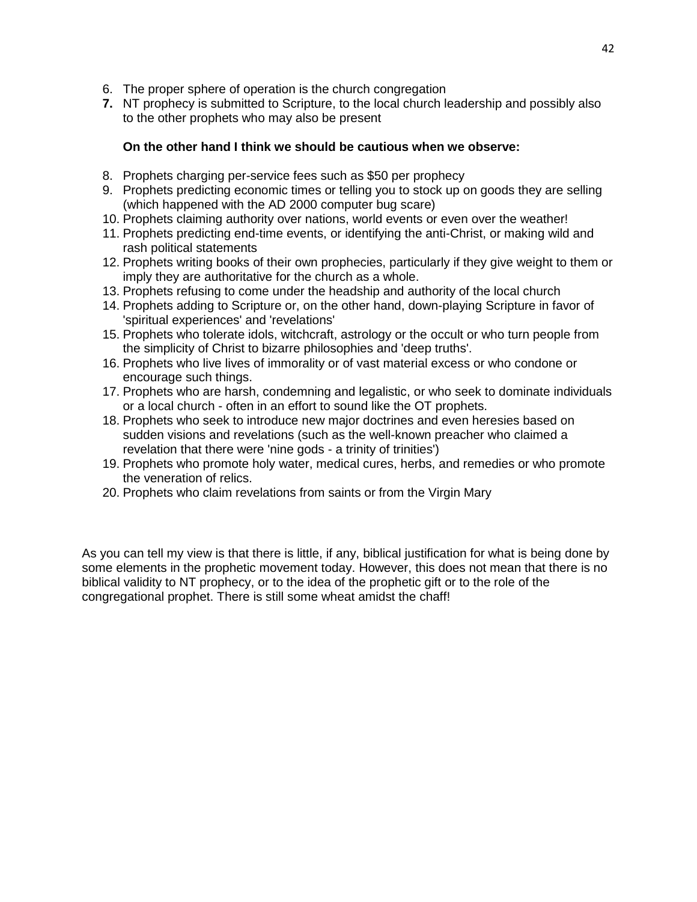6. The proper sphere of operation is the church congregation
7. NT prophecy is submitted to Scripture, to the local church leadership and possibly also to the other prophets who may also be present

**On the other hand I think we should be cautious when we observe:**

8. Prophets charging per-service fees such as $50 per prophecy
9. Prophets predicting economic times or telling you to stock up on goods they are selling (which happened with the AD 2000 computer bug scare)
10. Prophets claiming authority over nations, world events or even over the weather!
11. Prophets predicting end-time events, or identifying the anti-Christ, or making wild and rash political statements
12. Prophets writing books of their own prophecies, particularly if they give weight to them or imply they are authoritative for the church as a whole.
13. Prophets refusing to come under the headship and authority of the local church
14. Prophets adding to Scripture or, on the other hand, down-playing Scripture in favor of 'spiritual experiences' and 'revelations'
15. Prophets who tolerate idols, witchcraft, astrology or the occult or who turn people from the simplicity of Christ to bizarre philosophies and 'deep truths'.
16. Prophets who live lives of immorality or of vast material excess or who condone or encourage such things.
17. Prophets who are harsh, condemning and legalistic, or who seek to dominate individuals or a local church - often in an effort to sound like the OT prophets.
18. Prophets who seek to introduce new major doctrines and even heresies based on sudden visions and revelations (such as the well-known preacher who claimed a revelation that there were 'nine gods - a trinity of trinities')
19. Prophets who promote holy water, medical cures, herbs, and remedies or who promote the veneration of relics.
20. Prophets who claim revelations from saints or from the Virgin Mary

As you can tell my view is that there is little, if any, biblical justification for what is being done by some elements in the prophetic movement today. However, this does not mean that there is no biblical validity to NT prophecy, or to the idea of the prophetic gift or to the role of the congregational prophet. There is still some wheat amidst the chaff!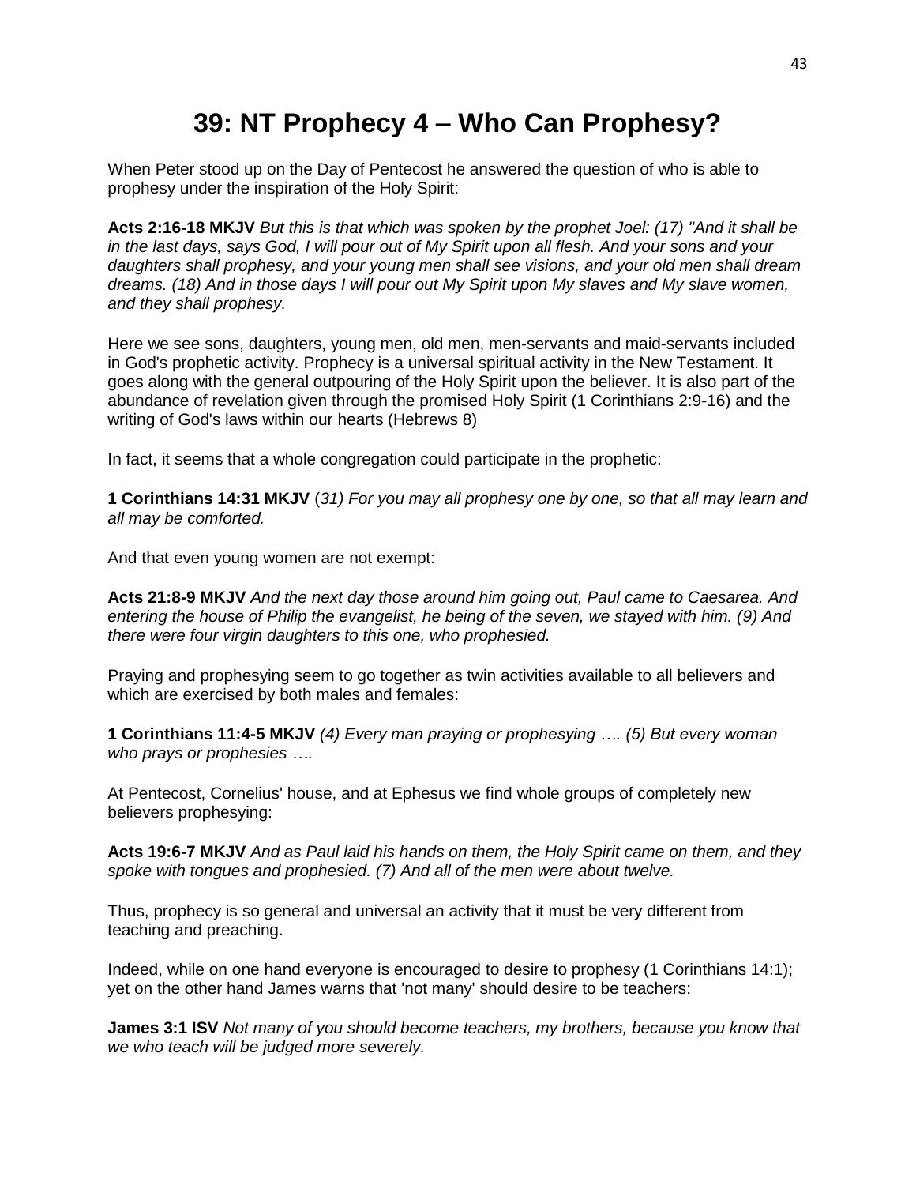# 39: NT Prophecy 4 – Who Can Prophesy?

When Peter stood up on the Day of Pentecost he answered the question of who is able to prophesy under the inspiration of the Holy Spirit:

**Acts 2:16-18 MKJV** *But this is that which was spoken by the prophet Joel: (17) "And it shall be in the last days, says God, I will pour out of My Spirit upon all flesh. And your sons and your daughters shall prophesy, and your young men shall see visions, and your old men shall dream dreams. (18) And in those days I will pour out My Spirit upon My slaves and My slave women, and they shall prophesy.*

Here we see sons, daughters, young men, old men, men-servants and maid-servants included in God's prophetic activity. Prophecy is a universal spiritual activity in the New Testament. It goes along with the general outpouring of the Holy Spirit upon the believer. It is also part of the abundance of revelation given through the promised Holy Spirit (1 Corinthians 2:9-16) and the writing of God's laws within our hearts (Hebrews 8)

In fact, it seems that a whole congregation could participate in the prophetic:

**1 Corinthians 14:31 MKJV** (*31) For you may all prophesy one by one, so that all may learn and all may be comforted.*

And that even young women are not exempt:

**Acts 21:8-9 MKJV** *And the next day those around him going out, Paul came to Caesarea. And entering the house of Philip the evangelist, he being of the seven, we stayed with him. (9) And there were four virgin daughters to this one, who prophesied.*

Praying and prophesying seem to go together as twin activities available to all believers and which are exercised by both males and females:

**1 Corinthians 11:4-5 MKJV** *(4) Every man praying or prophesying …. (5) But every woman who prays or prophesies ….*

At Pentecost, Cornelius' house, and at Ephesus we find whole groups of completely new believers prophesying:

**Acts 19:6-7 MKJV** *And as Paul laid his hands on them, the Holy Spirit came on them, and they spoke with tongues and prophesied. (7) And all of the men were about twelve.*

Thus, prophecy is so general and universal an activity that it must be very different from teaching and preaching.

Indeed, while on one hand everyone is encouraged to desire to prophesy (1 Corinthians 14:1); yet on the other hand James warns that 'not many' should desire to be teachers:

**James 3:1 ISV** *Not many of you should become teachers, my brothers, because you know that we who teach will be judged more severely.*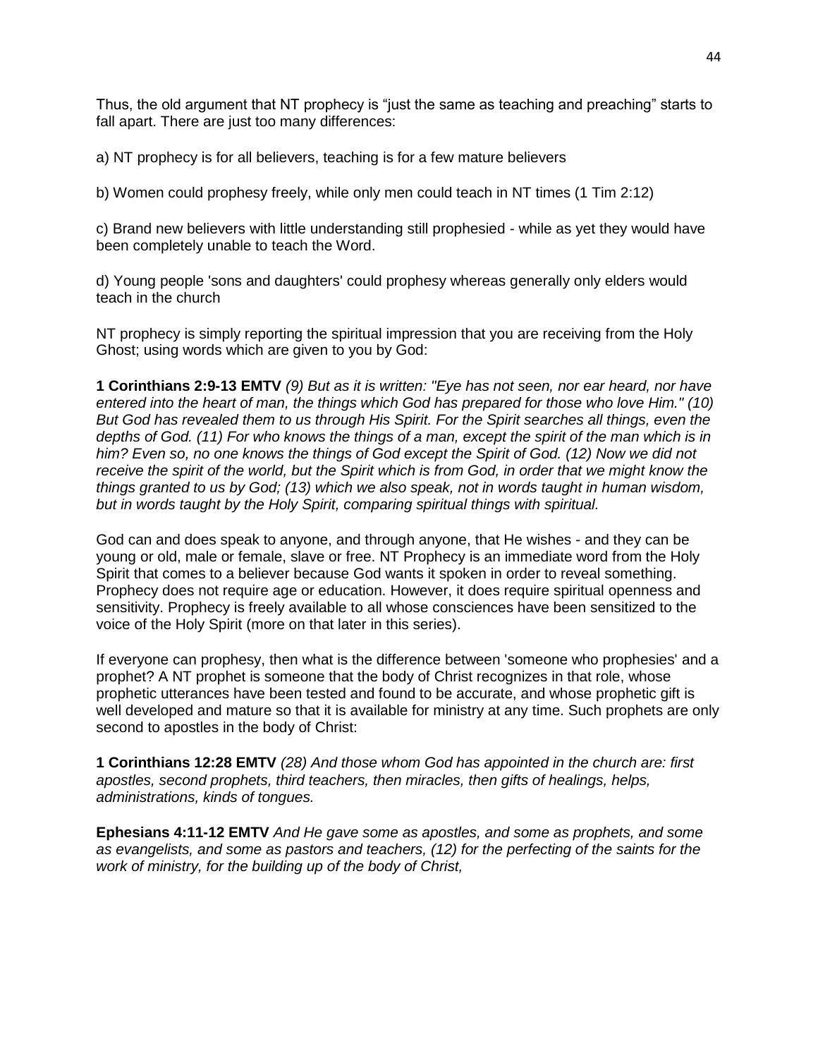Thus, the old argument that NT prophecy is "just the same as teaching and preaching" starts to fall apart. There are just too many differences:

a) NT prophecy is for all believers, teaching is for a few mature believers

b) Women could prophesy freely, while only men could teach in NT times (1 Tim 2:12)

c) Brand new believers with little understanding still prophesied - while as yet they would have been completely unable to teach the Word.

d) Young people 'sons and daughters' could prophesy whereas generally only elders would teach in the church

NT prophecy is simply reporting the spiritual impression that you are receiving from the Holy Ghost; using words which are given to you by God:

**1 Corinthians 2:9-13 EMTV** *(9) But as it is written: "Eye has not seen, nor ear heard, nor have entered into the heart of man, the things which God has prepared for those who love Him." (10) But God has revealed them to us through His Spirit. For the Spirit searches all things, even the depths of God. (11) For who knows the things of a man, except the spirit of the man which is in him? Even so, no one knows the things of God except the Spirit of God. (12) Now we did not receive the spirit of the world, but the Spirit which is from God, in order that we might know the things granted to us by God; (13) which we also speak, not in words taught in human wisdom, but in words taught by the Holy Spirit, comparing spiritual things with spiritual.*

God can and does speak to anyone, and through anyone, that He wishes - and they can be young or old, male or female, slave or free. NT Prophecy is an immediate word from the Holy Spirit that comes to a believer because God wants it spoken in order to reveal something. Prophecy does not require age or education. However, it does require spiritual openness and sensitivity. Prophecy is freely available to all whose consciences have been sensitized to the voice of the Holy Spirit (more on that later in this series).

If everyone can prophesy, then what is the difference between 'someone who prophesies' and a prophet? A NT prophet is someone that the body of Christ recognizes in that role, whose prophetic utterances have been tested and found to be accurate, and whose prophetic gift is well developed and mature so that it is available for ministry at any time. Such prophets are only second to apostles in the body of Christ:

**1 Corinthians 12:28 EMTV** *(28) And those whom God has appointed in the church are: first apostles, second prophets, third teachers, then miracles, then gifts of healings, helps, administrations, kinds of tongues.*

**Ephesians 4:11-12 EMTV** *And He gave some as apostles, and some as prophets, and some as evangelists, and some as pastors and teachers, (12) for the perfecting of the saints for the work of ministry, for the building up of the body of Christ,*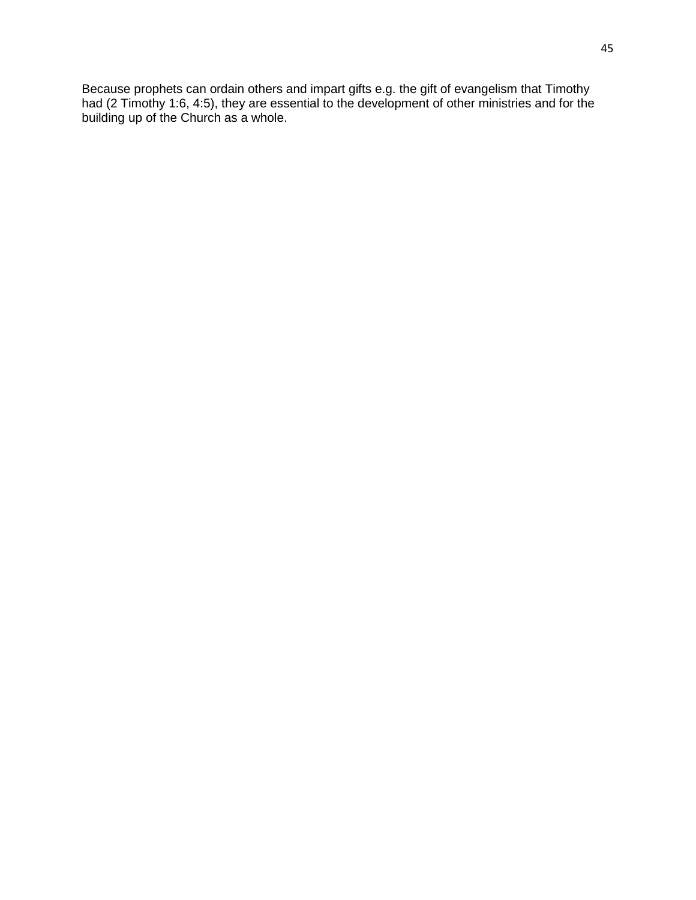Because prophets can ordain others and impart gifts e.g. the gift of evangelism that Timothy had (2 Timothy 1:6, 4:5), they are essential to the development of other ministries and for the building up of the Church as a whole.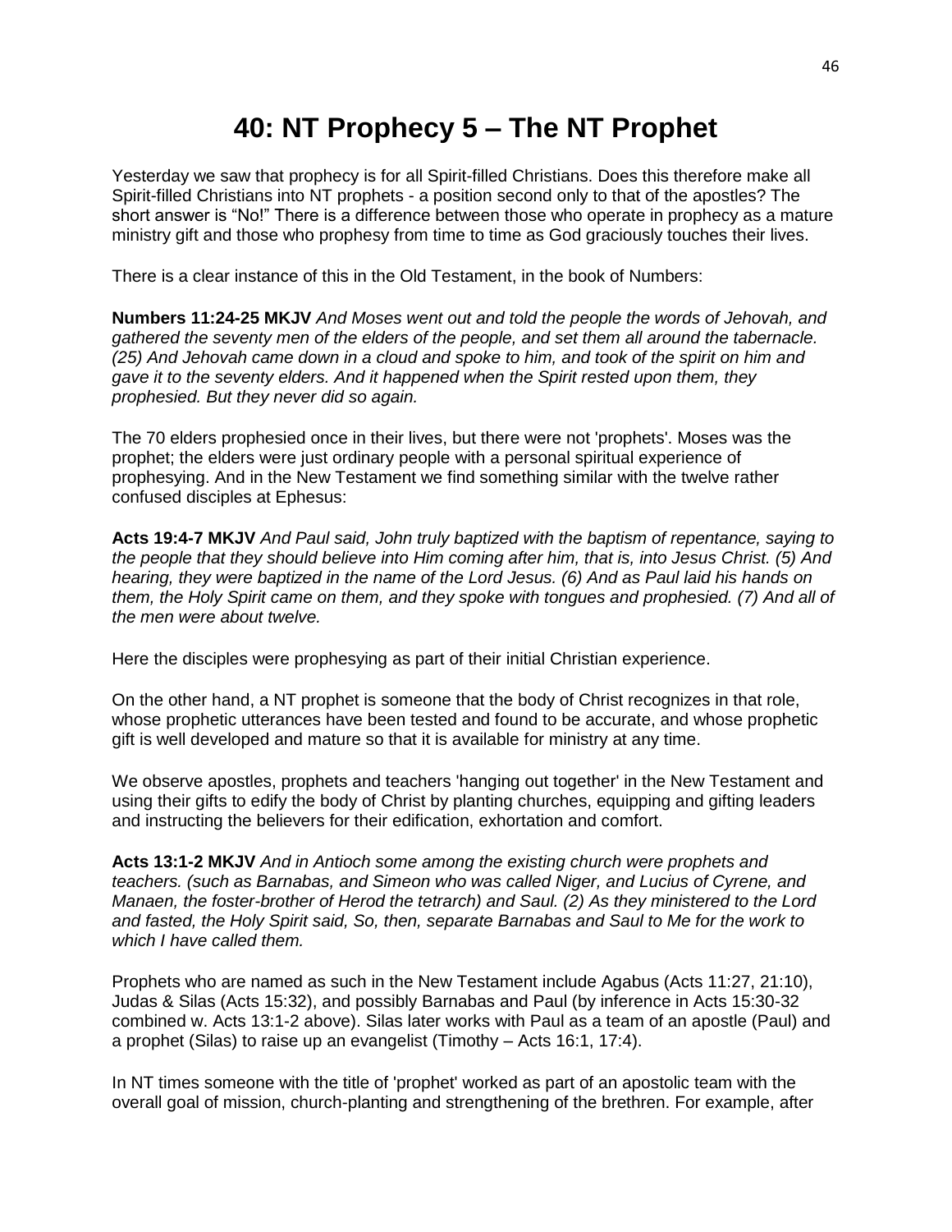# 40: NT Prophecy 5 – The NT Prophet

Yesterday we saw that prophecy is for all Spirit-filled Christians. Does this therefore make all Spirit-filled Christians into NT prophets - a position second only to that of the apostles? The short answer is "No!" There is a difference between those who operate in prophecy as a mature ministry gift and those who prophesy from time to time as God graciously touches their lives.

There is a clear instance of this in the Old Testament, in the book of Numbers:

**Numbers 11:24-25 MKJV** *And Moses went out and told the people the words of Jehovah, and gathered the seventy men of the elders of the people, and set them all around the tabernacle. (25) And Jehovah came down in a cloud and spoke to him, and took of the spirit on him and gave it to the seventy elders. And it happened when the Spirit rested upon them, they prophesied. But they never did so again.*

The 70 elders prophesied once in their lives, but there were not 'prophets'. Moses was the prophet; the elders were just ordinary people with a personal spiritual experience of prophesying. And in the New Testament we find something similar with the twelve rather confused disciples at Ephesus:

**Acts 19:4-7 MKJV** *And Paul said, John truly baptized with the baptism of repentance, saying to the people that they should believe into Him coming after him, that is, into Jesus Christ. (5) And hearing, they were baptized in the name of the Lord Jesus. (6) And as Paul laid his hands on them, the Holy Spirit came on them, and they spoke with tongues and prophesied. (7) And all of the men were about twelve.*

Here the disciples were prophesying as part of their initial Christian experience.

On the other hand, a NT prophet is someone that the body of Christ recognizes in that role, whose prophetic utterances have been tested and found to be accurate, and whose prophetic gift is well developed and mature so that it is available for ministry at any time.

We observe apostles, prophets and teachers 'hanging out together' in the New Testament and using their gifts to edify the body of Christ by planting churches, equipping and gifting leaders and instructing the believers for their edification, exhortation and comfort.

**Acts 13:1-2 MKJV** *And in Antioch some among the existing church were prophets and teachers. (such as Barnabas, and Simeon who was called Niger, and Lucius of Cyrene, and Manaen, the foster-brother of Herod the tetrarch) and Saul. (2) As they ministered to the Lord and fasted, the Holy Spirit said, So, then, separate Barnabas and Saul to Me for the work to which I have called them.*

Prophets who are named as such in the New Testament include Agabus (Acts 11:27, 21:10), Judas & Silas (Acts 15:32), and possibly Barnabas and Paul (by inference in Acts 15:30-32 combined w. Acts 13:1-2 above). Silas later works with Paul as a team of an apostle (Paul) and a prophet (Silas) to raise up an evangelist (Timothy – Acts 16:1, 17:4).

In NT times someone with the title of 'prophet' worked as part of an apostolic team with the overall goal of mission, church-planting and strengthening of the brethren. For example, after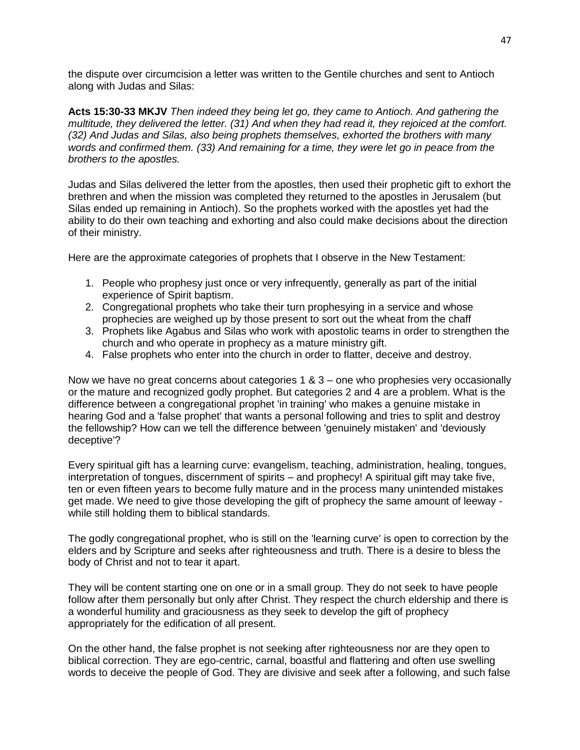the dispute over circumcision a letter was written to the Gentile churches and sent to Antioch along with Judas and Silas:

**Acts 15:30-33 MKJV** *Then indeed they being let go, they came to Antioch. And gathering the multitude, they delivered the letter. (31) And when they had read it, they rejoiced at the comfort. (32) And Judas and Silas, also being prophets themselves, exhorted the brothers with many words and confirmed them. (33) And remaining for a time, they were let go in peace from the brothers to the apostles.*

Judas and Silas delivered the letter from the apostles, then used their prophetic gift to exhort the brethren and when the mission was completed they returned to the apostles in Jerusalem (but Silas ended up remaining in Antioch). So the prophets worked with the apostles yet had the ability to do their own teaching and exhorting and also could make decisions about the direction of their ministry.

Here are the approximate categories of prophets that I observe in the New Testament:

1. People who prophesy just once or very infrequently, generally as part of the initial experience of Spirit baptism.
2. Congregational prophets who take their turn prophesying in a service and whose prophecies are weighed up by those present to sort out the wheat from the chaff
3. Prophets like Agabus and Silas who work with apostolic teams in order to strengthen the church and who operate in prophecy as a mature ministry gift.
4. False prophets who enter into the church in order to flatter, deceive and destroy.

Now we have no great concerns about categories 1 & 3 – one who prophesies very occasionally or the mature and recognized godly prophet. But categories 2 and 4 are a problem. What is the difference between a congregational prophet 'in training' who makes a genuine mistake in hearing God and a 'false prophet' that wants a personal following and tries to split and destroy the fellowship? How can we tell the difference between 'genuinely mistaken' and 'deviously deceptive'?

Every spiritual gift has a learning curve: evangelism, teaching, administration, healing, tongues, interpretation of tongues, discernment of spirits – and prophecy! A spiritual gift may take five, ten or even fifteen years to become fully mature and in the process many unintended mistakes get made. We need to give those developing the gift of prophecy the same amount of leeway - while still holding them to biblical standards.

The godly congregational prophet, who is still on the 'learning curve' is open to correction by the elders and by Scripture and seeks after righteousness and truth. There is a desire to bless the body of Christ and not to tear it apart.

They will be content starting one on one or in a small group. They do not seek to have people follow after them personally but only after Christ. They respect the church eldership and there is a wonderful humility and graciousness as they seek to develop the gift of prophecy appropriately for the edification of all present.

On the other hand, the false prophet is not seeking after righteousness nor are they open to biblical correction. They are ego-centric, carnal, boastful and flattering and often use swelling words to deceive the people of God. They are divisive and seek after a following, and such false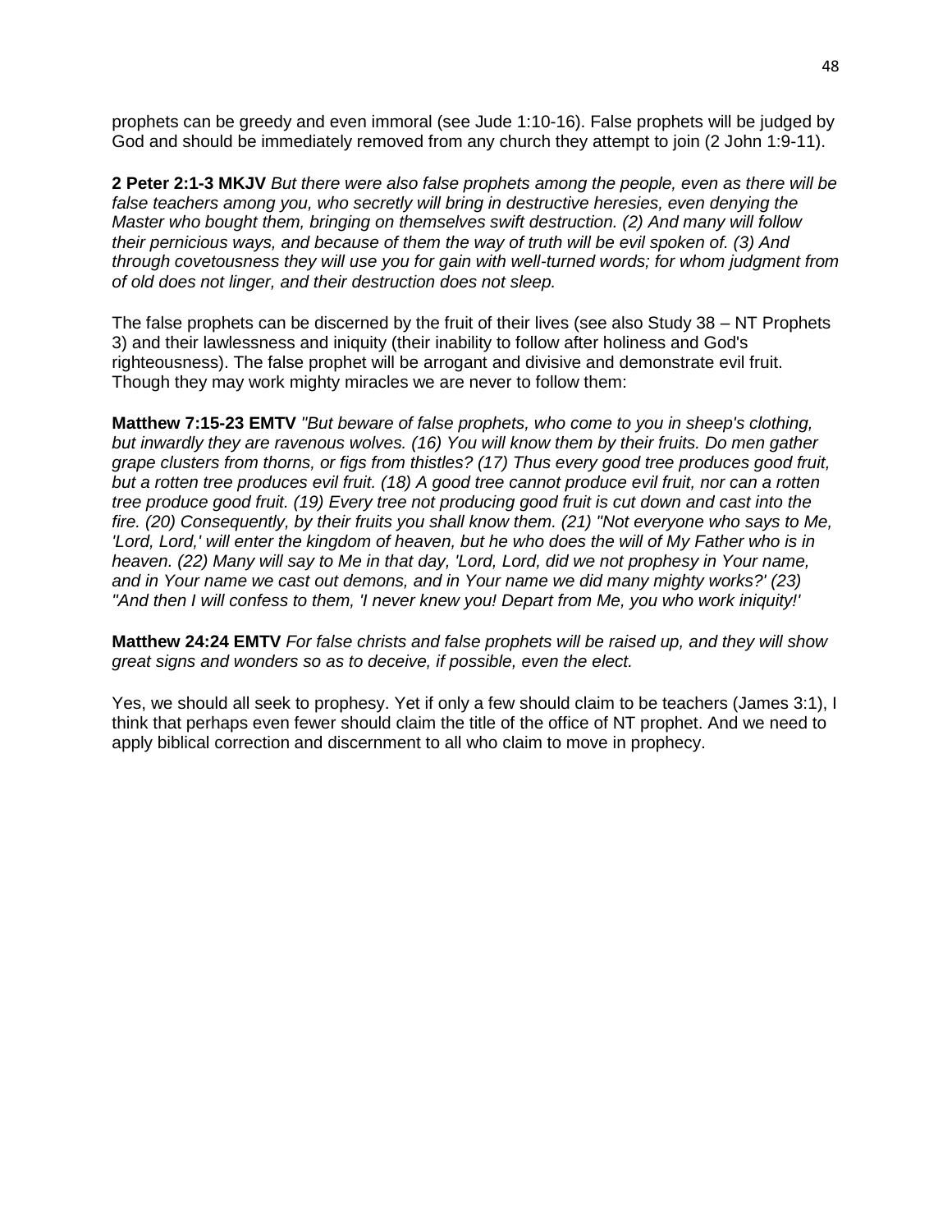prophets can be greedy and even immoral (see Jude 1:10-16). False prophets will be judged by God and should be immediately removed from any church they attempt to join (2 John 1:9-11).

**2 Peter 2:1-3 MKJV** *But there were also false prophets among the people, even as there will be false teachers among you, who secretly will bring in destructive heresies, even denying the Master who bought them, bringing on themselves swift destruction. (2) And many will follow their pernicious ways, and because of them the way of truth will be evil spoken of. (3) And through covetousness they will use you for gain with well-turned words; for whom judgment from of old does not linger, and their destruction does not sleep.*

The false prophets can be discerned by the fruit of their lives (see also Study 38 – NT Prophets 3) and their lawlessness and iniquity (their inability to follow after holiness and God's righteousness). The false prophet will be arrogant and divisive and demonstrate evil fruit. Though they may work mighty miracles we are never to follow them:

**Matthew 7:15-23 EMTV** *"But beware of false prophets, who come to you in sheep's clothing, but inwardly they are ravenous wolves. (16) You will know them by their fruits. Do men gather grape clusters from thorns, or figs from thistles? (17) Thus every good tree produces good fruit, but a rotten tree produces evil fruit. (18) A good tree cannot produce evil fruit, nor can a rotten tree produce good fruit. (19) Every tree not producing good fruit is cut down and cast into the fire. (20) Consequently, by their fruits you shall know them. (21) "Not everyone who says to Me, 'Lord, Lord,' will enter the kingdom of heaven, but he who does the will of My Father who is in heaven. (22) Many will say to Me in that day, 'Lord, Lord, did we not prophesy in Your name, and in Your name we cast out demons, and in Your name we did many mighty works?' (23) "And then I will confess to them, 'I never knew you! Depart from Me, you who work iniquity!'*

**Matthew 24:24 EMTV** *For false christs and false prophets will be raised up, and they will show great signs and wonders so as to deceive, if possible, even the elect.*

Yes, we should all seek to prophesy. Yet if only a few should claim to be teachers (James 3:1), I think that perhaps even fewer should claim the title of the office of NT prophet. And we need to apply biblical correction and discernment to all who claim to move in prophecy.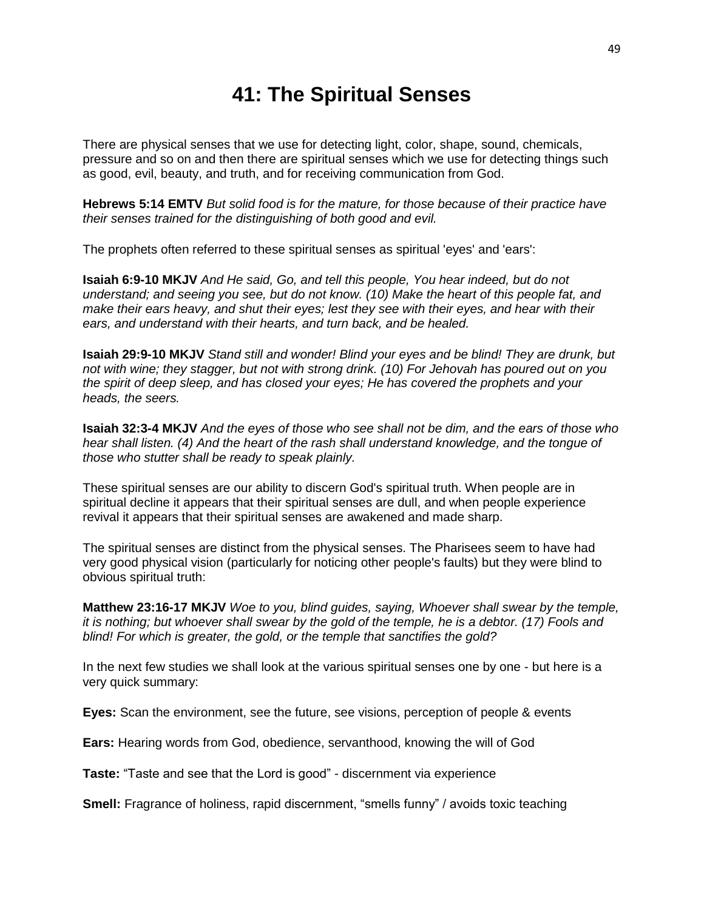# 41: The Spiritual Senses

There are physical senses that we use for detecting light, color, shape, sound, chemicals, pressure and so on and then there are spiritual senses which we use for detecting things such as good, evil, beauty, and truth, and for receiving communication from God.

**Hebrews 5:14 EMTV** *But solid food is for the mature, for those because of their practice have their senses trained for the distinguishing of both good and evil.*

The prophets often referred to these spiritual senses as spiritual 'eyes' and 'ears':

**Isaiah 6:9-10 MKJV** *And He said, Go, and tell this people, You hear indeed, but do not understand; and seeing you see, but do not know. (10) Make the heart of this people fat, and make their ears heavy, and shut their eyes; lest they see with their eyes, and hear with their ears, and understand with their hearts, and turn back, and be healed.*

**Isaiah 29:9-10 MKJV** *Stand still and wonder! Blind your eyes and be blind! They are drunk, but not with wine; they stagger, but not with strong drink. (10) For Jehovah has poured out on you the spirit of deep sleep, and has closed your eyes; He has covered the prophets and your heads, the seers.*

**Isaiah 32:3-4 MKJV** *And the eyes of those who see shall not be dim, and the ears of those who hear shall listen. (4) And the heart of the rash shall understand knowledge, and the tongue of those who stutter shall be ready to speak plainly.*

These spiritual senses are our ability to discern God's spiritual truth. When people are in spiritual decline it appears that their spiritual senses are dull, and when people experience revival it appears that their spiritual senses are awakened and made sharp.

The spiritual senses are distinct from the physical senses. The Pharisees seem to have had very good physical vision (particularly for noticing other people's faults) but they were blind to obvious spiritual truth:

**Matthew 23:16-17 MKJV** *Woe to you, blind guides, saying, Whoever shall swear by the temple, it is nothing; but whoever shall swear by the gold of the temple, he is a debtor. (17) Fools and blind! For which is greater, the gold, or the temple that sanctifies the gold?*

In the next few studies we shall look at the various spiritual senses one by one - but here is a very quick summary:

**Eyes:** Scan the environment, see the future, see visions, perception of people & events

**Ears:** Hearing words from God, obedience, servanthood, knowing the will of God

**Taste:** "Taste and see that the Lord is good" - discernment via experience

**Smell:** Fragrance of holiness, rapid discernment, "smells funny" / avoids toxic teaching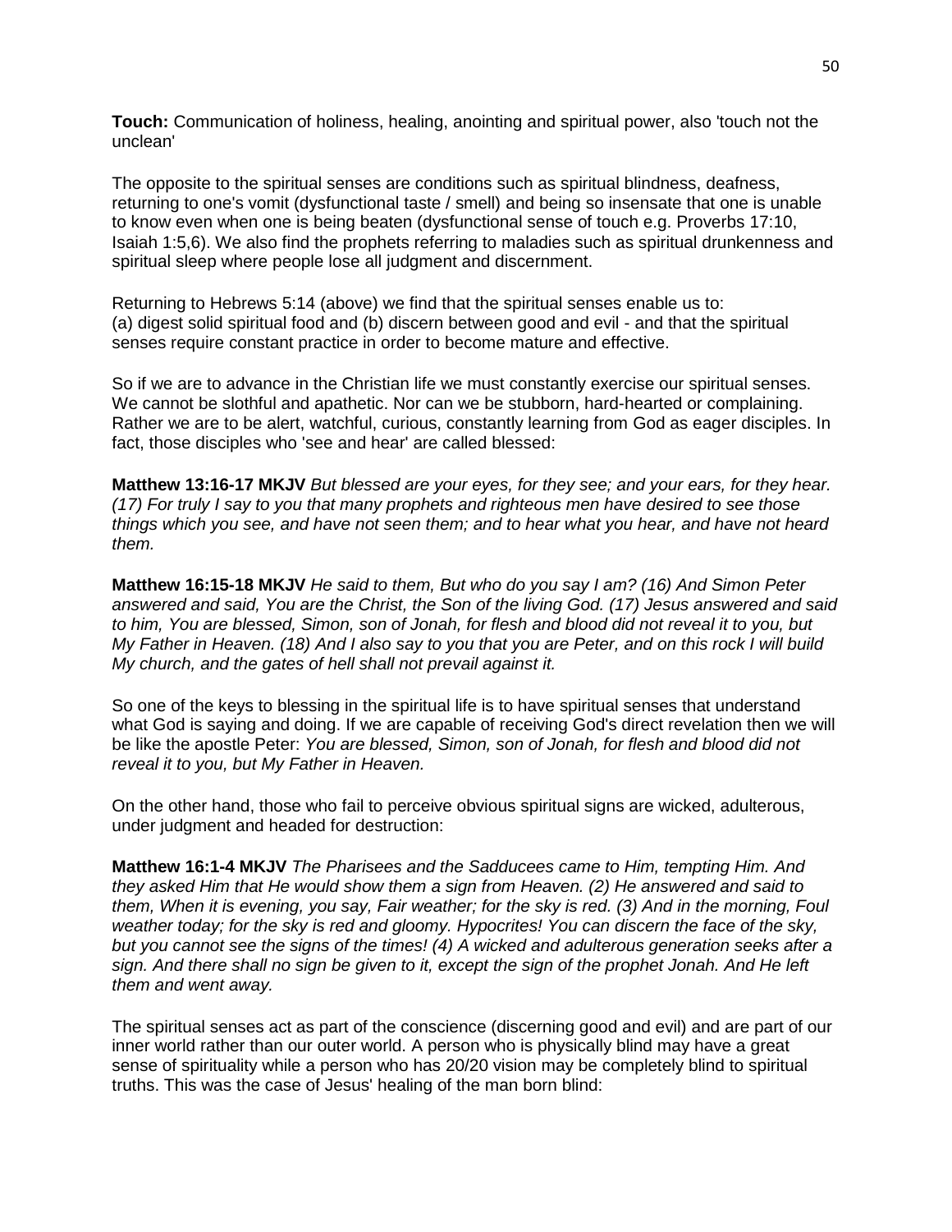**Touch:** Communication of holiness, healing, anointing and spiritual power, also 'touch not the unclean'

The opposite to the spiritual senses are conditions such as spiritual blindness, deafness, returning to one's vomit (dysfunctional taste / smell) and being so insensate that one is unable to know even when one is being beaten (dysfunctional sense of touch e.g. Proverbs 17:10, Isaiah 1:5,6). We also find the prophets referring to maladies such as spiritual drunkenness and spiritual sleep where people lose all judgment and discernment.

Returning to Hebrews 5:14 (above) we find that the spiritual senses enable us to:
(a) digest solid spiritual food and (b) discern between good and evil - and that the spiritual senses require constant practice in order to become mature and effective.

So if we are to advance in the Christian life we must constantly exercise our spiritual senses. We cannot be slothful and apathetic. Nor can we be stubborn, hard-hearted or complaining. Rather we are to be alert, watchful, curious, constantly learning from God as eager disciples. In fact, those disciples who 'see and hear' are called blessed:

**Matthew 13:16-17 MKJV** *But blessed are your eyes, for they see; and your ears, for they hear. (17) For truly I say to you that many prophets and righteous men have desired to see those things which you see, and have not seen them; and to hear what you hear, and have not heard them.*

**Matthew 16:15-18 MKJV** *He said to them, But who do you say I am? (16) And Simon Peter answered and said, You are the Christ, the Son of the living God. (17) Jesus answered and said to him, You are blessed, Simon, son of Jonah, for flesh and blood did not reveal it to you, but My Father in Heaven. (18) And I also say to you that you are Peter, and on this rock I will build My church, and the gates of hell shall not prevail against it.*

So one of the keys to blessing in the spiritual life is to have spiritual senses that understand what God is saying and doing. If we are capable of receiving God's direct revelation then we will be like the apostle Peter: *You are blessed, Simon, son of Jonah, for flesh and blood did not reveal it to you, but My Father in Heaven.*

On the other hand, those who fail to perceive obvious spiritual signs are wicked, adulterous, under judgment and headed for destruction:

**Matthew 16:1-4 MKJV** *The Pharisees and the Sadducees came to Him, tempting Him. And they asked Him that He would show them a sign from Heaven. (2) He answered and said to them, When it is evening, you say, Fair weather; for the sky is red. (3) And in the morning, Foul weather today; for the sky is red and gloomy. Hypocrites! You can discern the face of the sky, but you cannot see the signs of the times! (4) A wicked and adulterous generation seeks after a sign. And there shall no sign be given to it, except the sign of the prophet Jonah. And He left them and went away.*

The spiritual senses act as part of the conscience (discerning good and evil) and are part of our inner world rather than our outer world. A person who is physically blind may have a great sense of spirituality while a person who has 20/20 vision may be completely blind to spiritual truths. This was the case of Jesus' healing of the man born blind: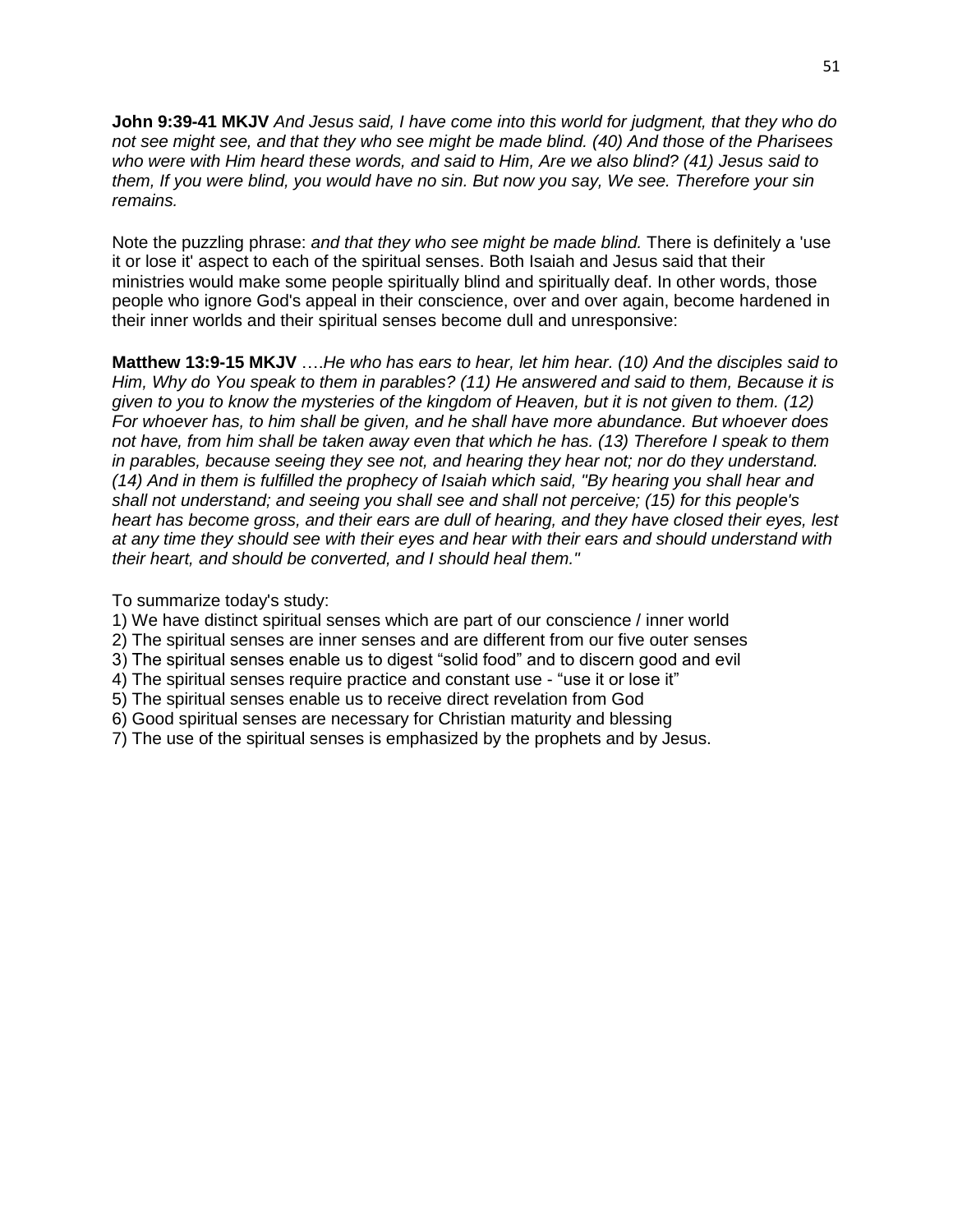**John 9:39-41 MKJV** *And Jesus said, I have come into this world for judgment, that they who do not see might see, and that they who see might be made blind. (40) And those of the Pharisees who were with Him heard these words, and said to Him, Are we also blind? (41) Jesus said to them, If you were blind, you would have no sin. But now you say, We see. Therefore your sin remains.*

Note the puzzling phrase: *and that they who see might be made blind.* There is definitely a 'use it or lose it' aspect to each of the spiritual senses. Both Isaiah and Jesus said that their ministries would make some people spiritually blind and spiritually deaf. In other words, those people who ignore God's appeal in their conscience, over and over again, become hardened in their inner worlds and their spiritual senses become dull and unresponsive:

**Matthew 13:9-15 MKJV** ….*He who has ears to hear, let him hear. (10) And the disciples said to Him, Why do You speak to them in parables? (11) He answered and said to them, Because it is given to you to know the mysteries of the kingdom of Heaven, but it is not given to them. (12) For whoever has, to him shall be given, and he shall have more abundance. But whoever does not have, from him shall be taken away even that which he has. (13) Therefore I speak to them in parables, because seeing they see not, and hearing they hear not; nor do they understand. (14) And in them is fulfilled the prophecy of Isaiah which said, "By hearing you shall hear and shall not understand; and seeing you shall see and shall not perceive; (15) for this people's heart has become gross, and their ears are dull of hearing, and they have closed their eyes, lest at any time they should see with their eyes and hear with their ears and should understand with their heart, and should be converted, and I should heal them."*

To summarize today's study:

1) We have distinct spiritual senses which are part of our conscience / inner world
2) The spiritual senses are inner senses and are different from our five outer senses
3) The spiritual senses enable us to digest "solid food" and to discern good and evil
4) The spiritual senses require practice and constant use - "use it or lose it"
5) The spiritual senses enable us to receive direct revelation from God
6) Good spiritual senses are necessary for Christian maturity and blessing
7) The use of the spiritual senses is emphasized by the prophets and by Jesus.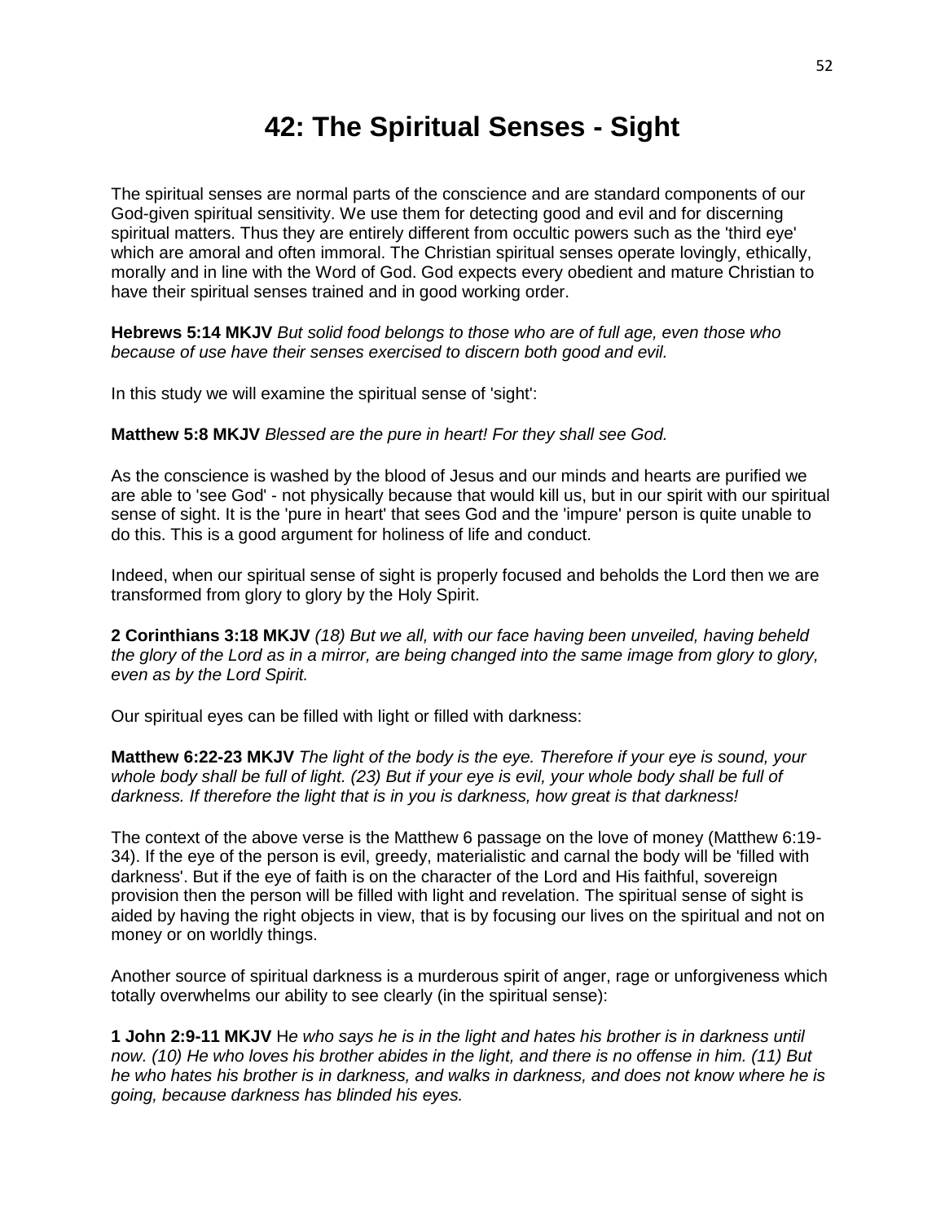# 42: The Spiritual Senses - Sight

The spiritual senses are normal parts of the conscience and are standard components of our God-given spiritual sensitivity. We use them for detecting good and evil and for discerning spiritual matters. Thus they are entirely different from occultic powers such as the 'third eye' which are amoral and often immoral. The Christian spiritual senses operate lovingly, ethically, morally and in line with the Word of God. God expects every obedient and mature Christian to have their spiritual senses trained and in good working order.

**Hebrews 5:14 MKJV** *But solid food belongs to those who are of full age, even those who because of use have their senses exercised to discern both good and evil.*

In this study we will examine the spiritual sense of 'sight':

**Matthew 5:8 MKJV** *Blessed are the pure in heart! For they shall see God.*

As the conscience is washed by the blood of Jesus and our minds and hearts are purified we are able to 'see God' - not physically because that would kill us, but in our spirit with our spiritual sense of sight. It is the 'pure in heart' that sees God and the 'impure' person is quite unable to do this. This is a good argument for holiness of life and conduct.

Indeed, when our spiritual sense of sight is properly focused and beholds the Lord then we are transformed from glory to glory by the Holy Spirit.

**2 Corinthians 3:18 MKJV** *(18) But we all, with our face having been unveiled, having beheld the glory of the Lord as in a mirror, are being changed into the same image from glory to glory, even as by the Lord Spirit.*

Our spiritual eyes can be filled with light or filled with darkness:

**Matthew 6:22-23 MKJV** *The light of the body is the eye. Therefore if your eye is sound, your whole body shall be full of light. (23) But if your eye is evil, your whole body shall be full of darkness. If therefore the light that is in you is darkness, how great is that darkness!*

The context of the above verse is the Matthew 6 passage on the love of money (Matthew 6:19-34). If the eye of the person is evil, greedy, materialistic and carnal the body will be 'filled with darkness'. But if the eye of faith is on the character of the Lord and His faithful, sovereign provision then the person will be filled with light and revelation. The spiritual sense of sight is aided by having the right objects in view, that is by focusing our lives on the spiritual and not on money or on worldly things.

Another source of spiritual darkness is a murderous spirit of anger, rage or unforgiveness which totally overwhelms our ability to see clearly (in the spiritual sense):

**1 John 2:9-11 MKJV** H*e who says he is in the light and hates his brother is in darkness until now. (10) He who loves his brother abides in the light, and there is no offense in him. (11) But he who hates his brother is in darkness, and walks in darkness, and does not know where he is going, because darkness has blinded his eyes.*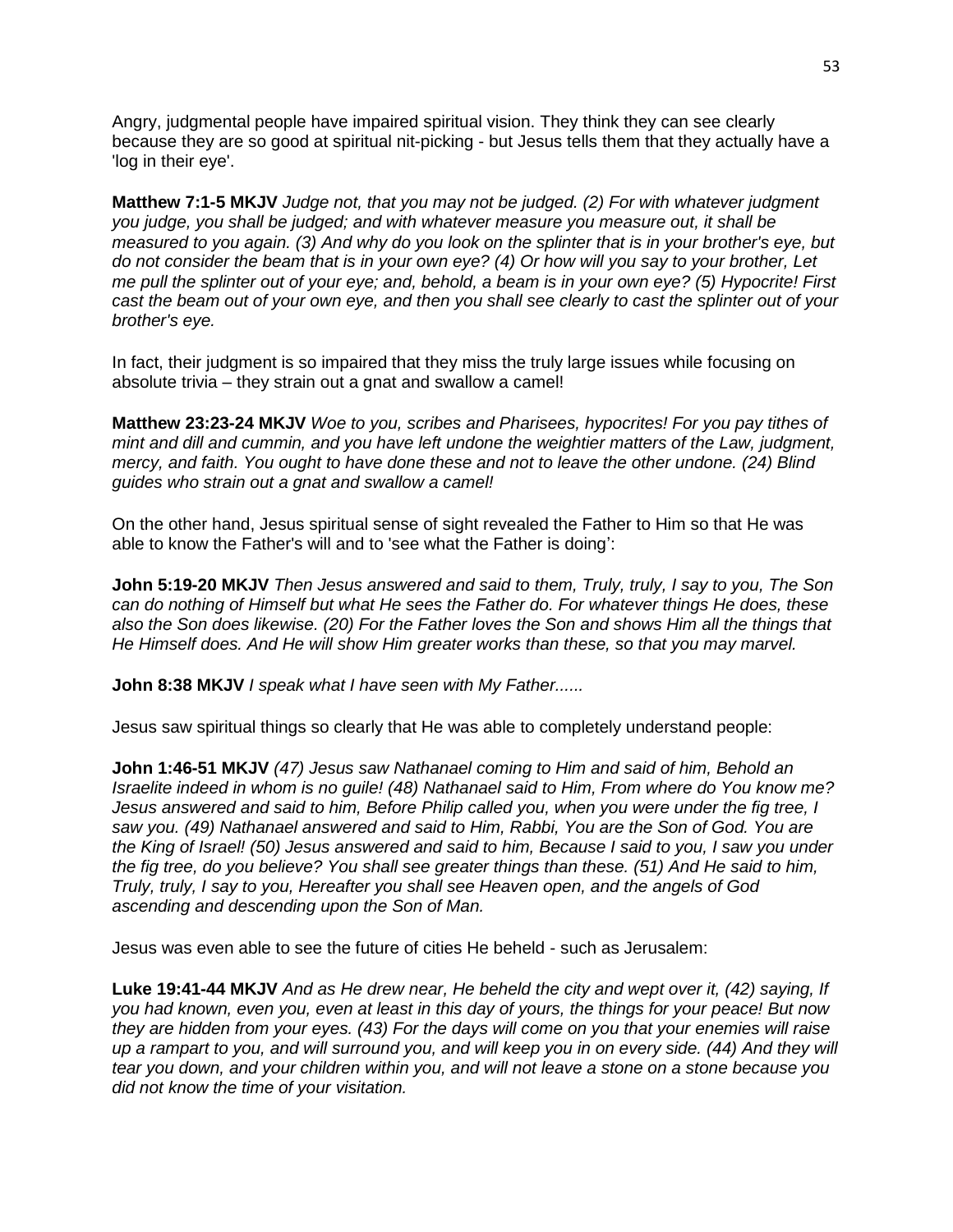Angry, judgmental people have impaired spiritual vision. They think they can see clearly because they are so good at spiritual nit-picking - but Jesus tells them that they actually have a 'log in their eye'.

**Matthew 7:1-5 MKJV** *Judge not, that you may not be judged. (2) For with whatever judgment you judge, you shall be judged; and with whatever measure you measure out, it shall be measured to you again. (3) And why do you look on the splinter that is in your brother's eye, but do not consider the beam that is in your own eye? (4) Or how will you say to your brother, Let me pull the splinter out of your eye; and, behold, a beam is in your own eye? (5) Hypocrite! First cast the beam out of your own eye, and then you shall see clearly to cast the splinter out of your brother's eye.*

In fact, their judgment is so impaired that they miss the truly large issues while focusing on absolute trivia – they strain out a gnat and swallow a camel!

**Matthew 23:23-24 MKJV** *Woe to you, scribes and Pharisees, hypocrites! For you pay tithes of mint and dill and cummin, and you have left undone the weightier matters of the Law, judgment, mercy, and faith. You ought to have done these and not to leave the other undone. (24) Blind guides who strain out a gnat and swallow a camel!*

On the other hand, Jesus spiritual sense of sight revealed the Father to Him so that He was able to know the Father's will and to 'see what the Father is doing':

**John 5:19-20 MKJV** *Then Jesus answered and said to them, Truly, truly, I say to you, The Son can do nothing of Himself but what He sees the Father do. For whatever things He does, these also the Son does likewise. (20) For the Father loves the Son and shows Him all the things that He Himself does. And He will show Him greater works than these, so that you may marvel.*

**John 8:38 MKJV** *I speak what I have seen with My Father......*

Jesus saw spiritual things so clearly that He was able to completely understand people:

**John 1:46-51 MKJV** *(47) Jesus saw Nathanael coming to Him and said of him, Behold an Israelite indeed in whom is no guile! (48) Nathanael said to Him, From where do You know me? Jesus answered and said to him, Before Philip called you, when you were under the fig tree, I saw you. (49) Nathanael answered and said to Him, Rabbi, You are the Son of God. You are the King of Israel! (50) Jesus answered and said to him, Because I said to you, I saw you under the fig tree, do you believe? You shall see greater things than these. (51) And He said to him, Truly, truly, I say to you, Hereafter you shall see Heaven open, and the angels of God ascending and descending upon the Son of Man.*

Jesus was even able to see the future of cities He beheld - such as Jerusalem:

**Luke 19:41-44 MKJV** *And as He drew near, He beheld the city and wept over it, (42) saying, If you had known, even you, even at least in this day of yours, the things for your peace! But now they are hidden from your eyes. (43) For the days will come on you that your enemies will raise up a rampart to you, and will surround you, and will keep you in on every side. (44) And they will tear you down, and your children within you, and will not leave a stone on a stone because you did not know the time of your visitation.*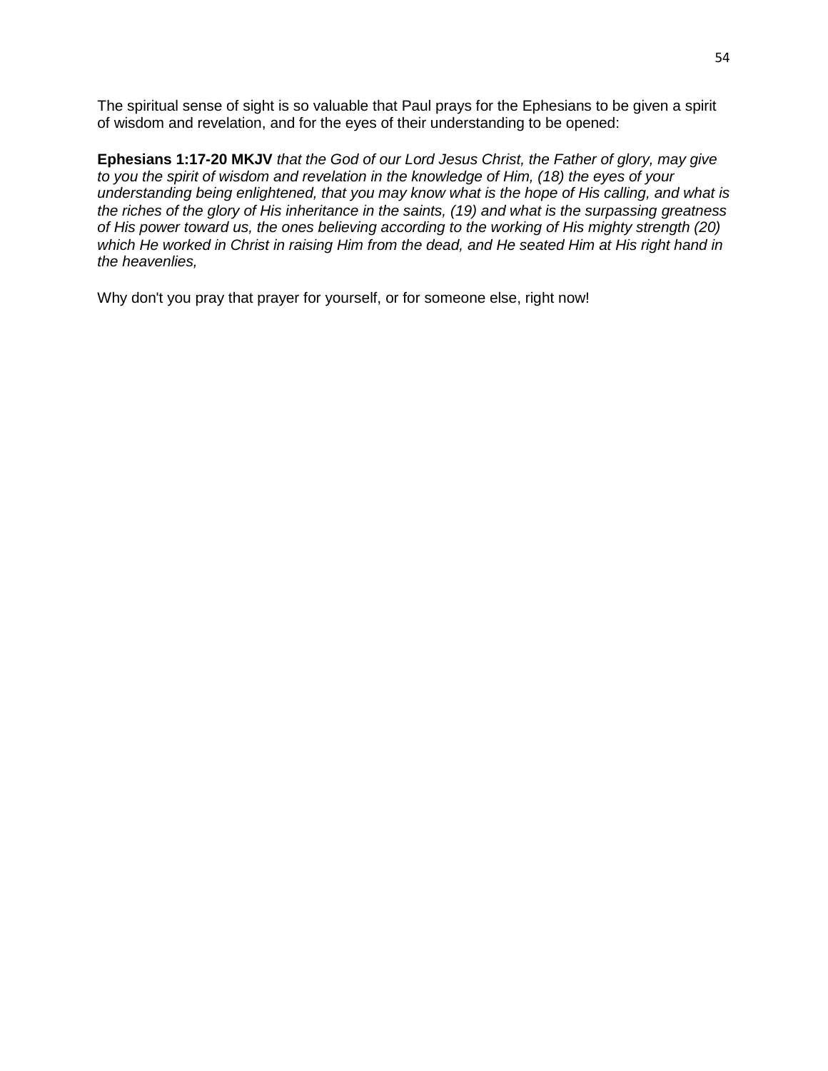The spiritual sense of sight is so valuable that Paul prays for the Ephesians to be given a spirit of wisdom and revelation, and for the eyes of their understanding to be opened:

**Ephesians 1:17-20 MKJV** *that the God of our Lord Jesus Christ, the Father of glory, may give to you the spirit of wisdom and revelation in the knowledge of Him, (18) the eyes of your understanding being enlightened, that you may know what is the hope of His calling, and what is the riches of the glory of His inheritance in the saints, (19) and what is the surpassing greatness of His power toward us, the ones believing according to the working of His mighty strength (20) which He worked in Christ in raising Him from the dead, and He seated Him at His right hand in the heavenlies,*

Why don't you pray that prayer for yourself, or for someone else, right now!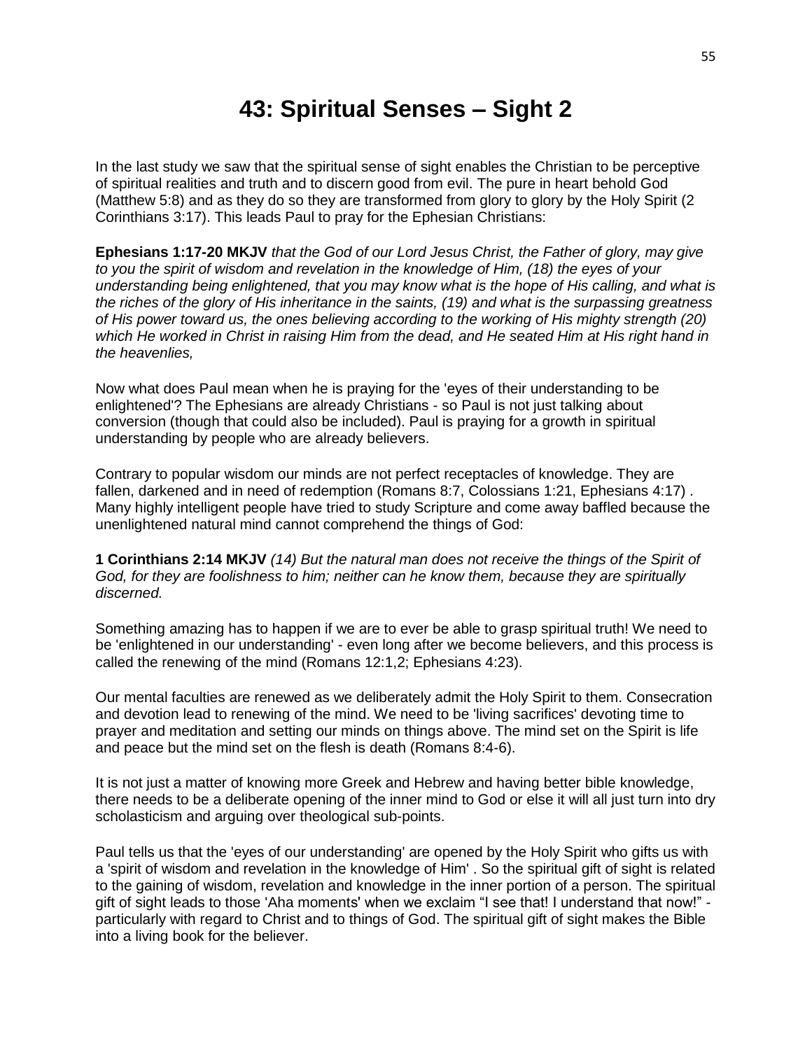# 43: Spiritual Senses – Sight 2

In the last study we saw that the spiritual sense of sight enables the Christian to be perceptive of spiritual realities and truth and to discern good from evil. The pure in heart behold God (Matthew 5:8) and as they do so they are transformed from glory to glory by the Holy Spirit (2 Corinthians 3:17). This leads Paul to pray for the Ephesian Christians:

**Ephesians 1:17-20 MKJV** *that the God of our Lord Jesus Christ, the Father of glory, may give to you the spirit of wisdom and revelation in the knowledge of Him, (18) the eyes of your understanding being enlightened, that you may know what is the hope of His calling, and what is the riches of the glory of His inheritance in the saints, (19) and what is the surpassing greatness of His power toward us, the ones believing according to the working of His mighty strength (20) which He worked in Christ in raising Him from the dead, and He seated Him at His right hand in the heavenlies,*

Now what does Paul mean when he is praying for the 'eyes of their understanding to be enlightened'? The Ephesians are already Christians - so Paul is not just talking about conversion (though that could also be included). Paul is praying for a growth in spiritual understanding by people who are already believers.

Contrary to popular wisdom our minds are not perfect receptacles of knowledge. They are fallen, darkened and in need of redemption (Romans 8:7, Colossians 1:21, Ephesians 4:17) . Many highly intelligent people have tried to study Scripture and come away baffled because the unenlightened natural mind cannot comprehend the things of God:

**1 Corinthians 2:14 MKJV** *(14) But the natural man does not receive the things of the Spirit of God, for they are foolishness to him; neither can he know them, because they are spiritually discerned.*

Something amazing has to happen if we are to ever be able to grasp spiritual truth! We need to be 'enlightened in our understanding' - even long after we become believers, and this process is called the renewing of the mind (Romans 12:1,2; Ephesians 4:23).

Our mental faculties are renewed as we deliberately admit the Holy Spirit to them. Consecration and devotion lead to renewing of the mind. We need to be 'living sacrifices' devoting time to prayer and meditation and setting our minds on things above. The mind set on the Spirit is life and peace but the mind set on the flesh is death (Romans 8:4-6).

It is not just a matter of knowing more Greek and Hebrew and having better bible knowledge, there needs to be a deliberate opening of the inner mind to God or else it will all just turn into dry scholasticism and arguing over theological sub-points.

Paul tells us that the 'eyes of our understanding' are opened by the Holy Spirit who gifts us with a 'spirit of wisdom and revelation in the knowledge of Him' . So the spiritual gift of sight is related to the gaining of wisdom, revelation and knowledge in the inner portion of a person. The spiritual gift of sight leads to those 'Aha moments' when we exclaim "I see that! I understand that now!" - particularly with regard to Christ and to things of God. The spiritual gift of sight makes the Bible into a living book for the believer.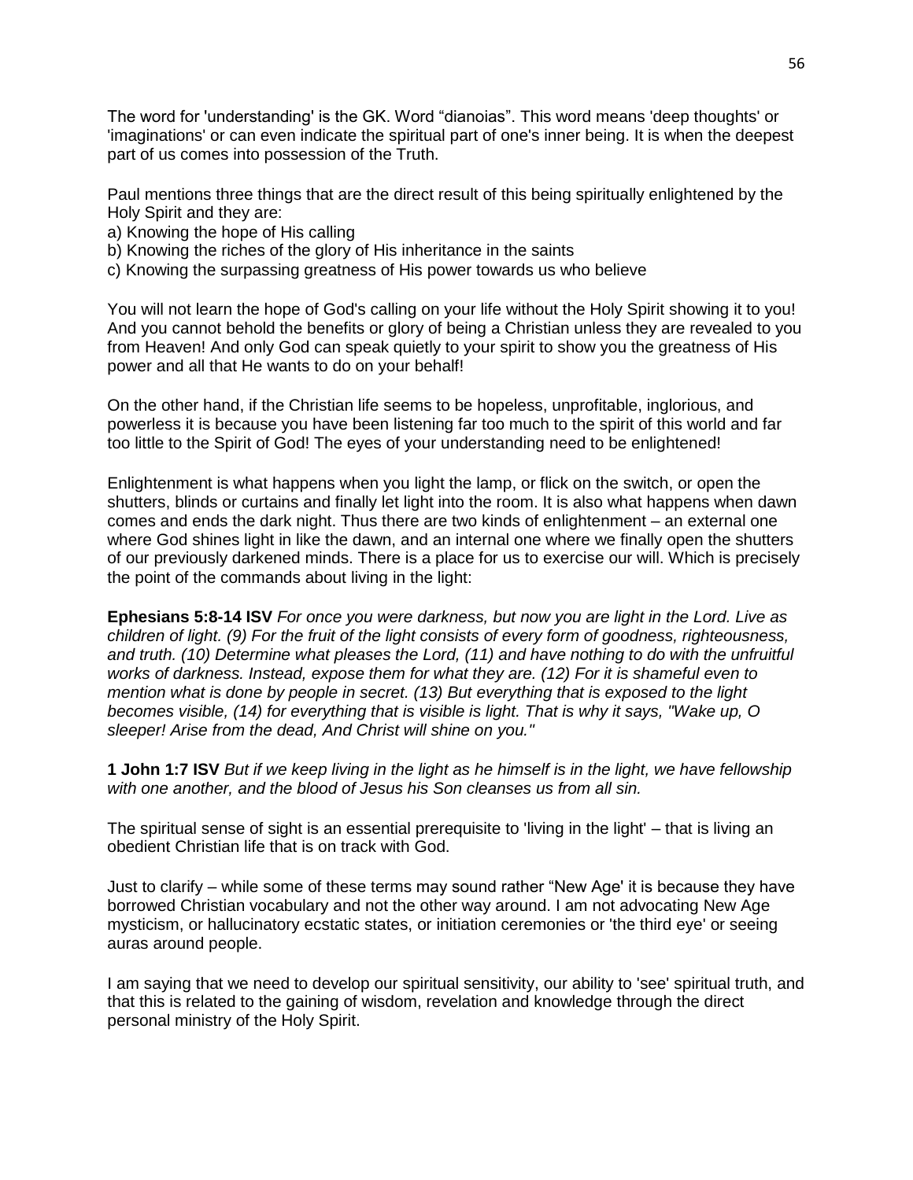The word for 'understanding' is the GK. Word “dianoias”. This word means 'deep thoughts' or 'imaginations' or can even indicate the spiritual part of one's inner being. It is when the deepest part of us comes into possession of the Truth.

Paul mentions three things that are the direct result of this being spiritually enlightened by the Holy Spirit and they are:
a) Knowing the hope of His calling
b) Knowing the riches of the glory of His inheritance in the saints
c) Knowing the surpassing greatness of His power towards us who believe

You will not learn the hope of God's calling on your life without the Holy Spirit showing it to you! And you cannot behold the benefits or glory of being a Christian unless they are revealed to you from Heaven! And only God can speak quietly to your spirit to show you the greatness of His power and all that He wants to do on your behalf!

On the other hand, if the Christian life seems to be hopeless, unprofitable, inglorious, and powerless it is because you have been listening far too much to the spirit of this world and far too little to the Spirit of God! The eyes of your understanding need to be enlightened!

Enlightenment is what happens when you light the lamp, or flick on the switch, or open the shutters, blinds or curtains and finally let light into the room. It is also what happens when dawn comes and ends the dark night. Thus there are two kinds of enlightenment – an external one where God shines light in like the dawn, and an internal one where we finally open the shutters of our previously darkened minds. There is a place for us to exercise our will. Which is precisely the point of the commands about living in the light:

**Ephesians 5:8-14 ISV** *For once you were darkness, but now you are light in the Lord. Live as children of light. (9) For the fruit of the light consists of every form of goodness, righteousness, and truth. (10) Determine what pleases the Lord, (11) and have nothing to do with the unfruitful works of darkness. Instead, expose them for what they are. (12) For it is shameful even to mention what is done by people in secret. (13) But everything that is exposed to the light becomes visible, (14) for everything that is visible is light. That is why it says, "Wake up, O sleeper! Arise from the dead, And Christ will shine on you."*

**1 John 1:7 ISV** *But if we keep living in the light as he himself is in the light, we have fellowship with one another, and the blood of Jesus his Son cleanses us from all sin.*

The spiritual sense of sight is an essential prerequisite to 'living in the light' – that is living an obedient Christian life that is on track with God.

Just to clarify – while some of these terms may sound rather “New Age' it is because they have borrowed Christian vocabulary and not the other way around. I am not advocating New Age mysticism, or hallucinatory ecstatic states, or initiation ceremonies or 'the third eye' or seeing auras around people.

I am saying that we need to develop our spiritual sensitivity, our ability to 'see' spiritual truth, and that this is related to the gaining of wisdom, revelation and knowledge through the direct personal ministry of the Holy Spirit.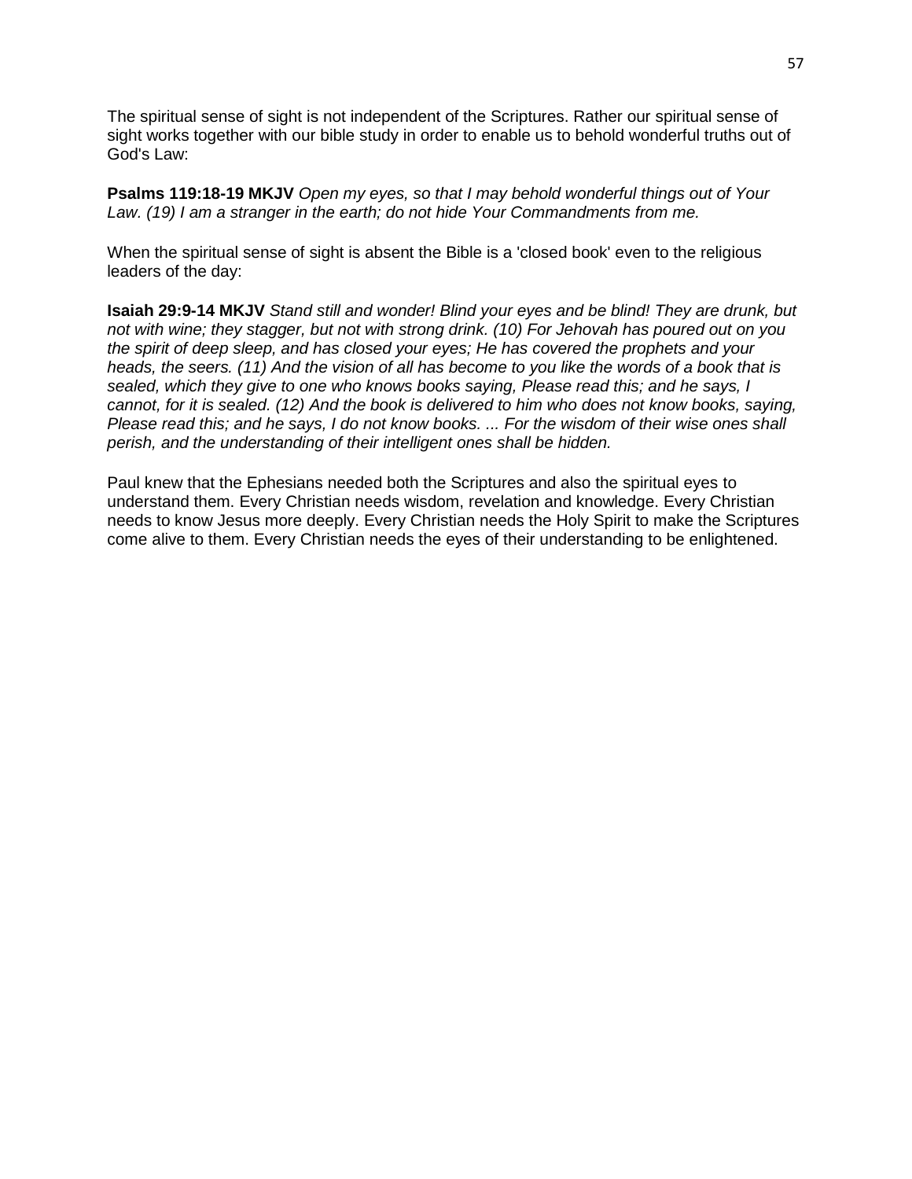The spiritual sense of sight is not independent of the Scriptures. Rather our spiritual sense of sight works together with our bible study in order to enable us to behold wonderful truths out of God's Law:

**Psalms 119:18-19 MKJV** *Open my eyes, so that I may behold wonderful things out of Your Law. (19) I am a stranger in the earth; do not hide Your Commandments from me.*

When the spiritual sense of sight is absent the Bible is a 'closed book' even to the religious leaders of the day:

**Isaiah 29:9-14 MKJV** *Stand still and wonder! Blind your eyes and be blind! They are drunk, but not with wine; they stagger, but not with strong drink. (10) For Jehovah has poured out on you the spirit of deep sleep, and has closed your eyes; He has covered the prophets and your heads, the seers. (11) And the vision of all has become to you like the words of a book that is sealed, which they give to one who knows books saying, Please read this; and he says, I cannot, for it is sealed. (12) And the book is delivered to him who does not know books, saying, Please read this; and he says, I do not know books. ... For the wisdom of their wise ones shall perish, and the understanding of their intelligent ones shall be hidden.*

Paul knew that the Ephesians needed both the Scriptures and also the spiritual eyes to understand them. Every Christian needs wisdom, revelation and knowledge. Every Christian needs to know Jesus more deeply. Every Christian needs the Holy Spirit to make the Scriptures come alive to them. Every Christian needs the eyes of their understanding to be enlightened.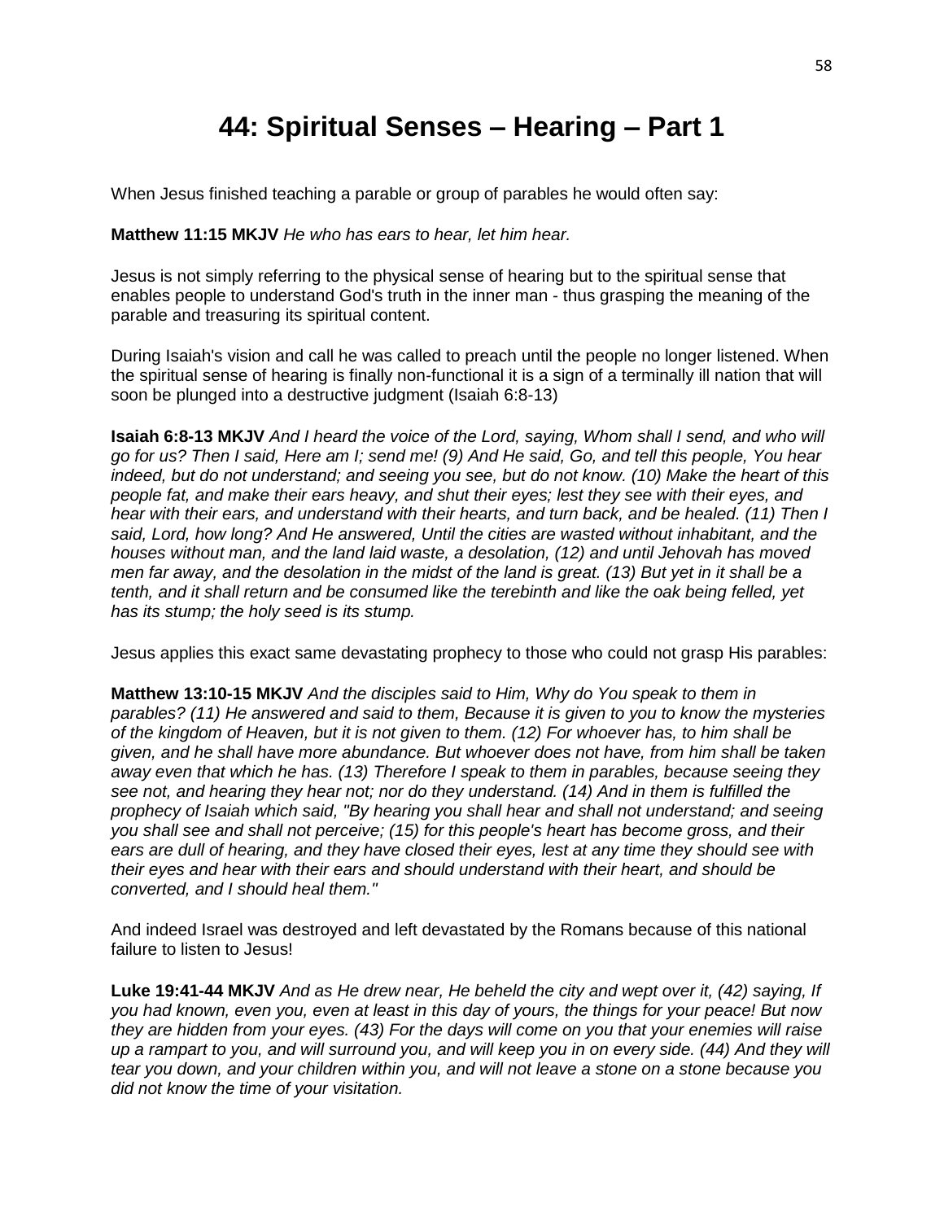# 44: Spiritual Senses – Hearing – Part 1

When Jesus finished teaching a parable or group of parables he would often say:

**Matthew 11:15 MKJV** *He who has ears to hear, let him hear.*

Jesus is not simply referring to the physical sense of hearing but to the spiritual sense that enables people to understand God's truth in the inner man - thus grasping the meaning of the parable and treasuring its spiritual content.

During Isaiah's vision and call he was called to preach until the people no longer listened. When the spiritual sense of hearing is finally non-functional it is a sign of a terminally ill nation that will soon be plunged into a destructive judgment (Isaiah 6:8-13)

**Isaiah 6:8-13 MKJV** *And I heard the voice of the Lord, saying, Whom shall I send, and who will go for us? Then I said, Here am I; send me! (9) And He said, Go, and tell this people, You hear indeed, but do not understand; and seeing you see, but do not know. (10) Make the heart of this people fat, and make their ears heavy, and shut their eyes; lest they see with their eyes, and hear with their ears, and understand with their hearts, and turn back, and be healed. (11) Then I said, Lord, how long? And He answered, Until the cities are wasted without inhabitant, and the houses without man, and the land laid waste, a desolation, (12) and until Jehovah has moved men far away, and the desolation in the midst of the land is great. (13) But yet in it shall be a tenth, and it shall return and be consumed like the terebinth and like the oak being felled, yet has its stump; the holy seed is its stump.*

Jesus applies this exact same devastating prophecy to those who could not grasp His parables:

**Matthew 13:10-15 MKJV** *And the disciples said to Him, Why do You speak to them in parables? (11) He answered and said to them, Because it is given to you to know the mysteries of the kingdom of Heaven, but it is not given to them. (12) For whoever has, to him shall be given, and he shall have more abundance. But whoever does not have, from him shall be taken away even that which he has. (13) Therefore I speak to them in parables, because seeing they see not, and hearing they hear not; nor do they understand. (14) And in them is fulfilled the prophecy of Isaiah which said, "By hearing you shall hear and shall not understand; and seeing you shall see and shall not perceive; (15) for this people's heart has become gross, and their ears are dull of hearing, and they have closed their eyes, lest at any time they should see with their eyes and hear with their ears and should understand with their heart, and should be converted, and I should heal them."*

And indeed Israel was destroyed and left devastated by the Romans because of this national failure to listen to Jesus!

**Luke 19:41-44 MKJV** *And as He drew near, He beheld the city and wept over it, (42) saying, If you had known, even you, even at least in this day of yours, the things for your peace! But now they are hidden from your eyes. (43) For the days will come on you that your enemies will raise up a rampart to you, and will surround you, and will keep you in on every side. (44) And they will tear you down, and your children within you, and will not leave a stone on a stone because you did not know the time of your visitation.*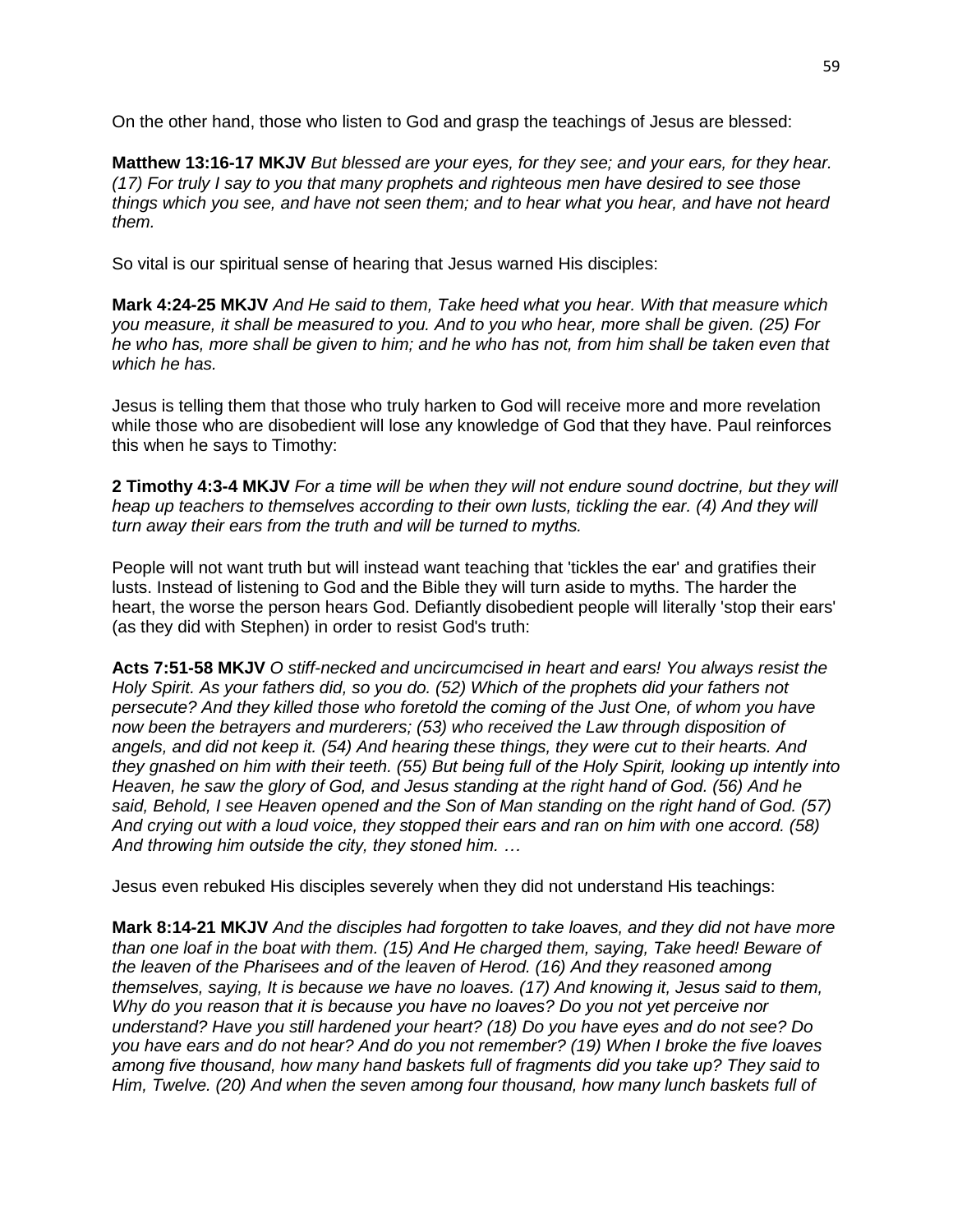On the other hand, those who listen to God and grasp the teachings of Jesus are blessed:

**Matthew 13:16-17 MKJV** *But blessed are your eyes, for they see; and your ears, for they hear. (17) For truly I say to you that many prophets and righteous men have desired to see those things which you see, and have not seen them; and to hear what you hear, and have not heard them.*

So vital is our spiritual sense of hearing that Jesus warned His disciples:

**Mark 4:24-25 MKJV** *And He said to them, Take heed what you hear. With that measure which you measure, it shall be measured to you. And to you who hear, more shall be given. (25) For he who has, more shall be given to him; and he who has not, from him shall be taken even that which he has.*

Jesus is telling them that those who truly harken to God will receive more and more revelation while those who are disobedient will lose any knowledge of God that they have. Paul reinforces this when he says to Timothy:

**2 Timothy 4:3-4 MKJV** *For a time will be when they will not endure sound doctrine, but they will heap up teachers to themselves according to their own lusts, tickling the ear. (4) And they will turn away their ears from the truth and will be turned to myths.*

People will not want truth but will instead want teaching that 'tickles the ear' and gratifies their lusts. Instead of listening to God and the Bible they will turn aside to myths. The harder the heart, the worse the person hears God. Defiantly disobedient people will literally 'stop their ears' (as they did with Stephen) in order to resist God's truth:

**Acts 7:51-58 MKJV** *O stiff-necked and uncircumcised in heart and ears! You always resist the Holy Spirit. As your fathers did, so you do. (52) Which of the prophets did your fathers not persecute? And they killed those who foretold the coming of the Just One, of whom you have now been the betrayers and murderers; (53) who received the Law through disposition of angels, and did not keep it. (54) And hearing these things, they were cut to their hearts. And they gnashed on him with their teeth. (55) But being full of the Holy Spirit, looking up intently into Heaven, he saw the glory of God, and Jesus standing at the right hand of God. (56) And he said, Behold, I see Heaven opened and the Son of Man standing on the right hand of God. (57) And crying out with a loud voice, they stopped their ears and ran on him with one accord. (58) And throwing him outside the city, they stoned him. …*

Jesus even rebuked His disciples severely when they did not understand His teachings:

**Mark 8:14-21 MKJV** *And the disciples had forgotten to take loaves, and they did not have more than one loaf in the boat with them. (15) And He charged them, saying, Take heed! Beware of the leaven of the Pharisees and of the leaven of Herod. (16) And they reasoned among themselves, saying, It is because we have no loaves. (17) And knowing it, Jesus said to them, Why do you reason that it is because you have no loaves? Do you not yet perceive nor understand? Have you still hardened your heart? (18) Do you have eyes and do not see? Do you have ears and do not hear? And do you not remember? (19) When I broke the five loaves among five thousand, how many hand baskets full of fragments did you take up? They said to Him, Twelve. (20) And when the seven among four thousand, how many lunch baskets full of*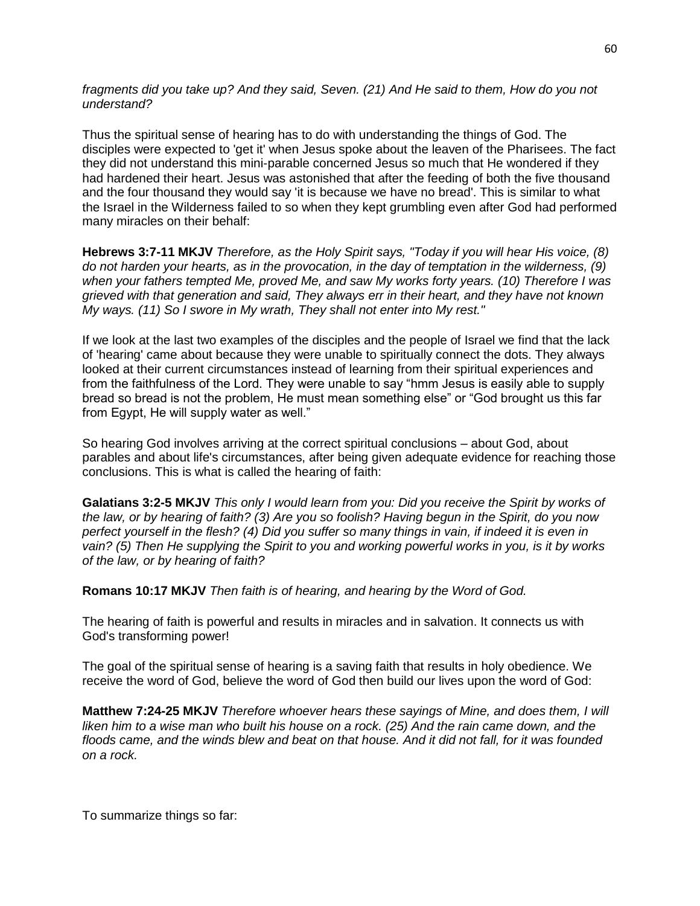*fragments did you take up? And they said, Seven. (21) And He said to them, How do you not understand?*

Thus the spiritual sense of hearing has to do with understanding the things of God. The disciples were expected to 'get it' when Jesus spoke about the leaven of the Pharisees. The fact they did not understand this mini-parable concerned Jesus so much that He wondered if they had hardened their heart. Jesus was astonished that after the feeding of both the five thousand and the four thousand they would say 'it is because we have no bread'. This is similar to what the Israel in the Wilderness failed to so when they kept grumbling even after God had performed many miracles on their behalf:

**Hebrews 3:7-11 MKJV** *Therefore, as the Holy Spirit says, "Today if you will hear His voice, (8) do not harden your hearts, as in the provocation, in the day of temptation in the wilderness, (9) when your fathers tempted Me, proved Me, and saw My works forty years. (10) Therefore I was grieved with that generation and said, They always err in their heart, and they have not known My ways. (11) So I swore in My wrath, They shall not enter into My rest."*

If we look at the last two examples of the disciples and the people of Israel we find that the lack of 'hearing' came about because they were unable to spiritually connect the dots. They always looked at their current circumstances instead of learning from their spiritual experiences and from the faithfulness of the Lord. They were unable to say "hmm Jesus is easily able to supply bread so bread is not the problem, He must mean something else" or "God brought us this far from Egypt, He will supply water as well."

So hearing God involves arriving at the correct spiritual conclusions – about God, about parables and about life's circumstances, after being given adequate evidence for reaching those conclusions. This is what is called the hearing of faith:

**Galatians 3:2-5 MKJV** *This only I would learn from you: Did you receive the Spirit by works of the law, or by hearing of faith? (3) Are you so foolish? Having begun in the Spirit, do you now perfect yourself in the flesh? (4) Did you suffer so many things in vain, if indeed it is even in vain? (5) Then He supplying the Spirit to you and working powerful works in you, is it by works of the law, or by hearing of faith?*

**Romans 10:17 MKJV** *Then faith is of hearing, and hearing by the Word of God.*

The hearing of faith is powerful and results in miracles and in salvation. It connects us with God's transforming power!

The goal of the spiritual sense of hearing is a saving faith that results in holy obedience. We receive the word of God, believe the word of God then build our lives upon the word of God:

**Matthew 7:24-25 MKJV** *Therefore whoever hears these sayings of Mine, and does them, I will liken him to a wise man who built his house on a rock. (25) And the rain came down, and the floods came, and the winds blew and beat on that house. And it did not fall, for it was founded on a rock.*

To summarize things so far: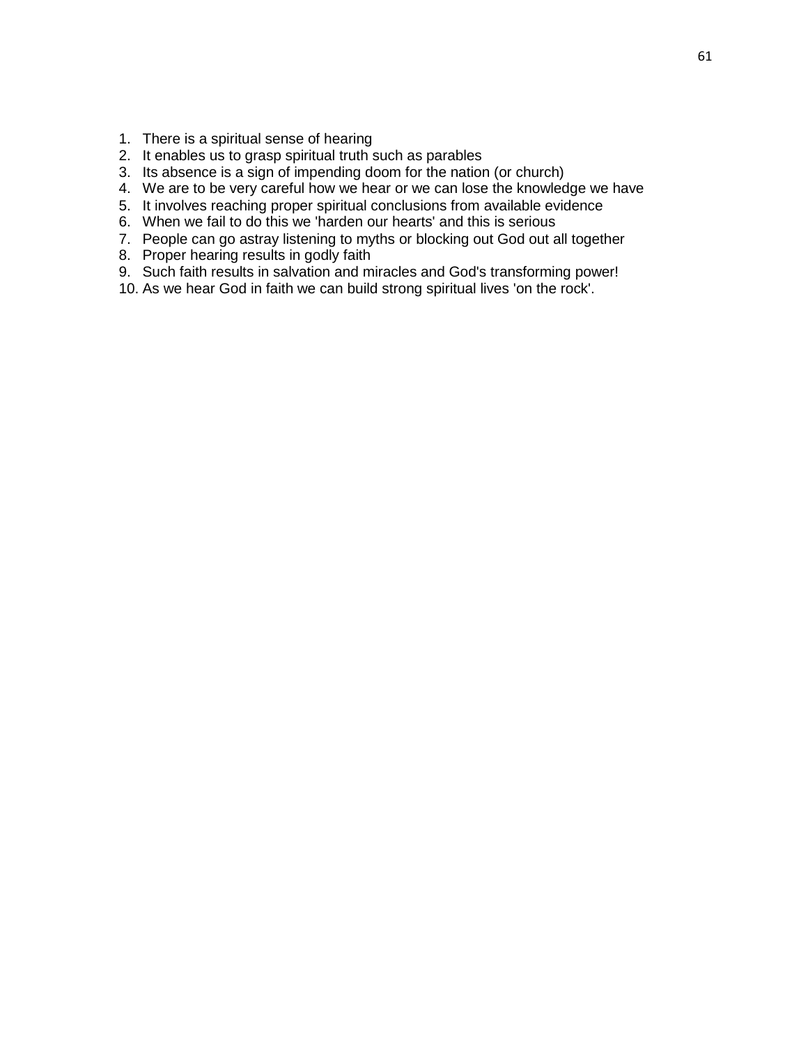1. There is a spiritual sense of hearing
2. It enables us to grasp spiritual truth such as parables
3. Its absence is a sign of impending doom for the nation (or church)
4. We are to be very careful how we hear or we can lose the knowledge we have
5. It involves reaching proper spiritual conclusions from available evidence
6. When we fail to do this we 'harden our hearts' and this is serious
7. People can go astray listening to myths or blocking out God out all together
8. Proper hearing results in godly faith
9. Such faith results in salvation and miracles and God's transforming power!
10. As we hear God in faith we can build strong spiritual lives 'on the rock'.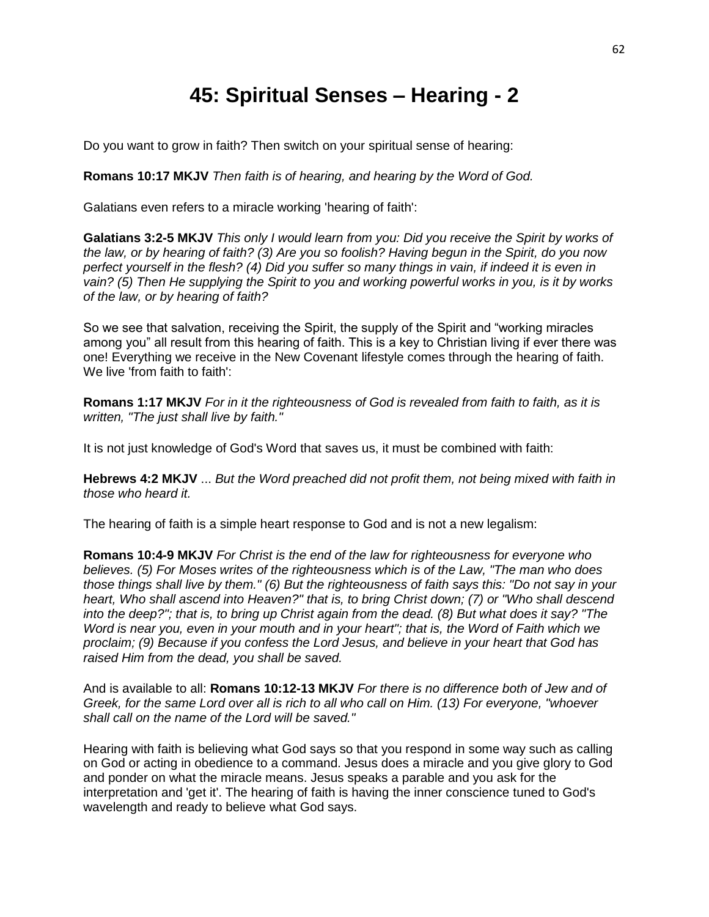# 45: Spiritual Senses – Hearing - 2

Do you want to grow in faith? Then switch on your spiritual sense of hearing:

**Romans 10:17 MKJV** *Then faith is of hearing, and hearing by the Word of God.*

Galatians even refers to a miracle working 'hearing of faith':

**Galatians 3:2-5 MKJV** *This only I would learn from you: Did you receive the Spirit by works of the law, or by hearing of faith? (3) Are you so foolish? Having begun in the Spirit, do you now perfect yourself in the flesh? (4) Did you suffer so many things in vain, if indeed it is even in vain? (5) Then He supplying the Spirit to you and working powerful works in you, is it by works of the law, or by hearing of faith?*

So we see that salvation, receiving the Spirit, the supply of the Spirit and "working miracles among you" all result from this hearing of faith. This is a key to Christian living if ever there was one! Everything we receive in the New Covenant lifestyle comes through the hearing of faith. We live 'from faith to faith':

**Romans 1:17 MKJV** *For in it the righteousness of God is revealed from faith to faith, as it is written, "The just shall live by faith."*

It is not just knowledge of God's Word that saves us, it must be combined with faith:

**Hebrews 4:2 MKJV** ... *But the Word preached did not profit them, not being mixed with faith in those who heard it.*

The hearing of faith is a simple heart response to God and is not a new legalism:

**Romans 10:4-9 MKJV** *For Christ is the end of the law for righteousness for everyone who believes. (5) For Moses writes of the righteousness which is of the Law, "The man who does those things shall live by them." (6) But the righteousness of faith says this: "Do not say in your heart, Who shall ascend into Heaven?" that is, to bring Christ down; (7) or "Who shall descend into the deep?"; that is, to bring up Christ again from the dead. (8) But what does it say? "The Word is near you, even in your mouth and in your heart"; that is, the Word of Faith which we proclaim; (9) Because if you confess the Lord Jesus, and believe in your heart that God has raised Him from the dead, you shall be saved.*

And is available to all: **Romans 10:12-13 MKJV** *For there is no difference both of Jew and of Greek, for the same Lord over all is rich to all who call on Him. (13) For everyone, "whoever shall call on the name of the Lord will be saved."*

Hearing with faith is believing what God says so that you respond in some way such as calling on God or acting in obedience to a command. Jesus does a miracle and you give glory to God and ponder on what the miracle means. Jesus speaks a parable and you ask for the interpretation and 'get it'. The hearing of faith is having the inner conscience tuned to God's wavelength and ready to believe what God says.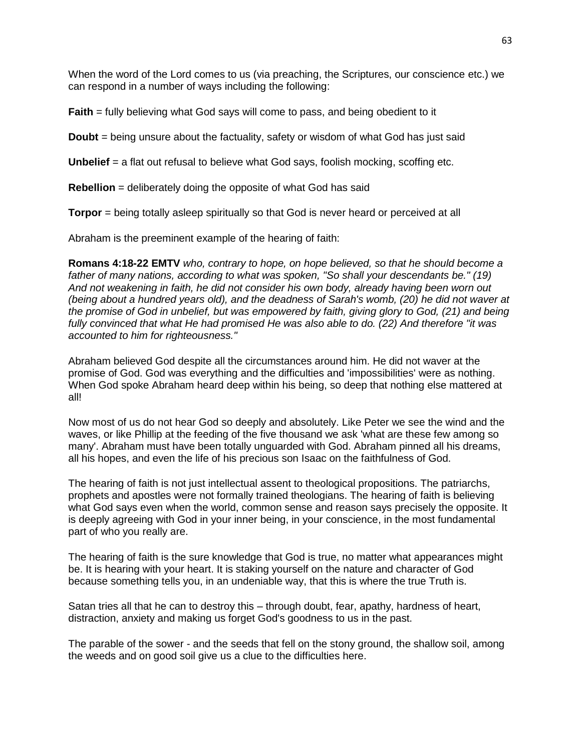When the word of the Lord comes to us (via preaching, the Scriptures, our conscience etc.) we can respond in a number of ways including the following:

**Faith** = fully believing what God says will come to pass, and being obedient to it

**Doubt** = being unsure about the factuality, safety or wisdom of what God has just said

**Unbelief** = a flat out refusal to believe what God says, foolish mocking, scoffing etc.

**Rebellion** = deliberately doing the opposite of what God has said

**Torpor** = being totally asleep spiritually so that God is never heard or perceived at all

Abraham is the preeminent example of the hearing of faith:

**Romans 4:18-22 EMTV** *who, contrary to hope, on hope believed, so that he should become a father of many nations, according to what was spoken, "So shall your descendants be." (19) And not weakening in faith, he did not consider his own body, already having been worn out (being about a hundred years old), and the deadness of Sarah's womb, (20) he did not waver at the promise of God in unbelief, but was empowered by faith, giving glory to God, (21) and being fully convinced that what He had promised He was also able to do. (22) And therefore "it was accounted to him for righteousness."*

Abraham believed God despite all the circumstances around him. He did not waver at the promise of God. God was everything and the difficulties and 'impossibilities' were as nothing. When God spoke Abraham heard deep within his being, so deep that nothing else mattered at all!

Now most of us do not hear God so deeply and absolutely. Like Peter we see the wind and the waves, or like Phillip at the feeding of the five thousand we ask 'what are these few among so many'. Abraham must have been totally unguarded with God. Abraham pinned all his dreams, all his hopes, and even the life of his precious son Isaac on the faithfulness of God.

The hearing of faith is not just intellectual assent to theological propositions. The patriarchs, prophets and apostles were not formally trained theologians. The hearing of faith is believing what God says even when the world, common sense and reason says precisely the opposite. It is deeply agreeing with God in your inner being, in your conscience, in the most fundamental part of who you really are.

The hearing of faith is the sure knowledge that God is true, no matter what appearances might be. It is hearing with your heart. It is staking yourself on the nature and character of God because something tells you, in an undeniable way, that this is where the true Truth is.

Satan tries all that he can to destroy this – through doubt, fear, apathy, hardness of heart, distraction, anxiety and making us forget God's goodness to us in the past.

The parable of the sower - and the seeds that fell on the stony ground, the shallow soil, among the weeds and on good soil give us a clue to the difficulties here.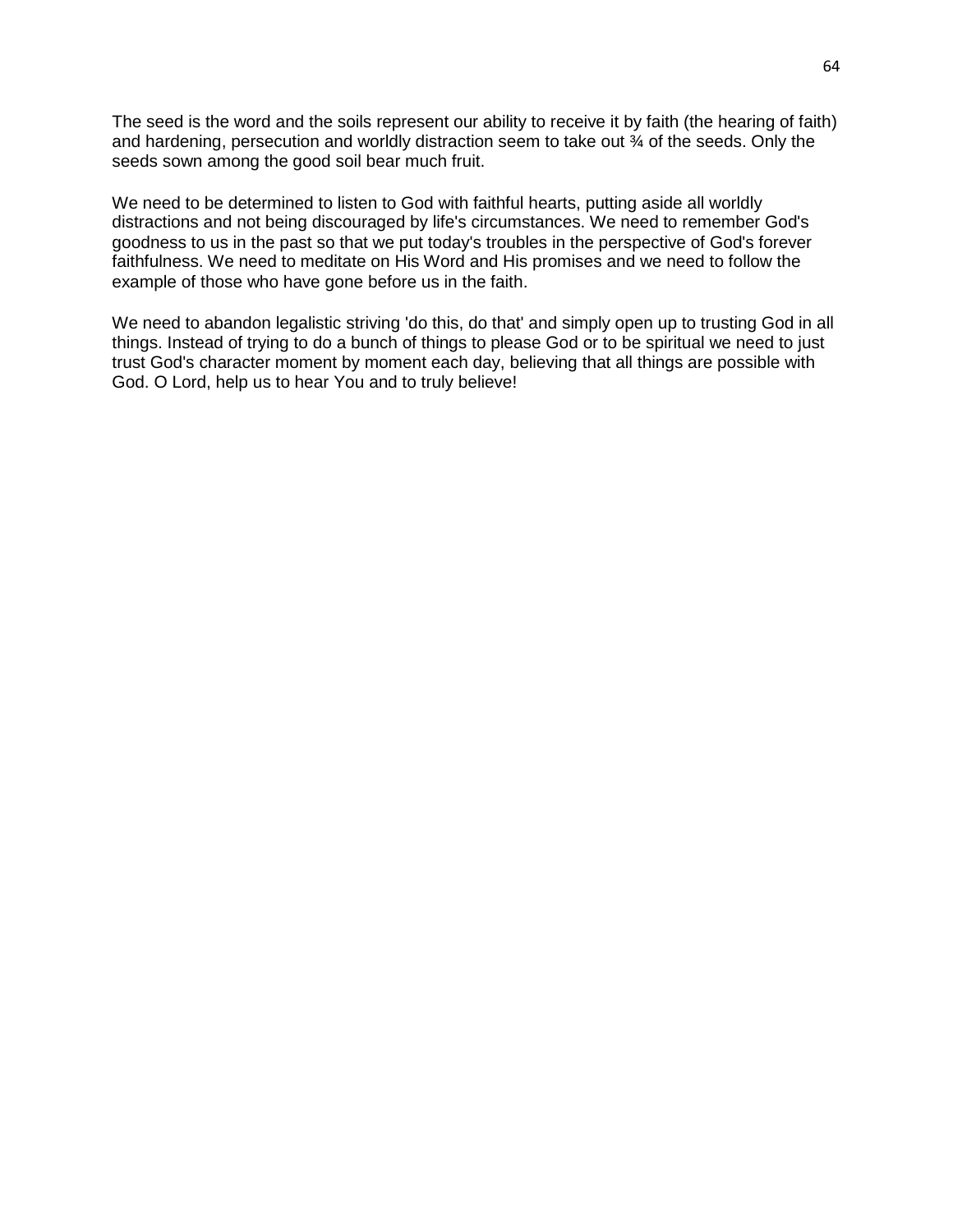The seed is the word and the soils represent our ability to receive it by faith (the hearing of faith) and hardening, persecution and worldly distraction seem to take out ¾ of the seeds. Only the seeds sown among the good soil bear much fruit.

We need to be determined to listen to God with faithful hearts, putting aside all worldly distractions and not being discouraged by life's circumstances. We need to remember God's goodness to us in the past so that we put today's troubles in the perspective of God's forever faithfulness. We need to meditate on His Word and His promises and we need to follow the example of those who have gone before us in the faith.

We need to abandon legalistic striving 'do this, do that' and simply open up to trusting God in all things. Instead of trying to do a bunch of things to please God or to be spiritual we need to just trust God's character moment by moment each day, believing that all things are possible with God. O Lord, help us to hear You and to truly believe!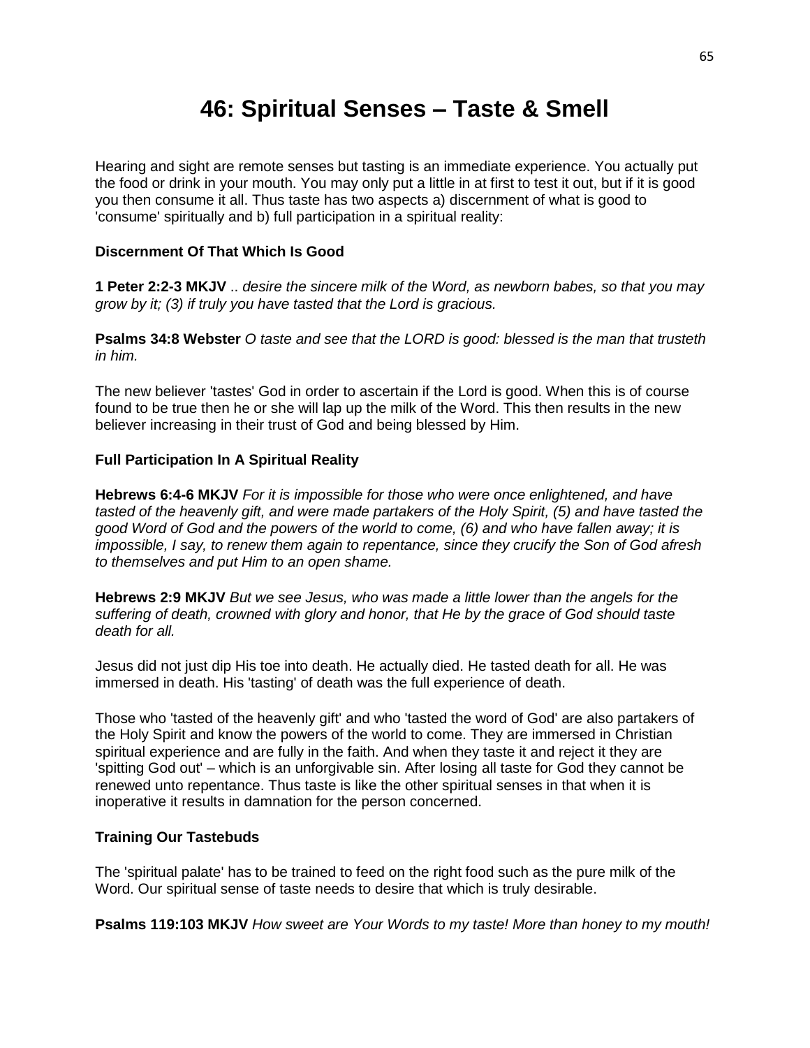# 46: Spiritual Senses – Taste & Smell

Hearing and sight are remote senses but tasting is an immediate experience. You actually put the food or drink in your mouth. You may only put a little in at first to test it out, but if it is good you then consume it all. Thus taste has two aspects a) discernment of what is good to 'consume' spiritually and b) full participation in a spiritual reality:

### Discernment Of That Which Is Good

**1 Peter 2:2-3 MKJV** .. *desire the sincere milk of the Word, as newborn babes, so that you may grow by it; (3) if truly you have tasted that the Lord is gracious.*

**Psalms 34:8 Webster** *O taste and see that the LORD is good: blessed is the man that trusteth in him.*

The new believer 'tastes' God in order to ascertain if the Lord is good. When this is of course found to be true then he or she will lap up the milk of the Word. This then results in the new believer increasing in their trust of God and being blessed by Him.

### Full Participation In A Spiritual Reality

**Hebrews 6:4-6 MKJV** *For it is impossible for those who were once enlightened, and have tasted of the heavenly gift, and were made partakers of the Holy Spirit, (5) and have tasted the good Word of God and the powers of the world to come, (6) and who have fallen away; it is impossible, I say, to renew them again to repentance, since they crucify the Son of God afresh to themselves and put Him to an open shame.*

**Hebrews 2:9 MKJV** *But we see Jesus, who was made a little lower than the angels for the suffering of death, crowned with glory and honor, that He by the grace of God should taste death for all.*

Jesus did not just dip His toe into death. He actually died. He tasted death for all. He was immersed in death. His 'tasting' of death was the full experience of death.

Those who 'tasted of the heavenly gift' and who 'tasted the word of God' are also partakers of the Holy Spirit and know the powers of the world to come. They are immersed in Christian spiritual experience and are fully in the faith. And when they taste it and reject it they are 'spitting God out' – which is an unforgivable sin. After losing all taste for God they cannot be renewed unto repentance. Thus taste is like the other spiritual senses in that when it is inoperative it results in damnation for the person concerned.

### Training Our Tastebuds

The 'spiritual palate' has to be trained to feed on the right food such as the pure milk of the Word. Our spiritual sense of taste needs to desire that which is truly desirable.

**Psalms 119:103 MKJV** *How sweet are Your Words to my taste! More than honey to my mouth!*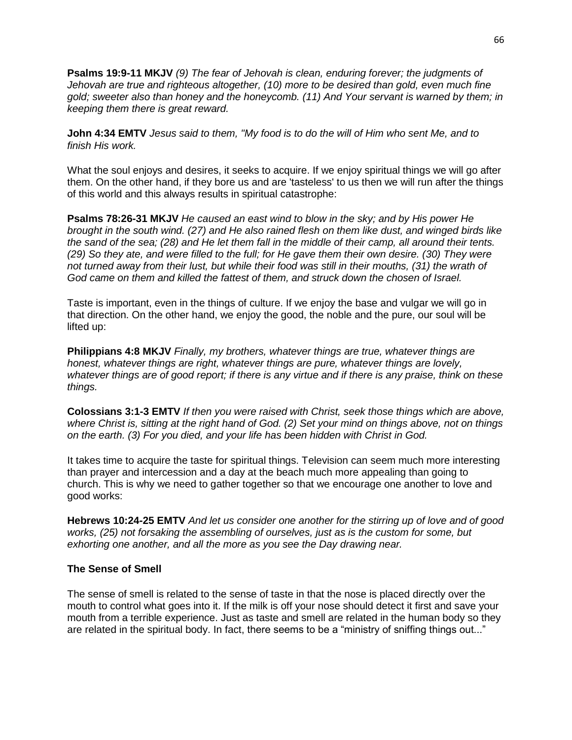**Psalms 19:9-11 MKJV** *(9) The fear of Jehovah is clean, enduring forever; the judgments of Jehovah are true and righteous altogether, (10) more to be desired than gold, even much fine gold; sweeter also than honey and the honeycomb. (11) And Your servant is warned by them; in keeping them there is great reward.*

**John 4:34 EMTV** *Jesus said to them, "My food is to do the will of Him who sent Me, and to finish His work.*

What the soul enjoys and desires, it seeks to acquire. If we enjoy spiritual things we will go after them. On the other hand, if they bore us and are 'tasteless' to us then we will run after the things of this world and this always results in spiritual catastrophe:

**Psalms 78:26-31 MKJV** *He caused an east wind to blow in the sky; and by His power He brought in the south wind. (27) and He also rained flesh on them like dust, and winged birds like the sand of the sea; (28) and He let them fall in the middle of their camp, all around their tents. (29) So they ate, and were filled to the full; for He gave them their own desire. (30) They were not turned away from their lust, but while their food was still in their mouths, (31) the wrath of God came on them and killed the fattest of them, and struck down the chosen of Israel.*

Taste is important, even in the things of culture. If we enjoy the base and vulgar we will go in that direction. On the other hand, we enjoy the good, the noble and the pure, our soul will be lifted up:

**Philippians 4:8 MKJV** *Finally, my brothers, whatever things are true, whatever things are honest, whatever things are right, whatever things are pure, whatever things are lovely, whatever things are of good report; if there is any virtue and if there is any praise, think on these things.*

**Colossians 3:1-3 EMTV** *If then you were raised with Christ, seek those things which are above, where Christ is, sitting at the right hand of God. (2) Set your mind on things above, not on things on the earth. (3) For you died, and your life has been hidden with Christ in God.*

It takes time to acquire the taste for spiritual things. Television can seem much more interesting than prayer and intercession and a day at the beach much more appealing than going to church. This is why we need to gather together so that we encourage one another to love and good works:

**Hebrews 10:24-25 EMTV** *And let us consider one another for the stirring up of love and of good works, (25) not forsaking the assembling of ourselves, just as is the custom for some, but exhorting one another, and all the more as you see the Day drawing near.*

### The Sense of Smell

The sense of smell is related to the sense of taste in that the nose is placed directly over the mouth to control what goes into it. If the milk is off your nose should detect it first and save your mouth from a terrible experience. Just as taste and smell are related in the human body so they are related in the spiritual body. In fact, there seems to be a "ministry of sniffing things out..."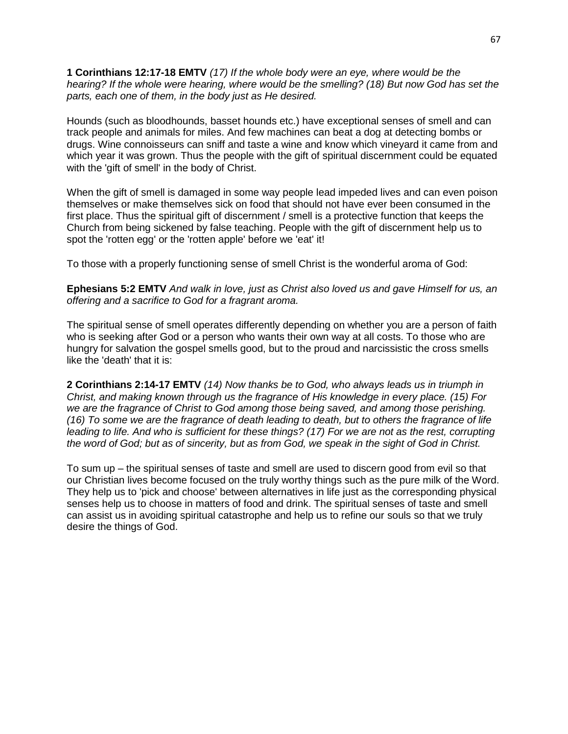**1 Corinthians 12:17-18 EMTV** *(17) If the whole body were an eye, where would be the hearing? If the whole were hearing, where would be the smelling? (18) But now God has set the parts, each one of them, in the body just as He desired.*

Hounds (such as bloodhounds, basset hounds etc.) have exceptional senses of smell and can track people and animals for miles. And few machines can beat a dog at detecting bombs or drugs. Wine connoisseurs can sniff and taste a wine and know which vineyard it came from and which year it was grown. Thus the people with the gift of spiritual discernment could be equated with the 'gift of smell' in the body of Christ.

When the gift of smell is damaged in some way people lead impeded lives and can even poison themselves or make themselves sick on food that should not have ever been consumed in the first place. Thus the spiritual gift of discernment / smell is a protective function that keeps the Church from being sickened by false teaching. People with the gift of discernment help us to spot the 'rotten egg' or the 'rotten apple' before we 'eat' it!

To those with a properly functioning sense of smell Christ is the wonderful aroma of God:

**Ephesians 5:2 EMTV** *And walk in love, just as Christ also loved us and gave Himself for us, an offering and a sacrifice to God for a fragrant aroma.*

The spiritual sense of smell operates differently depending on whether you are a person of faith who is seeking after God or a person who wants their own way at all costs. To those who are hungry for salvation the gospel smells good, but to the proud and narcissistic the cross smells like the 'death' that it is:

**2 Corinthians 2:14-17 EMTV** *(14) Now thanks be to God, who always leads us in triumph in Christ, and making known through us the fragrance of His knowledge in every place. (15) For we are the fragrance of Christ to God among those being saved, and among those perishing. (16) To some we are the fragrance of death leading to death, but to others the fragrance of life leading to life. And who is sufficient for these things? (17) For we are not as the rest, corrupting the word of God; but as of sincerity, but as from God, we speak in the sight of God in Christ.*

To sum up – the spiritual senses of taste and smell are used to discern good from evil so that our Christian lives become focused on the truly worthy things such as the pure milk of the Word. They help us to 'pick and choose' between alternatives in life just as the corresponding physical senses help us to choose in matters of food and drink. The spiritual senses of taste and smell can assist us in avoiding spiritual catastrophe and help us to refine our souls so that we truly desire the things of God.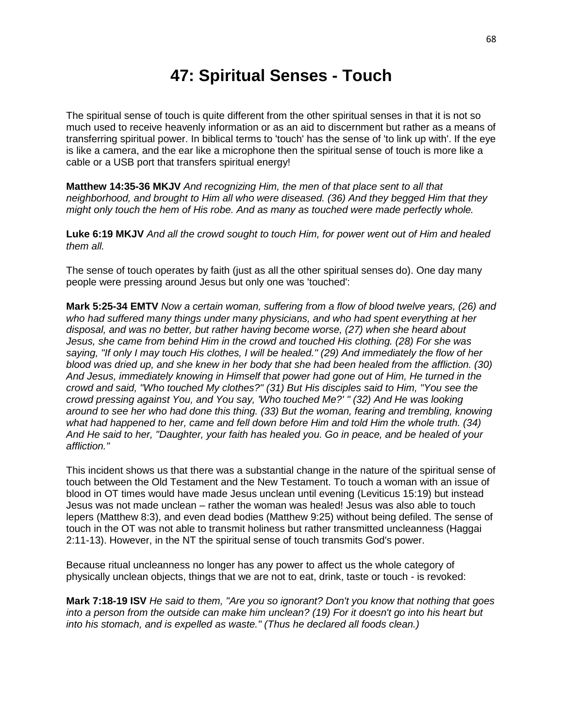# 47: Spiritual Senses - Touch

The spiritual sense of touch is quite different from the other spiritual senses in that it is not so much used to receive heavenly information or as an aid to discernment but rather as a means of transferring spiritual power. In biblical terms to 'touch' has the sense of 'to link up with'. If the eye is like a camera, and the ear like a microphone then the spiritual sense of touch is more like a cable or a USB port that transfers spiritual energy!

**Matthew 14:35-36 MKJV** *And recognizing Him, the men of that place sent to all that neighborhood, and brought to Him all who were diseased. (36) And they begged Him that they might only touch the hem of His robe. And as many as touched were made perfectly whole.*

**Luke 6:19 MKJV** *And all the crowd sought to touch Him, for power went out of Him and healed them all.*

The sense of touch operates by faith (just as all the other spiritual senses do). One day many people were pressing around Jesus but only one was 'touched':

**Mark 5:25-34 EMTV** *Now a certain woman, suffering from a flow of blood twelve years, (26) and who had suffered many things under many physicians, and who had spent everything at her disposal, and was no better, but rather having become worse, (27) when she heard about Jesus, she came from behind Him in the crowd and touched His clothing. (28) For she was saying, "If only I may touch His clothes, I will be healed." (29) And immediately the flow of her blood was dried up, and she knew in her body that she had been healed from the affliction. (30) And Jesus, immediately knowing in Himself that power had gone out of Him, He turned in the crowd and said, "Who touched My clothes?" (31) But His disciples said to Him, "You see the crowd pressing against You, and You say, 'Who touched Me?' " (32) And He was looking around to see her who had done this thing. (33) But the woman, fearing and trembling, knowing what had happened to her, came and fell down before Him and told Him the whole truth. (34) And He said to her, "Daughter, your faith has healed you. Go in peace, and be healed of your affliction."*

This incident shows us that there was a substantial change in the nature of the spiritual sense of touch between the Old Testament and the New Testament. To touch a woman with an issue of blood in OT times would have made Jesus unclean until evening (Leviticus 15:19) but instead Jesus was not made unclean – rather the woman was healed! Jesus was also able to touch lepers (Matthew 8:3), and even dead bodies (Matthew 9:25) without being defiled. The sense of touch in the OT was not able to transmit holiness but rather transmitted uncleanness (Haggai 2:11-13). However, in the NT the spiritual sense of touch transmits God's power.

Because ritual uncleanness no longer has any power to affect us the whole category of physically unclean objects, things that we are not to eat, drink, taste or touch - is revoked:

**Mark 7:18-19 ISV** *He said to them, "Are you so ignorant? Don't you know that nothing that goes into a person from the outside can make him unclean? (19) For it doesn't go into his heart but into his stomach, and is expelled as waste." (Thus he declared all foods clean.)*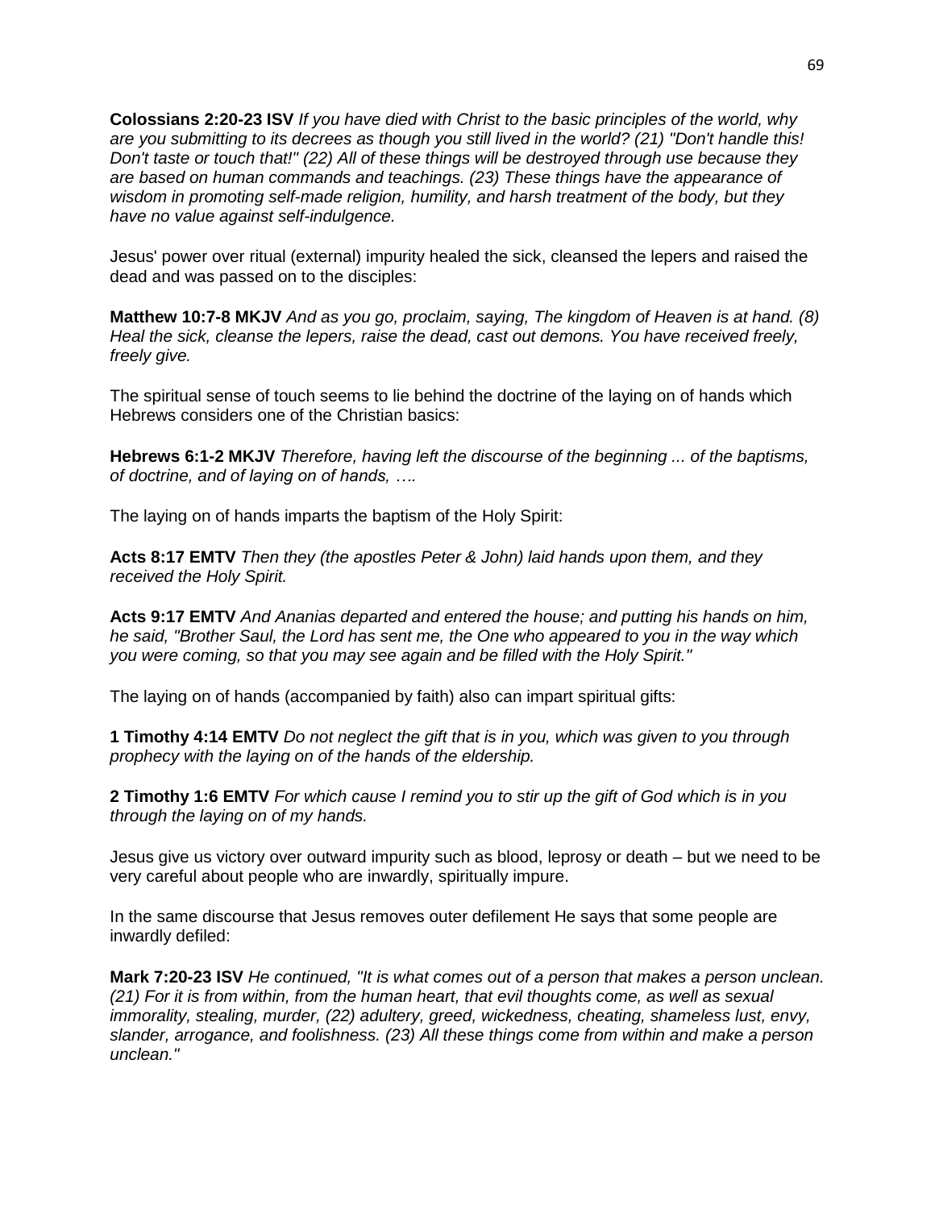**Colossians 2:20-23 ISV** *If you have died with Christ to the basic principles of the world, why are you submitting to its decrees as though you still lived in the world? (21) "Don't handle this! Don't taste or touch that!" (22) All of these things will be destroyed through use because they are based on human commands and teachings. (23) These things have the appearance of wisdom in promoting self-made religion, humility, and harsh treatment of the body, but they have no value against self-indulgence.*

Jesus' power over ritual (external) impurity healed the sick, cleansed the lepers and raised the dead and was passed on to the disciples:

**Matthew 10:7-8 MKJV** *And as you go, proclaim, saying, The kingdom of Heaven is at hand. (8) Heal the sick, cleanse the lepers, raise the dead, cast out demons. You have received freely, freely give.*

The spiritual sense of touch seems to lie behind the doctrine of the laying on of hands which Hebrews considers one of the Christian basics:

**Hebrews 6:1-2 MKJV** *Therefore, having left the discourse of the beginning ... of the baptisms, of doctrine, and of laying on of hands, ….*

The laying on of hands imparts the baptism of the Holy Spirit:

**Acts 8:17 EMTV** *Then they (the apostles Peter & John) laid hands upon them, and they received the Holy Spirit.*

**Acts 9:17 EMTV** *And Ananias departed and entered the house; and putting his hands on him, he said, "Brother Saul, the Lord has sent me, the One who appeared to you in the way which you were coming, so that you may see again and be filled with the Holy Spirit."*

The laying on of hands (accompanied by faith) also can impart spiritual gifts:

**1 Timothy 4:14 EMTV** *Do not neglect the gift that is in you, which was given to you through prophecy with the laying on of the hands of the eldership.*

**2 Timothy 1:6 EMTV** *For which cause I remind you to stir up the gift of God which is in you through the laying on of my hands.*

Jesus give us victory over outward impurity such as blood, leprosy or death – but we need to be very careful about people who are inwardly, spiritually impure.

In the same discourse that Jesus removes outer defilement He says that some people are inwardly defiled:

**Mark 7:20-23 ISV** *He continued, "It is what comes out of a person that makes a person unclean. (21) For it is from within, from the human heart, that evil thoughts come, as well as sexual immorality, stealing, murder, (22) adultery, greed, wickedness, cheating, shameless lust, envy, slander, arrogance, and foolishness. (23) All these things come from within and make a person unclean."*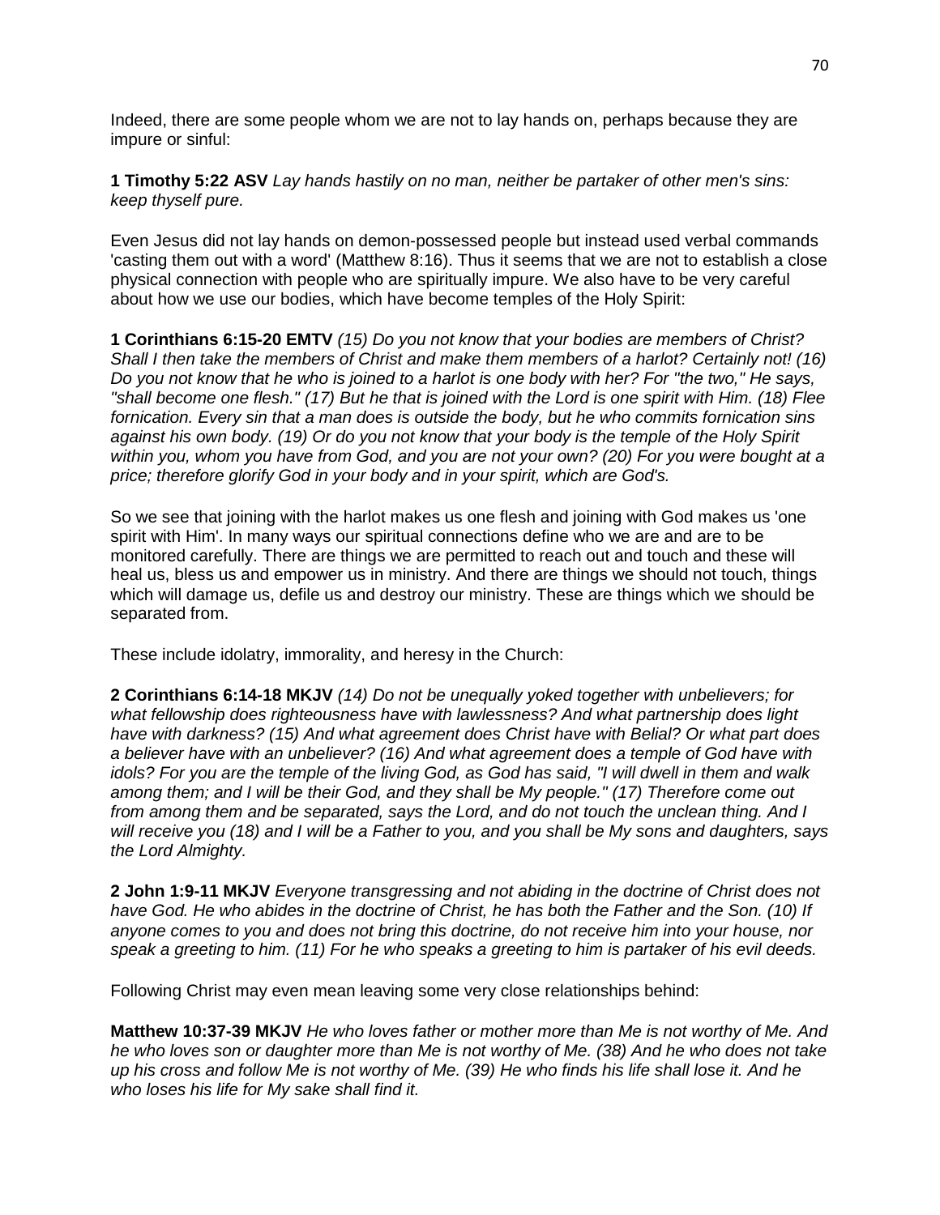Indeed, there are some people whom we are not to lay hands on, perhaps because they are impure or sinful:

**1 Timothy 5:22 ASV** *Lay hands hastily on no man, neither be partaker of other men's sins: keep thyself pure.*

Even Jesus did not lay hands on demon-possessed people but instead used verbal commands 'casting them out with a word' (Matthew 8:16). Thus it seems that we are not to establish a close physical connection with people who are spiritually impure. We also have to be very careful about how we use our bodies, which have become temples of the Holy Spirit:

**1 Corinthians 6:15-20 EMTV** *(15) Do you not know that your bodies are members of Christ? Shall I then take the members of Christ and make them members of a harlot? Certainly not! (16) Do you not know that he who is joined to a harlot is one body with her? For "the two," He says, "shall become one flesh." (17) But he that is joined with the Lord is one spirit with Him. (18) Flee fornication. Every sin that a man does is outside the body, but he who commits fornication sins against his own body. (19) Or do you not know that your body is the temple of the Holy Spirit within you, whom you have from God, and you are not your own? (20) For you were bought at a price; therefore glorify God in your body and in your spirit, which are God's.*

So we see that joining with the harlot makes us one flesh and joining with God makes us 'one spirit with Him'. In many ways our spiritual connections define who we are and are to be monitored carefully. There are things we are permitted to reach out and touch and these will heal us, bless us and empower us in ministry. And there are things we should not touch, things which will damage us, defile us and destroy our ministry. These are things which we should be separated from.

These include idolatry, immorality, and heresy in the Church:

**2 Corinthians 6:14-18 MKJV** *(14) Do not be unequally yoked together with unbelievers; for what fellowship does righteousness have with lawlessness? And what partnership does light have with darkness? (15) And what agreement does Christ have with Belial? Or what part does a believer have with an unbeliever? (16) And what agreement does a temple of God have with idols? For you are the temple of the living God, as God has said, "I will dwell in them and walk among them; and I will be their God, and they shall be My people." (17) Therefore come out from among them and be separated, says the Lord, and do not touch the unclean thing. And I will receive you (18) and I will be a Father to you, and you shall be My sons and daughters, says the Lord Almighty.*

**2 John 1:9-11 MKJV** *Everyone transgressing and not abiding in the doctrine of Christ does not have God. He who abides in the doctrine of Christ, he has both the Father and the Son. (10) If anyone comes to you and does not bring this doctrine, do not receive him into your house, nor speak a greeting to him. (11) For he who speaks a greeting to him is partaker of his evil deeds.*

Following Christ may even mean leaving some very close relationships behind:

**Matthew 10:37-39 MKJV** *He who loves father or mother more than Me is not worthy of Me. And he who loves son or daughter more than Me is not worthy of Me. (38) And he who does not take up his cross and follow Me is not worthy of Me. (39) He who finds his life shall lose it. And he who loses his life for My sake shall find it.*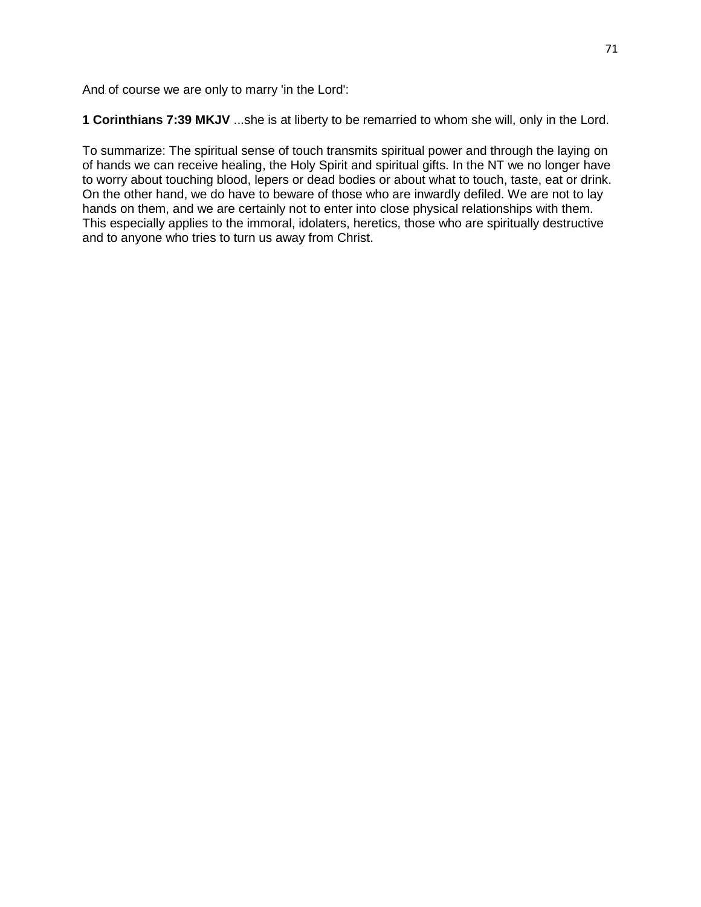And of course we are only to marry 'in the Lord':

**1 Corinthians 7:39 MKJV** ...she is at liberty to be remarried to whom she will, only in the Lord.

To summarize: The spiritual sense of touch transmits spiritual power and through the laying on of hands we can receive healing, the Holy Spirit and spiritual gifts. In the NT we no longer have to worry about touching blood, lepers or dead bodies or about what to touch, taste, eat or drink. On the other hand, we do have to beware of those who are inwardly defiled. We are not to lay hands on them, and we are certainly not to enter into close physical relationships with them. This especially applies to the immoral, idolaters, heretics, those who are spiritually destructive and to anyone who tries to turn us away from Christ.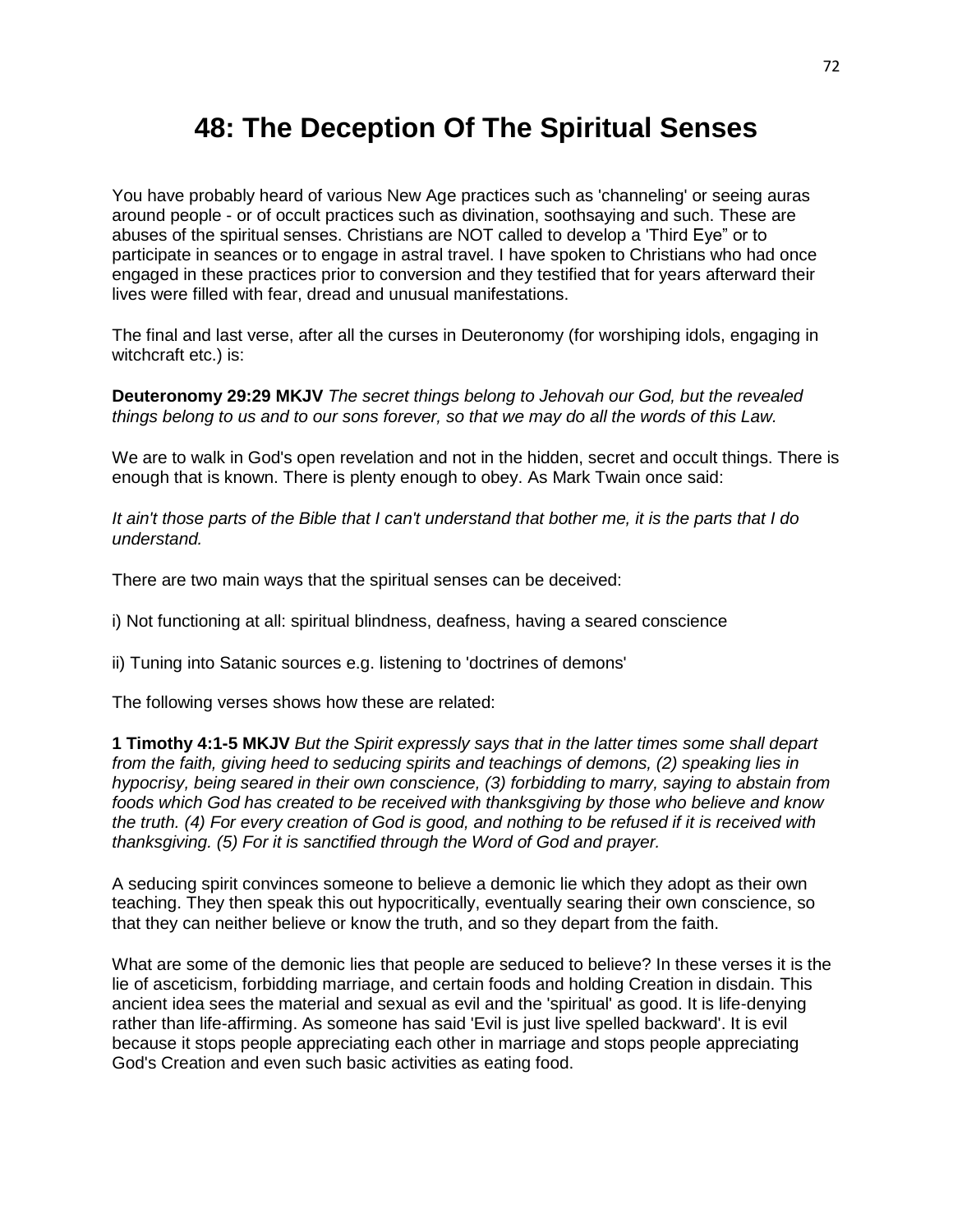# 48: The Deception Of The Spiritual Senses

You have probably heard of various New Age practices such as 'channeling' or seeing auras around people - or of occult practices such as divination, soothsaying and such. These are abuses of the spiritual senses. Christians are NOT called to develop a 'Third Eye" or to participate in seances or to engage in astral travel. I have spoken to Christians who had once engaged in these practices prior to conversion and they testified that for years afterward their lives were filled with fear, dread and unusual manifestations.

The final and last verse, after all the curses in Deuteronomy (for worshiping idols, engaging in witchcraft etc.) is:

**Deuteronomy 29:29 MKJV** *The secret things belong to Jehovah our God, but the revealed things belong to us and to our sons forever, so that we may do all the words of this Law.*

We are to walk in God's open revelation and not in the hidden, secret and occult things. There is enough that is known. There is plenty enough to obey. As Mark Twain once said:

*It ain't those parts of the Bible that I can't understand that bother me, it is the parts that I do understand.*

There are two main ways that the spiritual senses can be deceived:

i) Not functioning at all: spiritual blindness, deafness, having a seared conscience

ii) Tuning into Satanic sources e.g. listening to 'doctrines of demons'

The following verses shows how these are related:

**1 Timothy 4:1-5 MKJV** *But the Spirit expressly says that in the latter times some shall depart from the faith, giving heed to seducing spirits and teachings of demons, (2) speaking lies in hypocrisy, being seared in their own conscience, (3) forbidding to marry, saying to abstain from foods which God has created to be received with thanksgiving by those who believe and know the truth. (4) For every creation of God is good, and nothing to be refused if it is received with thanksgiving. (5) For it is sanctified through the Word of God and prayer.*

A seducing spirit convinces someone to believe a demonic lie which they adopt as their own teaching. They then speak this out hypocritically, eventually searing their own conscience, so that they can neither believe or know the truth, and so they depart from the faith.

What are some of the demonic lies that people are seduced to believe? In these verses it is the lie of asceticism, forbidding marriage, and certain foods and holding Creation in disdain. This ancient idea sees the material and sexual as evil and the 'spiritual' as good. It is life-denying rather than life-affirming. As someone has said 'Evil is just live spelled backward'. It is evil because it stops people appreciating each other in marriage and stops people appreciating God's Creation and even such basic activities as eating food.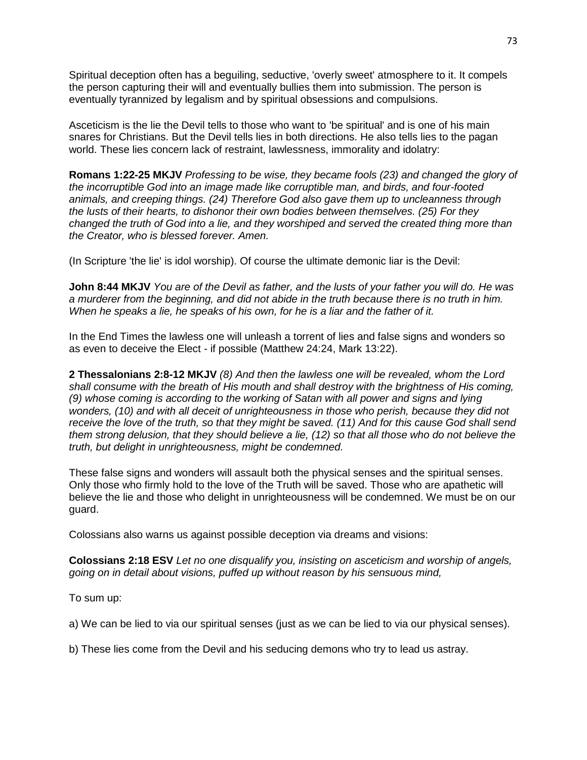Spiritual deception often has a beguiling, seductive, 'overly sweet' atmosphere to it. It compels the person capturing their will and eventually bullies them into submission. The person is eventually tyrannized by legalism and by spiritual obsessions and compulsions.

Asceticism is the lie the Devil tells to those who want to 'be spiritual' and is one of his main snares for Christians. But the Devil tells lies in both directions. He also tells lies to the pagan world. These lies concern lack of restraint, lawlessness, immorality and idolatry:

**Romans 1:22-25 MKJV** *Professing to be wise, they became fools (23) and changed the glory of the incorruptible God into an image made like corruptible man, and birds, and four-footed animals, and creeping things. (24) Therefore God also gave them up to uncleanness through the lusts of their hearts, to dishonor their own bodies between themselves. (25) For they changed the truth of God into a lie, and they worshiped and served the created thing more than the Creator, who is blessed forever. Amen.*

(In Scripture 'the lie' is idol worship). Of course the ultimate demonic liar is the Devil:

**John 8:44 MKJV** *You are of the Devil as father, and the lusts of your father you will do. He was a murderer from the beginning, and did not abide in the truth because there is no truth in him. When he speaks a lie, he speaks of his own, for he is a liar and the father of it.*

In the End Times the lawless one will unleash a torrent of lies and false signs and wonders so as even to deceive the Elect - if possible (Matthew 24:24, Mark 13:22).

**2 Thessalonians 2:8-12 MKJV** *(8) And then the lawless one will be revealed, whom the Lord shall consume with the breath of His mouth and shall destroy with the brightness of His coming, (9) whose coming is according to the working of Satan with all power and signs and lying wonders, (10) and with all deceit of unrighteousness in those who perish, because they did not receive the love of the truth, so that they might be saved. (11) And for this cause God shall send them strong delusion, that they should believe a lie, (12) so that all those who do not believe the truth, but delight in unrighteousness, might be condemned.*

These false signs and wonders will assault both the physical senses and the spiritual senses. Only those who firmly hold to the love of the Truth will be saved. Those who are apathetic will believe the lie and those who delight in unrighteousness will be condemned. We must be on our guard.

Colossians also warns us against possible deception via dreams and visions:

**Colossians 2:18 ESV** *Let no one disqualify you, insisting on asceticism and worship of angels, going on in detail about visions, puffed up without reason by his sensuous mind,*

To sum up:

a) We can be lied to via our spiritual senses (just as we can be lied to via our physical senses).

b) These lies come from the Devil and his seducing demons who try to lead us astray.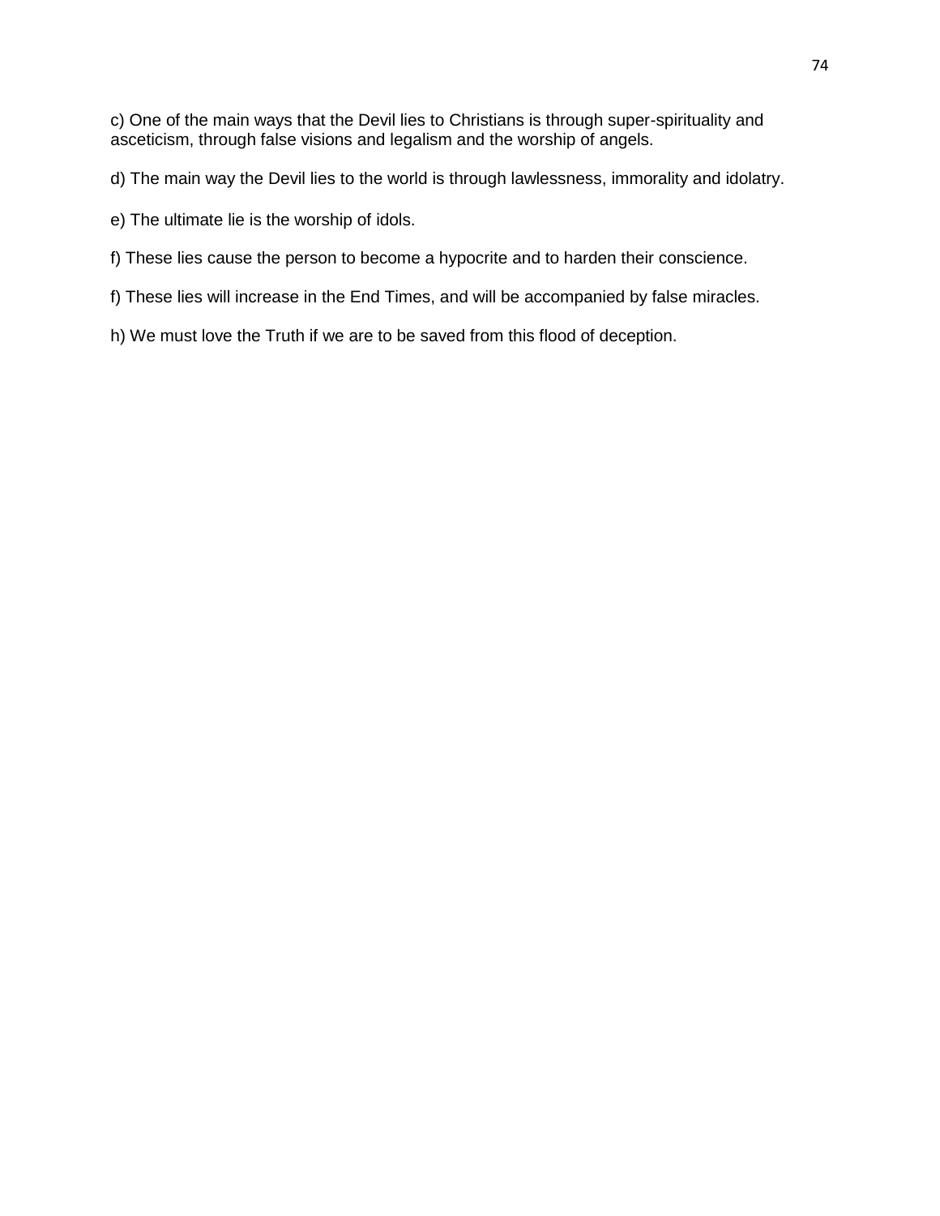c) One of the main ways that the Devil lies to Christians is through super-spirituality and asceticism, through false visions and legalism and the worship of angels.

d) The main way the Devil lies to the world is through lawlessness, immorality and idolatry.

e) The ultimate lie is the worship of idols.

f) These lies cause the person to become a hypocrite and to harden their conscience.

f) These lies will increase in the End Times, and will be accompanied by false miracles.

h) We must love the Truth if we are to be saved from this flood of deception.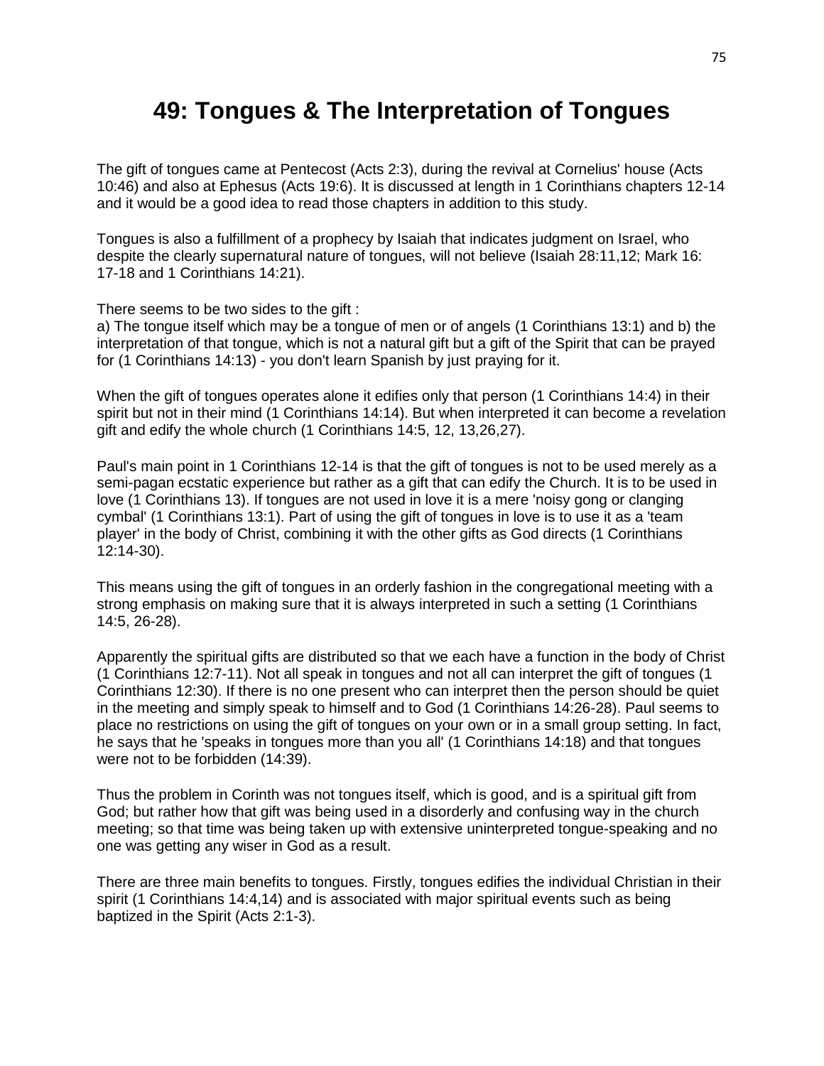# 49: Tongues & The Interpretation of Tongues

The gift of tongues came at Pentecost (Acts 2:3), during the revival at Cornelius' house (Acts 10:46) and also at Ephesus (Acts 19:6). It is discussed at length in 1 Corinthians chapters 12-14 and it would be a good idea to read those chapters in addition to this study.

Tongues is also a fulfillment of a prophecy by Isaiah that indicates judgment on Israel, who despite the clearly supernatural nature of tongues, will not believe (Isaiah 28:11,12; Mark 16: 17-18 and 1 Corinthians 14:21).

There seems to be two sides to the gift :
a) The tongue itself which may be a tongue of men or of angels (1 Corinthians 13:1) and b) the interpretation of that tongue, which is not a natural gift but a gift of the Spirit that can be prayed for (1 Corinthians 14:13) - you don't learn Spanish by just praying for it.

When the gift of tongues operates alone it edifies only that person (1 Corinthians 14:4) in their spirit but not in their mind (1 Corinthians 14:14). But when interpreted it can become a revelation gift and edify the whole church (1 Corinthians 14:5, 12, 13,26,27).

Paul's main point in 1 Corinthians 12-14 is that the gift of tongues is not to be used merely as a semi-pagan ecstatic experience but rather as a gift that can edify the Church. It is to be used in love (1 Corinthians 13). If tongues are not used in love it is a mere 'noisy gong or clanging cymbal' (1 Corinthians 13:1). Part of using the gift of tongues in love is to use it as a 'team player' in the body of Christ, combining it with the other gifts as God directs (1 Corinthians 12:14-30).

This means using the gift of tongues in an orderly fashion in the congregational meeting with a strong emphasis on making sure that it is always interpreted in such a setting (1 Corinthians 14:5, 26-28).

Apparently the spiritual gifts are distributed so that we each have a function in the body of Christ (1 Corinthians 12:7-11). Not all speak in tongues and not all can interpret the gift of tongues (1 Corinthians 12:30). If there is no one present who can interpret then the person should be quiet in the meeting and simply speak to himself and to God (1 Corinthians 14:26-28). Paul seems to place no restrictions on using the gift of tongues on your own or in a small group setting. In fact, he says that he 'speaks in tongues more than you all' (1 Corinthians 14:18) and that tongues were not to be forbidden (14:39).

Thus the problem in Corinth was not tongues itself, which is good, and is a spiritual gift from God; but rather how that gift was being used in a disorderly and confusing way in the church meeting; so that time was being taken up with extensive uninterpreted tongue-speaking and no one was getting any wiser in God as a result.

There are three main benefits to tongues. Firstly, tongues edifies the individual Christian in their spirit (1 Corinthians 14:4,14) and is associated with major spiritual events such as being baptized in the Spirit (Acts 2:1-3).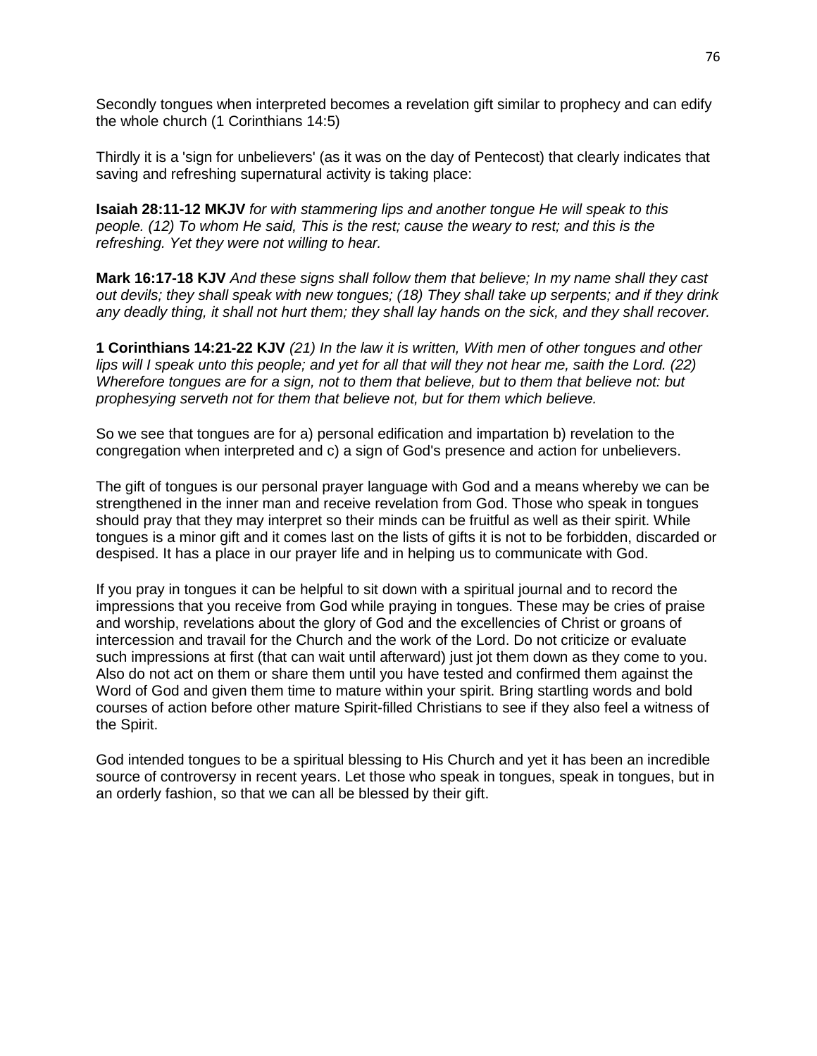Secondly tongues when interpreted becomes a revelation gift similar to prophecy and can edify the whole church (1 Corinthians 14:5)

Thirdly it is a 'sign for unbelievers' (as it was on the day of Pentecost) that clearly indicates that saving and refreshing supernatural activity is taking place:

**Isaiah 28:11-12 MKJV** *for with stammering lips and another tongue He will speak to this people. (12) To whom He said, This is the rest; cause the weary to rest; and this is the refreshing. Yet they were not willing to hear.*

**Mark 16:17-18 KJV** *And these signs shall follow them that believe; In my name shall they cast out devils; they shall speak with new tongues; (18) They shall take up serpents; and if they drink any deadly thing, it shall not hurt them; they shall lay hands on the sick, and they shall recover.*

**1 Corinthians 14:21-22 KJV** *(21) In the law it is written, With men of other tongues and other lips will I speak unto this people; and yet for all that will they not hear me, saith the Lord. (22) Wherefore tongues are for a sign, not to them that believe, but to them that believe not: but prophesying serveth not for them that believe not, but for them which believe.*

So we see that tongues are for a) personal edification and impartation b) revelation to the congregation when interpreted and c) a sign of God's presence and action for unbelievers.

The gift of tongues is our personal prayer language with God and a means whereby we can be strengthened in the inner man and receive revelation from God. Those who speak in tongues should pray that they may interpret so their minds can be fruitful as well as their spirit. While tongues is a minor gift and it comes last on the lists of gifts it is not to be forbidden, discarded or despised. It has a place in our prayer life and in helping us to communicate with God.

If you pray in tongues it can be helpful to sit down with a spiritual journal and to record the impressions that you receive from God while praying in tongues. These may be cries of praise and worship, revelations about the glory of God and the excellencies of Christ or groans of intercession and travail for the Church and the work of the Lord. Do not criticize or evaluate such impressions at first (that can wait until afterward) just jot them down as they come to you. Also do not act on them or share them until you have tested and confirmed them against the Word of God and given them time to mature within your spirit. Bring startling words and bold courses of action before other mature Spirit-filled Christians to see if they also feel a witness of the Spirit.

God intended tongues to be a spiritual blessing to His Church and yet it has been an incredible source of controversy in recent years. Let those who speak in tongues, speak in tongues, but in an orderly fashion, so that we can all be blessed by their gift.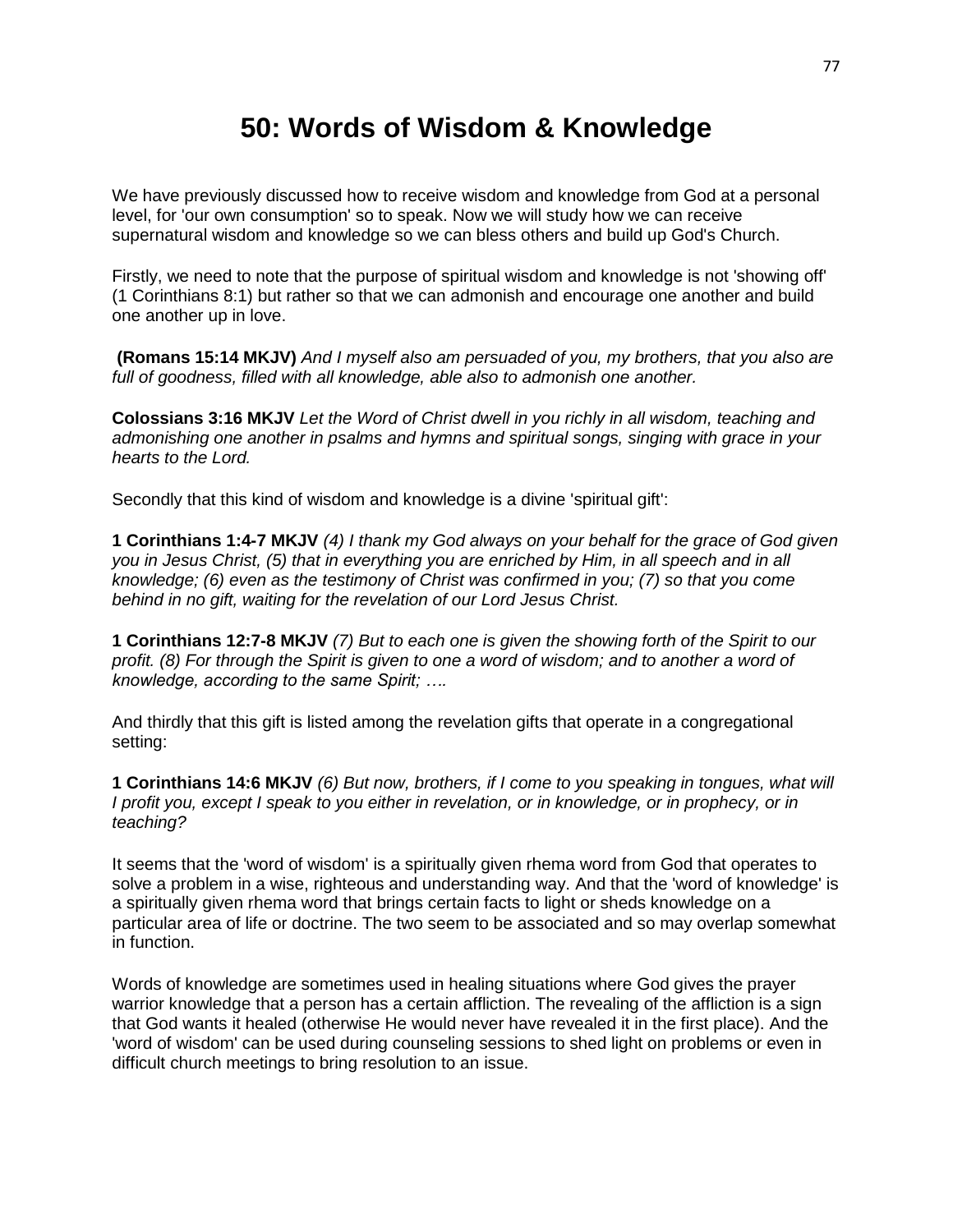# 50: Words of Wisdom & Knowledge

We have previously discussed how to receive wisdom and knowledge from God at a personal level, for 'our own consumption' so to speak. Now we will study how we can receive supernatural wisdom and knowledge so we can bless others and build up God's Church.

Firstly, we need to note that the purpose of spiritual wisdom and knowledge is not 'showing off' (1 Corinthians 8:1) but rather so that we can admonish and encourage one another and build one another up in love.

**(Romans 15:14 MKJV)** *And I myself also am persuaded of you, my brothers, that you also are full of goodness, filled with all knowledge, able also to admonish one another.*

**Colossians 3:16 MKJV** *Let the Word of Christ dwell in you richly in all wisdom, teaching and admonishing one another in psalms and hymns and spiritual songs, singing with grace in your hearts to the Lord.*

Secondly that this kind of wisdom and knowledge is a divine 'spiritual gift':

**1 Corinthians 1:4-7 MKJV** *(4) I thank my God always on your behalf for the grace of God given you in Jesus Christ, (5) that in everything you are enriched by Him, in all speech and in all knowledge; (6) even as the testimony of Christ was confirmed in you; (7) so that you come behind in no gift, waiting for the revelation of our Lord Jesus Christ.*

**1 Corinthians 12:7-8 MKJV** *(7) But to each one is given the showing forth of the Spirit to our profit. (8) For through the Spirit is given to one a word of wisdom; and to another a word of knowledge, according to the same Spirit; ….*

And thirdly that this gift is listed among the revelation gifts that operate in a congregational setting:

**1 Corinthians 14:6 MKJV** *(6) But now, brothers, if I come to you speaking in tongues, what will I profit you, except I speak to you either in revelation, or in knowledge, or in prophecy, or in teaching?*

It seems that the 'word of wisdom' is a spiritually given rhema word from God that operates to solve a problem in a wise, righteous and understanding way. And that the 'word of knowledge' is a spiritually given rhema word that brings certain facts to light or sheds knowledge on a particular area of life or doctrine. The two seem to be associated and so may overlap somewhat in function.

Words of knowledge are sometimes used in healing situations where God gives the prayer warrior knowledge that a person has a certain affliction. The revealing of the affliction is a sign that God wants it healed (otherwise He would never have revealed it in the first place). And the 'word of wisdom' can be used during counseling sessions to shed light on problems or even in difficult church meetings to bring resolution to an issue.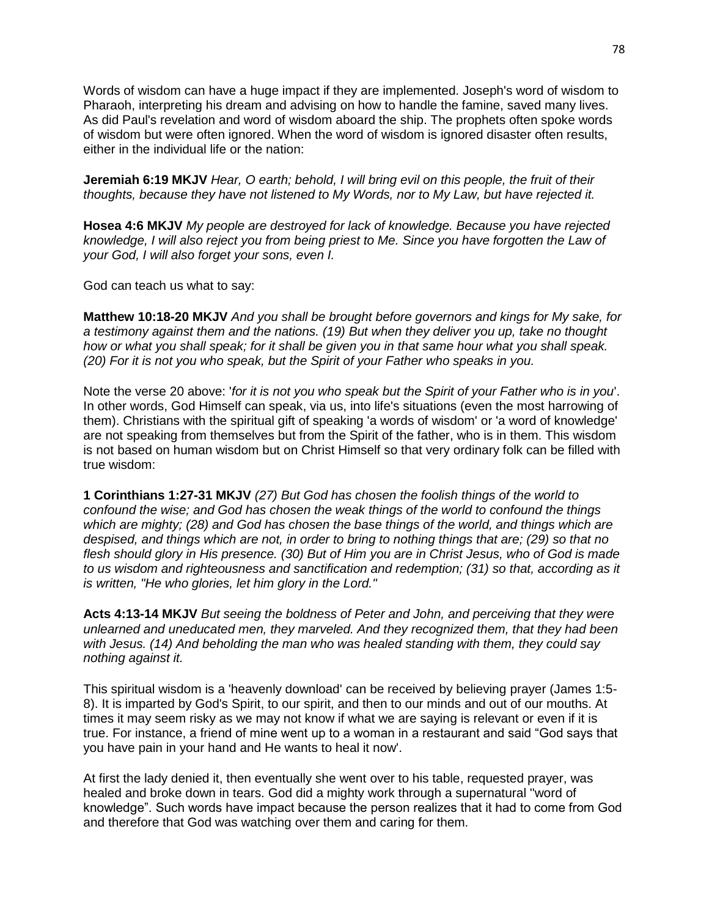Words of wisdom can have a huge impact if they are implemented. Joseph's word of wisdom to Pharaoh, interpreting his dream and advising on how to handle the famine, saved many lives. As did Paul's revelation and word of wisdom aboard the ship. The prophets often spoke words of wisdom but were often ignored. When the word of wisdom is ignored disaster often results, either in the individual life or the nation:

**Jeremiah 6:19 MKJV** *Hear, O earth; behold, I will bring evil on this people, the fruit of their thoughts, because they have not listened to My Words, nor to My Law, but have rejected it.*

**Hosea 4:6 MKJV** *My people are destroyed for lack of knowledge. Because you have rejected knowledge, I will also reject you from being priest to Me. Since you have forgotten the Law of your God, I will also forget your sons, even I.*

God can teach us what to say:

**Matthew 10:18-20 MKJV** *And you shall be brought before governors and kings for My sake, for a testimony against them and the nations. (19) But when they deliver you up, take no thought how or what you shall speak; for it shall be given you in that same hour what you shall speak. (20) For it is not you who speak, but the Spirit of your Father who speaks in you.*

Note the verse 20 above: '*for it is not you who speak but the Spirit of your Father who is in you*'. In other words, God Himself can speak, via us, into life's situations (even the most harrowing of them). Christians with the spiritual gift of speaking 'a words of wisdom' or 'a word of knowledge' are not speaking from themselves but from the Spirit of the father, who is in them. This wisdom is not based on human wisdom but on Christ Himself so that very ordinary folk can be filled with true wisdom:

**1 Corinthians 1:27-31 MKJV** *(27) But God has chosen the foolish things of the world to confound the wise; and God has chosen the weak things of the world to confound the things which are mighty; (28) and God has chosen the base things of the world, and things which are despised, and things which are not, in order to bring to nothing things that are; (29) so that no flesh should glory in His presence. (30) But of Him you are in Christ Jesus, who of God is made to us wisdom and righteousness and sanctification and redemption; (31) so that, according as it is written, "He who glories, let him glory in the Lord."*

**Acts 4:13-14 MKJV** *But seeing the boldness of Peter and John, and perceiving that they were unlearned and uneducated men, they marveled. And they recognized them, that they had been with Jesus. (14) And beholding the man who was healed standing with them, they could say nothing against it.*

This spiritual wisdom is a 'heavenly download' can be received by believing prayer (James 1:5-8). It is imparted by God's Spirit, to our spirit, and then to our minds and out of our mouths. At times it may seem risky as we may not know if what we are saying is relevant or even if it is true. For instance, a friend of mine went up to a woman in a restaurant and said "God says that you have pain in your hand and He wants to heal it now'.

At first the lady denied it, then eventually she went over to his table, requested prayer, was healed and broke down in tears. God did a mighty work through a supernatural "word of knowledge". Such words have impact because the person realizes that it had to come from God and therefore that God was watching over them and caring for them.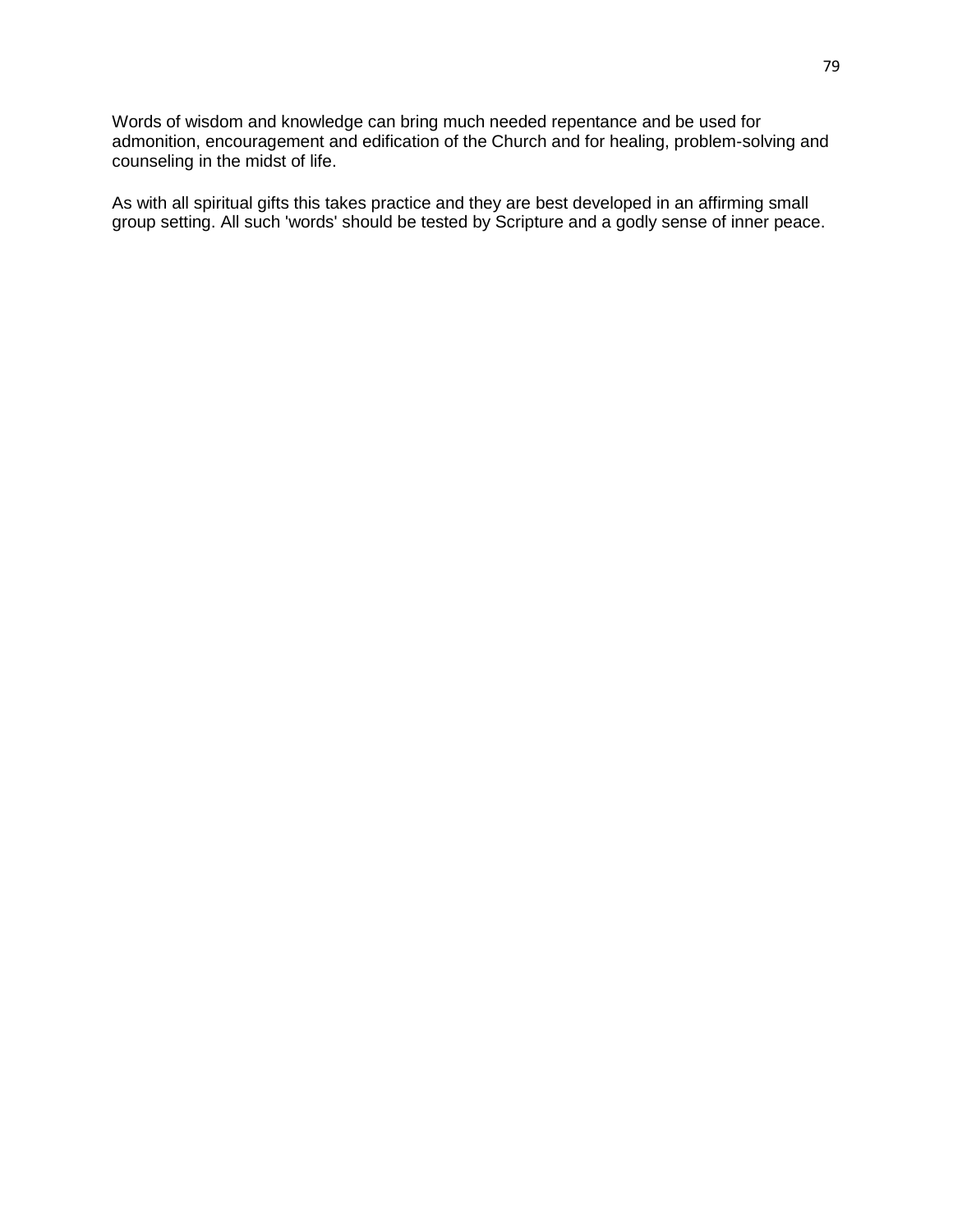Words of wisdom and knowledge can bring much needed repentance and be used for admonition, encouragement and edification of the Church and for healing, problem-solving and counseling in the midst of life.

As with all spiritual gifts this takes practice and they are best developed in an affirming small group setting. All such 'words' should be tested by Scripture and a godly sense of inner peace.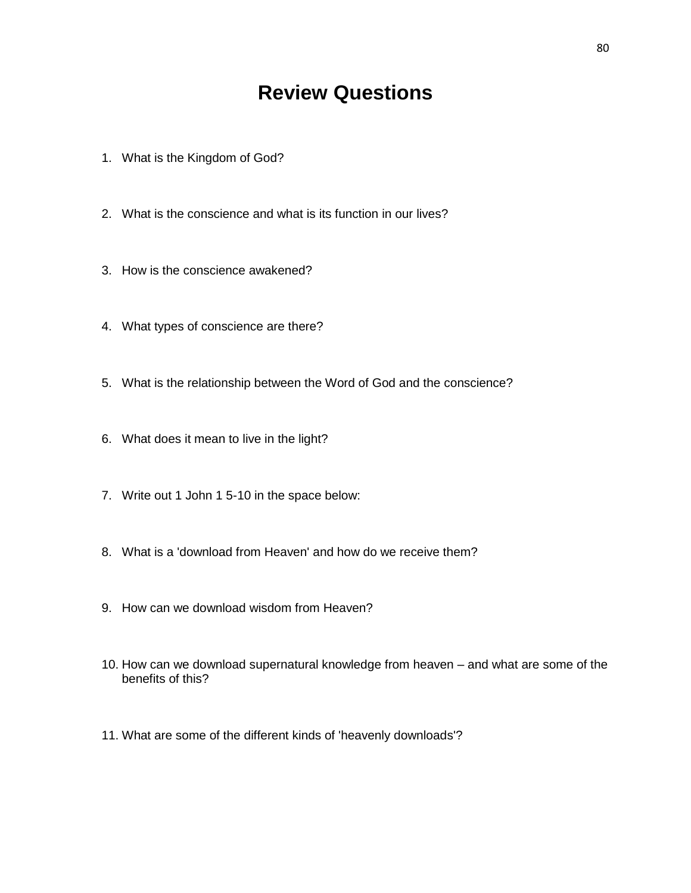# Review Questions

1. What is the Kingdom of God?

2. What is the conscience and what is its function in our lives?

3. How is the conscience awakened?

4. What types of conscience are there?

5. What is the relationship between the Word of God and the conscience?

6. What does it mean to live in the light?

7. Write out 1 John 1 5-10 in the space below:

8. What is a 'download from Heaven' and how do we receive them?

9. How can we download wisdom from Heaven?

10. How can we download supernatural knowledge from heaven – and what are some of the benefits of this?

11. What are some of the different kinds of 'heavenly downloads'?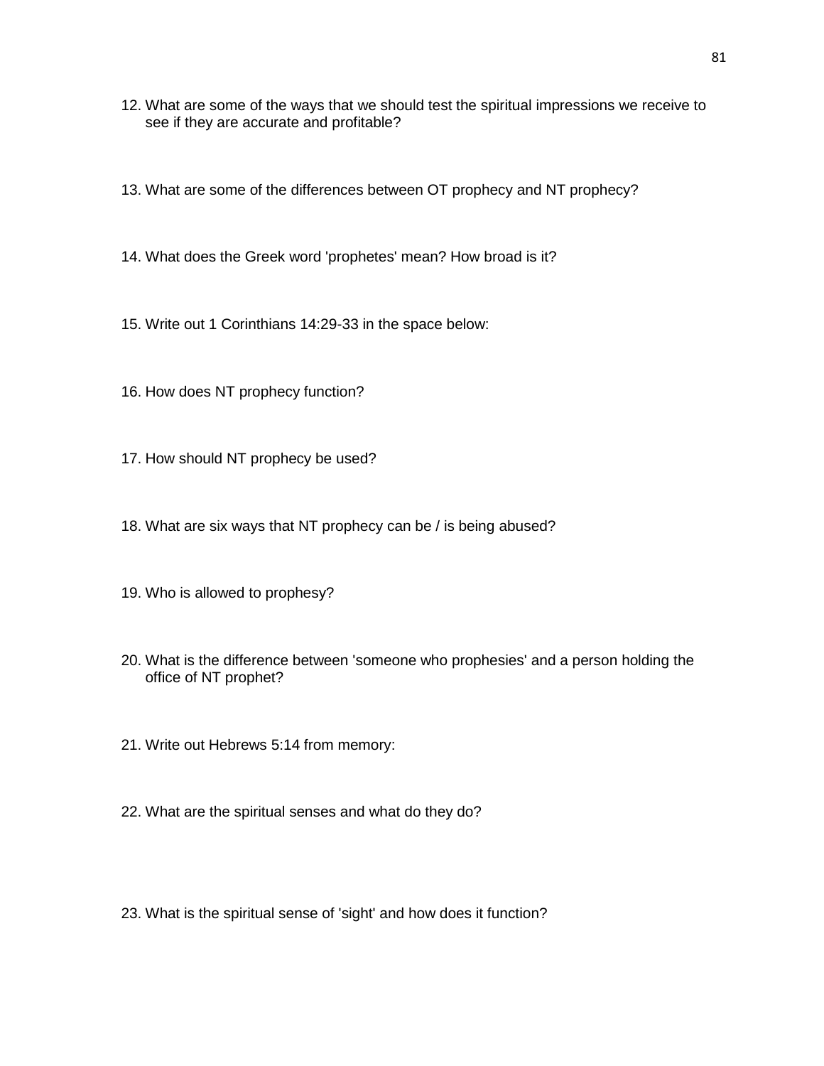12. What are some of the ways that we should test the spiritual impressions we receive to see if they are accurate and profitable?

13. What are some of the differences between OT prophecy and NT prophecy?

14. What does the Greek word 'prophetes' mean? How broad is it?

15. Write out 1 Corinthians 14:29-33 in the space below:

16. How does NT prophecy function?

17. How should NT prophecy be used?

18. What are six ways that NT prophecy can be / is being abused?

19. Who is allowed to prophesy?

20. What is the difference between 'someone who prophesies' and a person holding the office of NT prophet?

21. Write out Hebrews 5:14 from memory:

22. What are the spiritual senses and what do they do?

23. What is the spiritual sense of 'sight' and how does it function?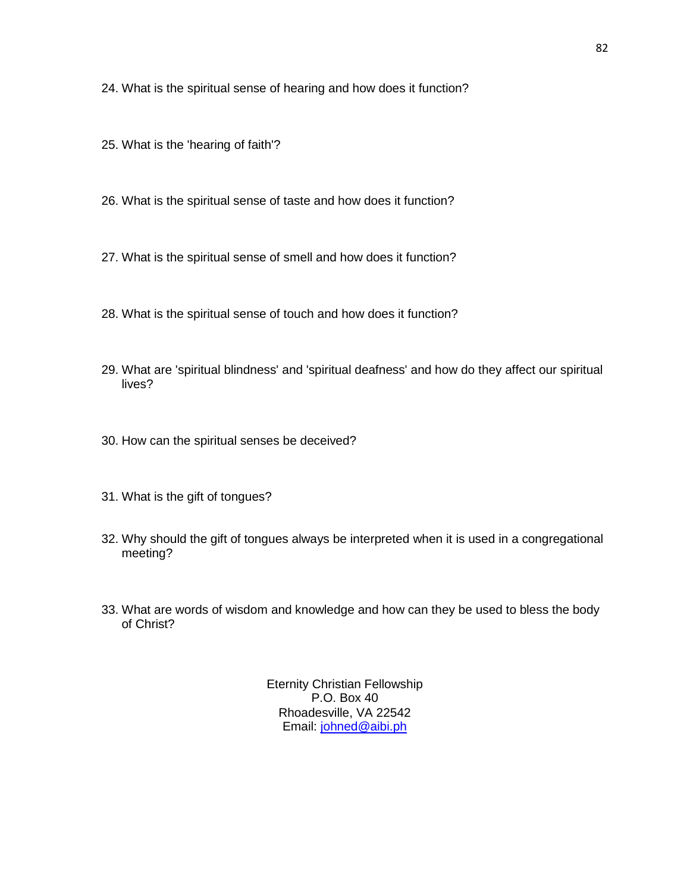24. What is the spiritual sense of hearing and how does it function?

25. What is the 'hearing of faith'?

26. What is the spiritual sense of taste and how does it function?

27. What is the spiritual sense of smell and how does it function?

28. What is the spiritual sense of touch and how does it function?

29. What are 'spiritual blindness' and 'spiritual deafness' and how do they affect our spiritual lives?

30. How can the spiritual senses be deceived?

31. What is the gift of tongues?

32. Why should the gift of tongues always be interpreted when it is used in a congregational meeting?

33. What are words of wisdom and knowledge and how can they be used to bless the body of Christ?

Eternity Christian Fellowship
P.O. Box 40
Rhoadesville, VA 22542
Email: johned@aibi.ph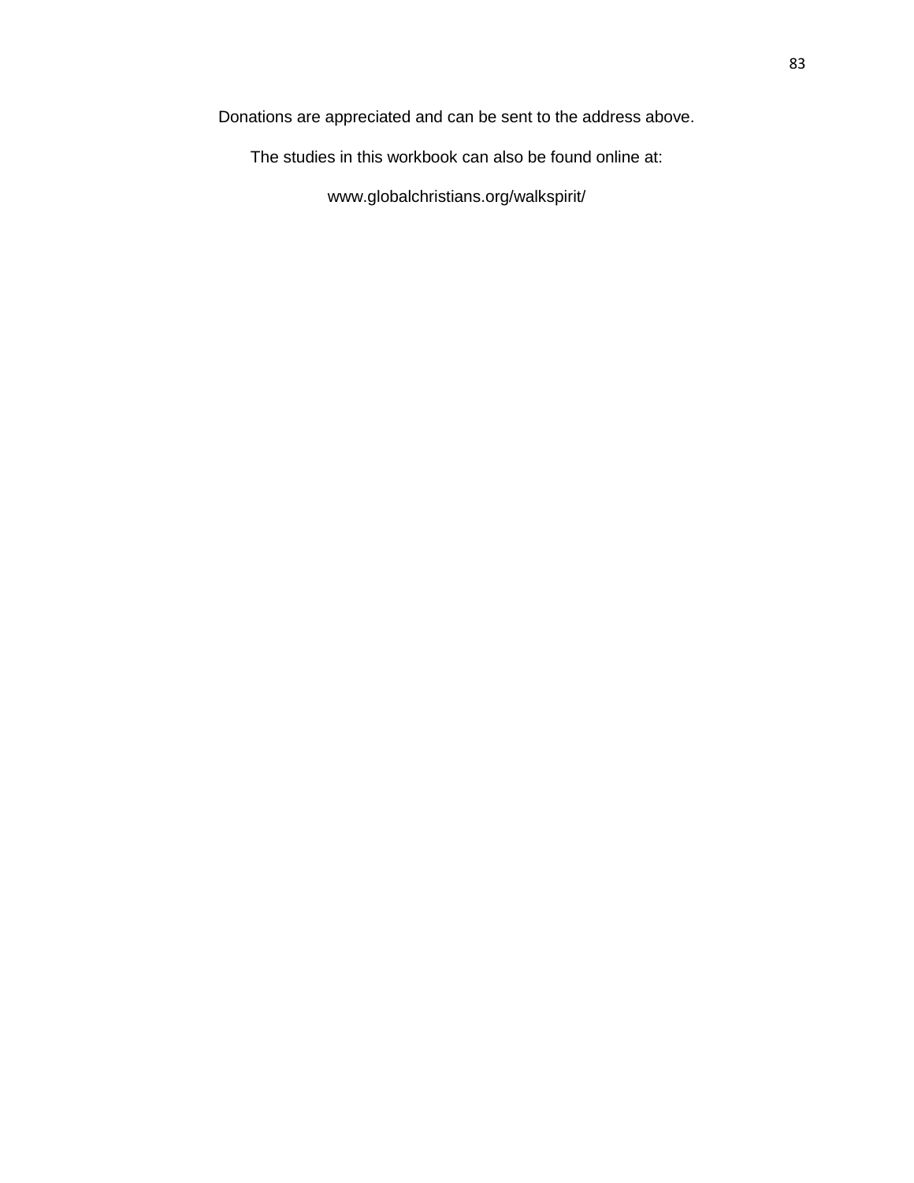Donations are appreciated and can be sent to the address above.

The studies in this workbook can also be found online at:

www.globalchristians.org/walkspirit/